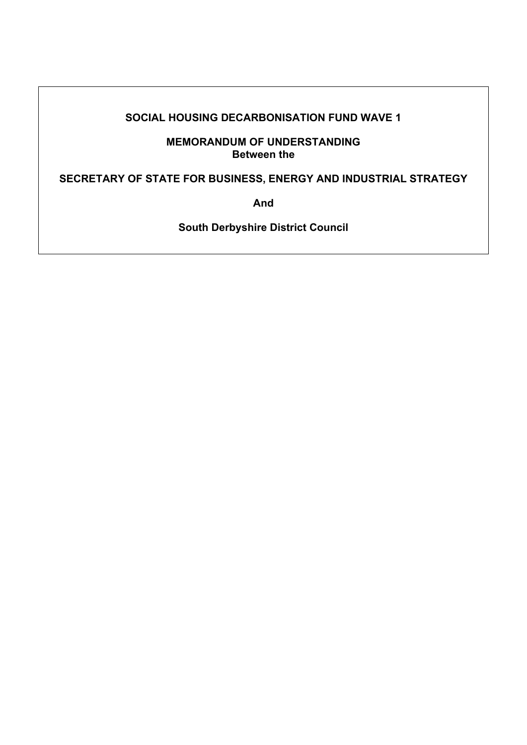**SOCIAL HOUSING DECARBONISATION FUND WAVE 1**

**MEMORANDUM OF UNDERSTANDING**
**Between the**

**SECRETARY OF STATE FOR BUSINESS, ENERGY AND INDUSTRIAL STRATEGY**

**And**

**South Derbyshire District Council**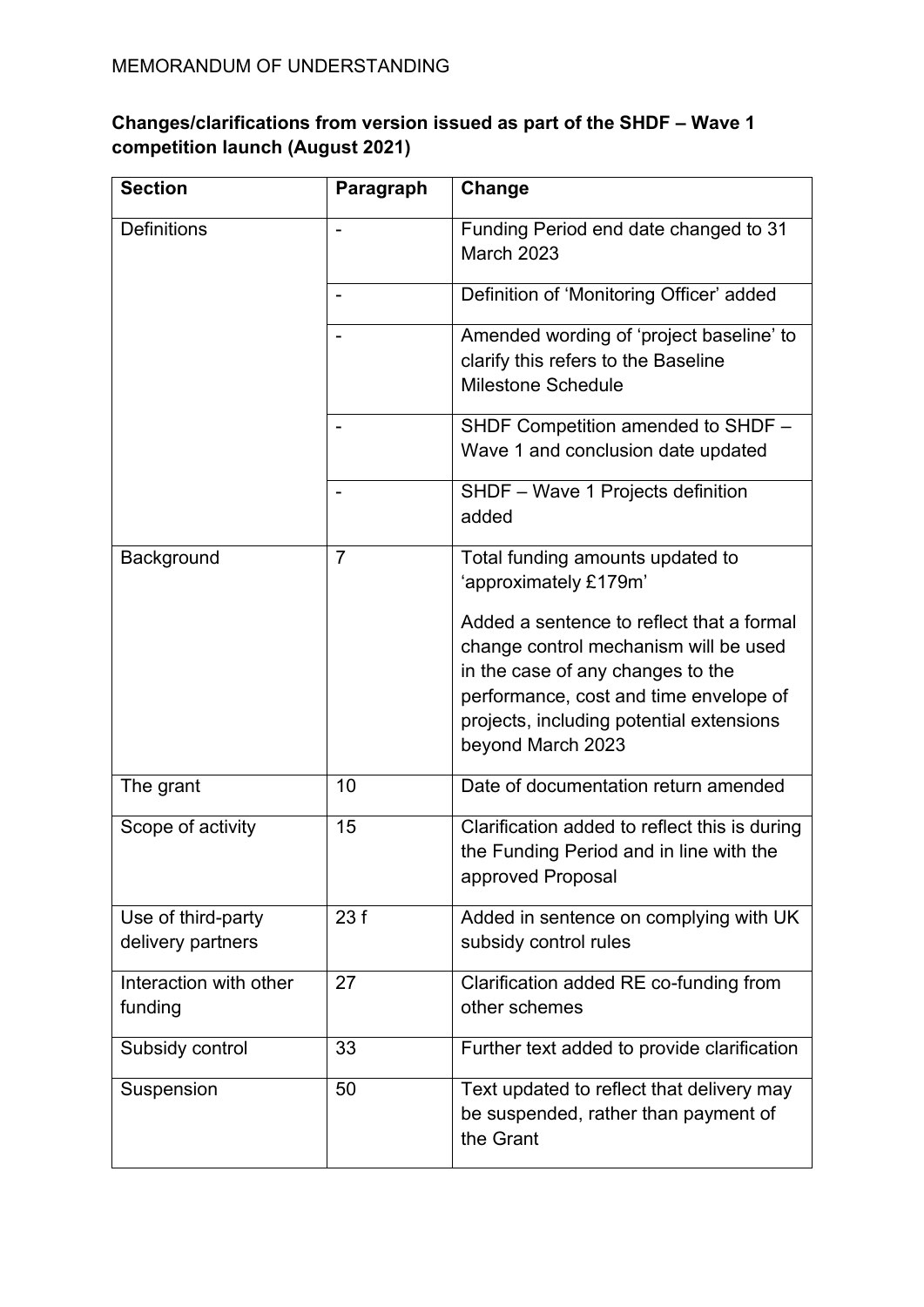MEMORANDUM OF UNDERSTANDING

**Changes/clarifications from version issued as part of the SHDF – Wave 1 competition launch (August 2021)**

| Section | Paragraph | Change |
|---|---|---|
| Definitions | - | Funding Period end date changed to 31 March 2023 |
| | - | Definition of 'Monitoring Officer' added |
| | - | Amended wording of 'project baseline' to clarify this refers to the Baseline Milestone Schedule |
| | - | SHDF Competition amended to SHDF – Wave 1 and conclusion date updated |
| | - | SHDF – Wave 1 Projects definition added |
| Background | 7 | Total funding amounts updated to 'approximately £179m'<br><br>Added a sentence to reflect that a formal change control mechanism will be used in the case of any changes to the performance, cost and time envelope of projects, including potential extensions beyond March 2023 |
| The grant | 10 | Date of documentation return amended |
| Scope of activity | 15 | Clarification added to reflect this is during the Funding Period and in line with the approved Proposal |
| Use of third-party delivery partners | 23 f | Added in sentence on complying with UK subsidy control rules |
| Interaction with other funding | 27 | Clarification added RE co-funding from other schemes |
| Subsidy control | 33 | Further text added to provide clarification |
| Suspension | 50 | Text updated to reflect that delivery may be suspended, rather than payment of the Grant |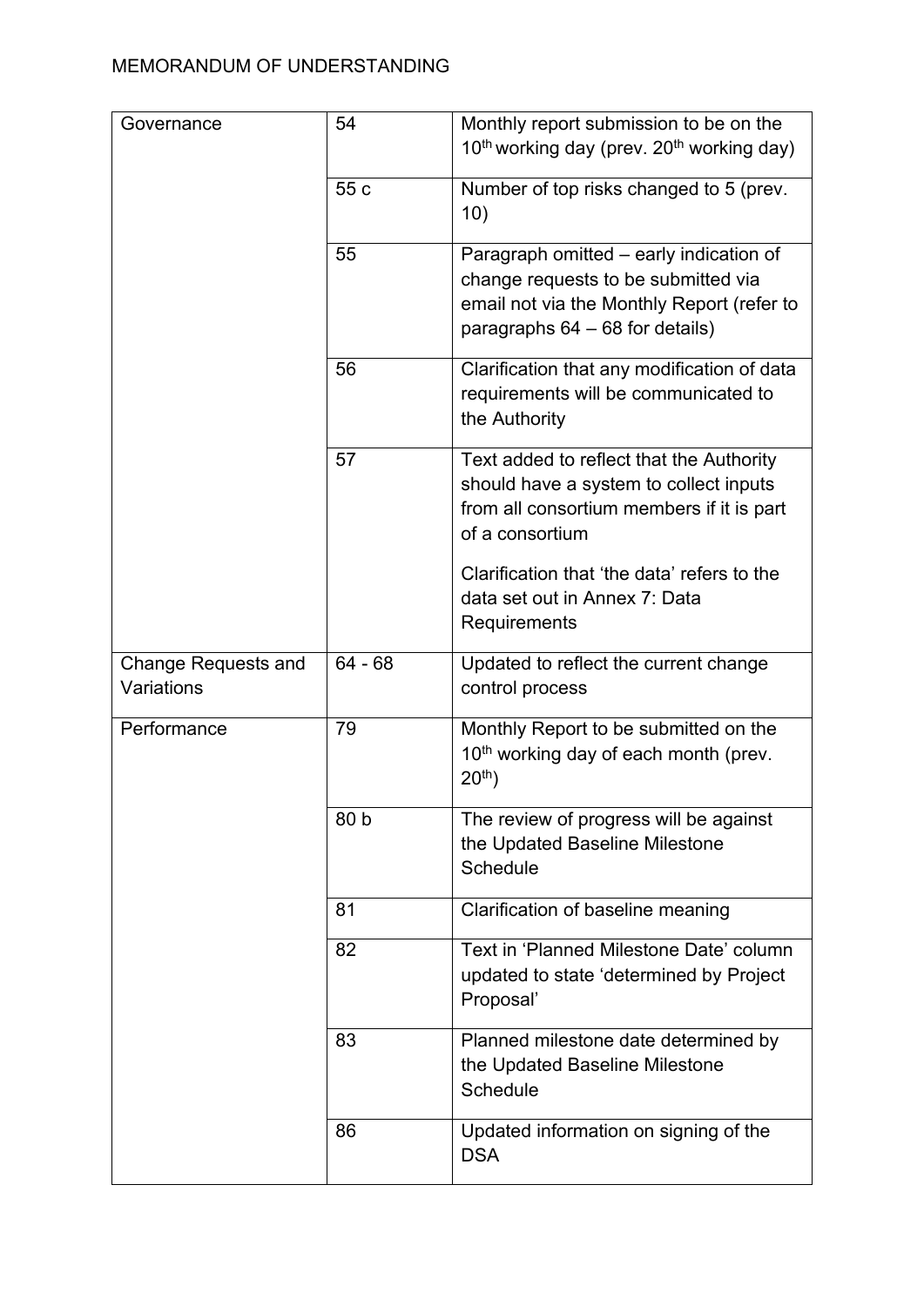| | | |
|---|---|---|
| Governance | 54 | Monthly report submission to be on the 10th working day (prev. 20th working day) |
| | 55 c | Number of top risks changed to 5 (prev. 10) |
| | 55 | Paragraph omitted – early indication of change requests to be submitted via email not via the Monthly Report (refer to paragraphs 64 – 68 for details) |
| | 56 | Clarification that any modification of data requirements will be communicated to the Authority |
| | 57 | Text added to reflect that the Authority should have a system to collect inputs from all consortium members if it is part of a consortium<br><br>Clarification that 'the data' refers to the data set out in Annex 7: Data Requirements |
| Change Requests and Variations | 64 - 68 | Updated to reflect the current change control process |
| Performance | 79 | Monthly Report to be submitted on the 10th working day of each month (prev. 20th) |
| | 80 b | The review of progress will be against the Updated Baseline Milestone Schedule |
| | 81 | Clarification of baseline meaning |
| | 82 | Text in 'Planned Milestone Date' column updated to state 'determined by Project Proposal' |
| | 83 | Planned milestone date determined by the Updated Baseline Milestone Schedule |
| | 86 | Updated information on signing of the DSA |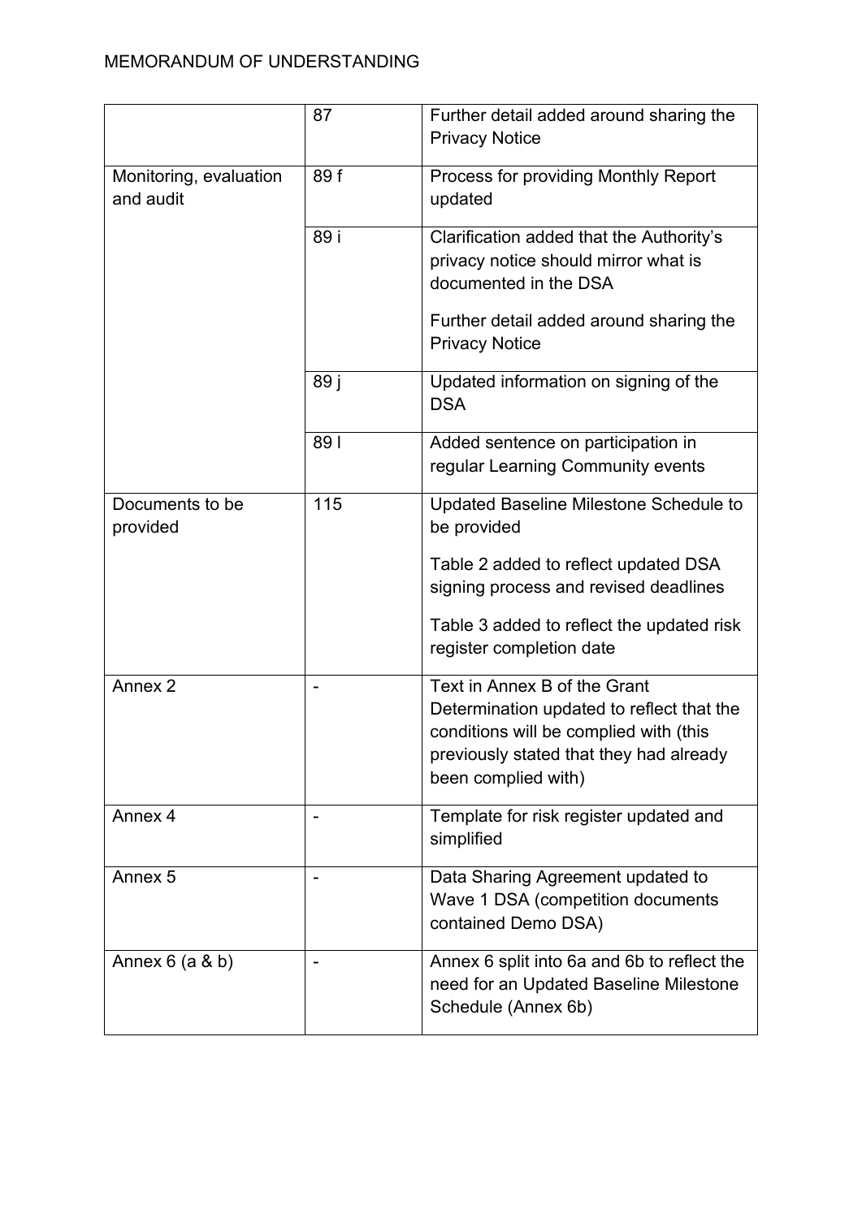| | | |
|---|---|---|
| | 87 | Further detail added around sharing the Privacy Notice |
| Monitoring, evaluation and audit | 89 f | Process for providing Monthly Report updated |
| | 89 i | Clarification added that the Authority's privacy notice should mirror what is documented in the DSA<br><br>Further detail added around sharing the Privacy Notice |
| | 89 j | Updated information on signing of the DSA |
| | 89 l | Added sentence on participation in regular Learning Community events |
| Documents to be provided | 115 | Updated Baseline Milestone Schedule to be provided<br><br>Table 2 added to reflect updated DSA signing process and revised deadlines<br><br>Table 3 added to reflect the updated risk register completion date |
| Annex 2 | - | Text in Annex B of the Grant Determination updated to reflect that the conditions will be complied with (this previously stated that they had already been complied with) |
| Annex 4 | - | Template for risk register updated and simplified |
| Annex 5 | - | Data Sharing Agreement updated to Wave 1 DSA (competition documents contained Demo DSA) |
| Annex 6 (a & b) | - | Annex 6 split into 6a and 6b to reflect the need for an Updated Baseline Milestone Schedule (Annex 6b) |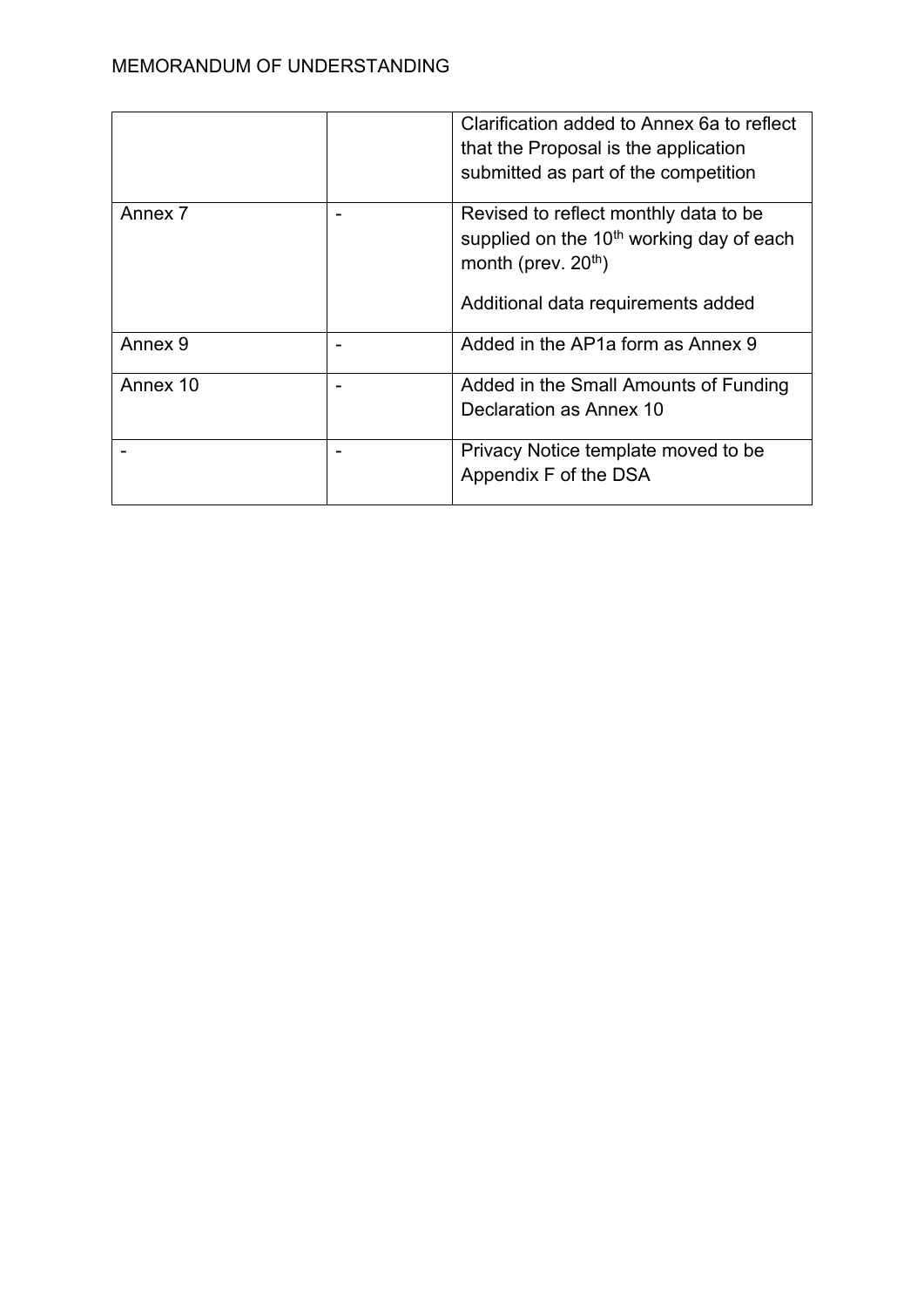| | | |
|---|---|---|
| | | Clarification added to Annex 6a to reflect that the Proposal is the application submitted as part of the competition |
| Annex 7 | - | Revised to reflect monthly data to be supplied on the 10th working day of each month (prev. 20th)<br><br>Additional data requirements added |
| Annex 9 | - | Added in the AP1a form as Annex 9 |
| Annex 10 | - | Added in the Small Amounts of Funding Declaration as Annex 10 |
| - | - | Privacy Notice template moved to be Appendix F of the DSA |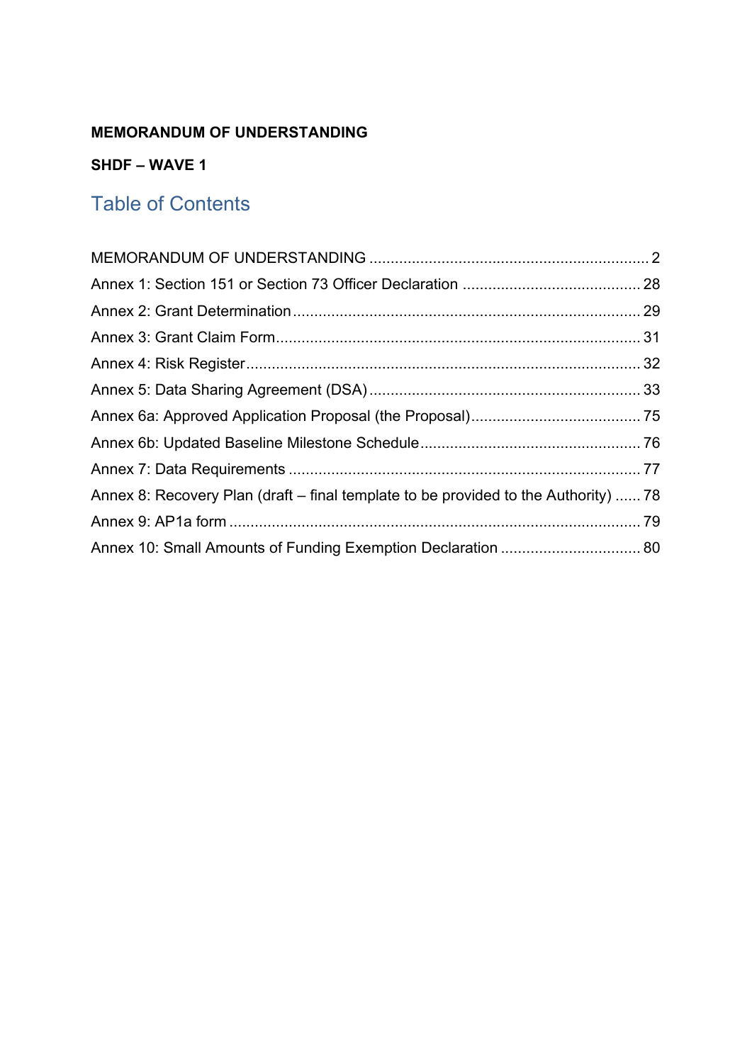**MEMORANDUM OF UNDERSTANDING**

**SHDF – WAVE 1**

## Table of Contents

MEMORANDUM OF UNDERSTANDING ........ 2
Annex 1: Section 151 or Section 73 Officer Declaration ........ 28
Annex 2: Grant Determination ........ 29
Annex 3: Grant Claim Form ........ 31
Annex 4: Risk Register ........ 32
Annex 5: Data Sharing Agreement (DSA) ........ 33
Annex 6a: Approved Application Proposal (the Proposal) ........ 75
Annex 6b: Updated Baseline Milestone Schedule ........ 76
Annex 7: Data Requirements ........ 77
Annex 8: Recovery Plan (draft – final template to be provided to the Authority) ........ 78
Annex 9: AP1a form ........ 79
Annex 10: Small Amounts of Funding Exemption Declaration ........ 80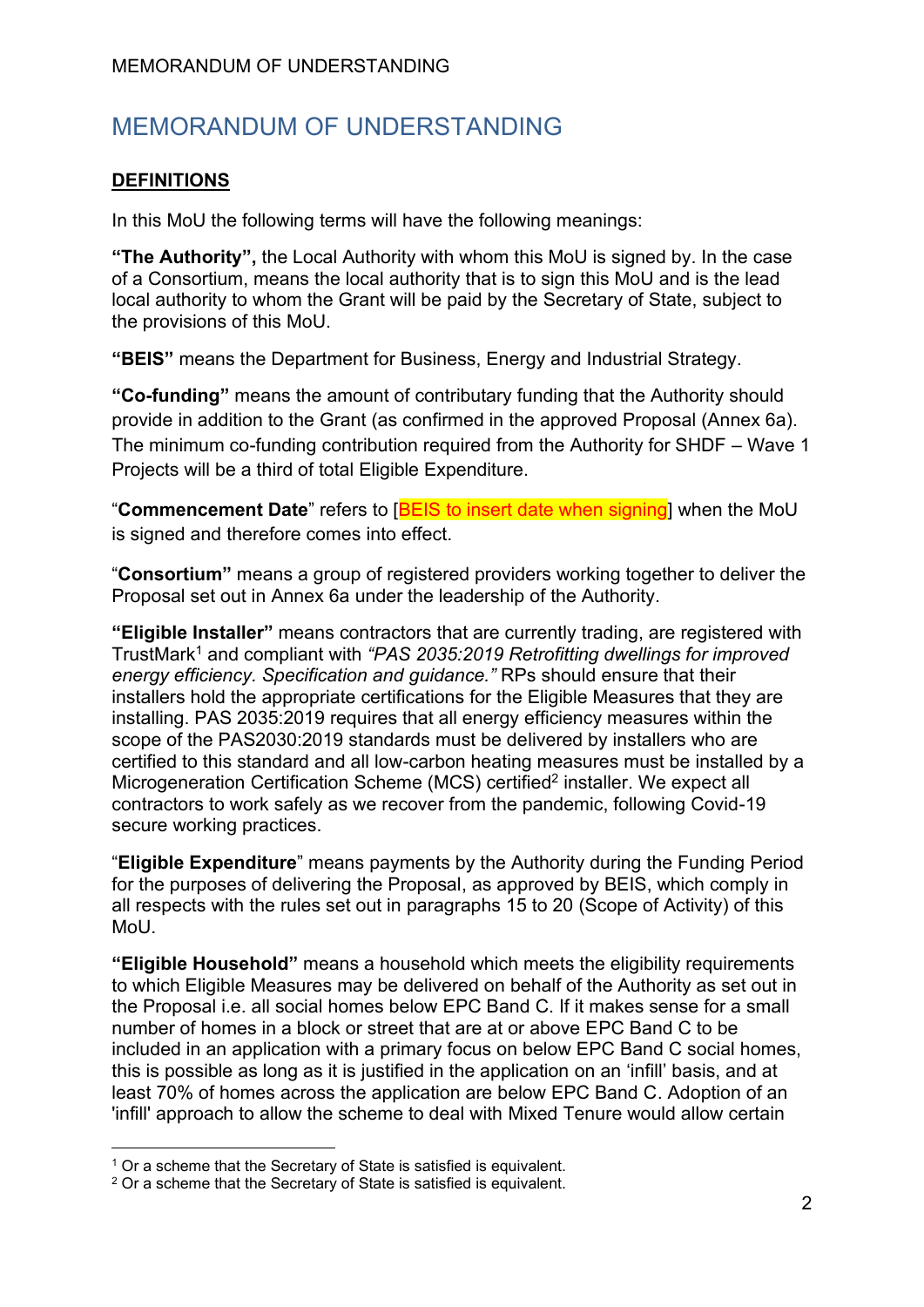# MEMORANDUM OF UNDERSTANDING

## DEFINITIONS

In this MoU the following terms will have the following meanings:

**"The Authority",** the Local Authority with whom this MoU is signed by. In the case of a Consortium, means the local authority that is to sign this MoU and is the lead local authority to whom the Grant will be paid by the Secretary of State, subject to the provisions of this MoU.

**"BEIS"** means the Department for Business, Energy and Industrial Strategy.

**"Co-funding"** means the amount of contributary funding that the Authority should provide in addition to the Grant (as confirmed in the approved Proposal (Annex 6a). The minimum co-funding contribution required from the Authority for SHDF – Wave 1 Projects will be a third of total Eligible Expenditure.

"**Commencement Date**" refers to [BEIS to insert date when signing] when the MoU is signed and therefore comes into effect.

"**Consortium"** means a group of registered providers working together to deliver the Proposal set out in Annex 6a under the leadership of the Authority.

**"Eligible Installer"** means contractors that are currently trading, are registered with TrustMark[1] and compliant with *"PAS 2035:2019 Retrofitting dwellings for improved energy efficiency. Specification and guidance."* RPs should ensure that their installers hold the appropriate certifications for the Eligible Measures that they are installing. PAS 2035:2019 requires that all energy efficiency measures within the scope of the PAS2030:2019 standards must be delivered by installers who are certified to this standard and all low-carbon heating measures must be installed by a Microgeneration Certification Scheme (MCS) certified[2] installer. We expect all contractors to work safely as we recover from the pandemic, following Covid-19 secure working practices.

"**Eligible Expenditure**" means payments by the Authority during the Funding Period for the purposes of delivering the Proposal, as approved by BEIS, which comply in all respects with the rules set out in paragraphs 15 to 20 (Scope of Activity) of this MoU.

**"Eligible Household"** means a household which meets the eligibility requirements to which Eligible Measures may be delivered on behalf of the Authority as set out in the Proposal i.e. all social homes below EPC Band C. If it makes sense for a small number of homes in a block or street that are at or above EPC Band C to be included in an application with a primary focus on below EPC Band C social homes, this is possible as long as it is justified in the application on an 'infill' basis, and at least 70% of homes across the application are below EPC Band C. Adoption of an 'infill' approach to allow the scheme to deal with Mixed Tenure would allow certain

[1] Or a scheme that the Secretary of State is satisfied is equivalent.
[2] Or a scheme that the Secretary of State is satisfied is equivalent.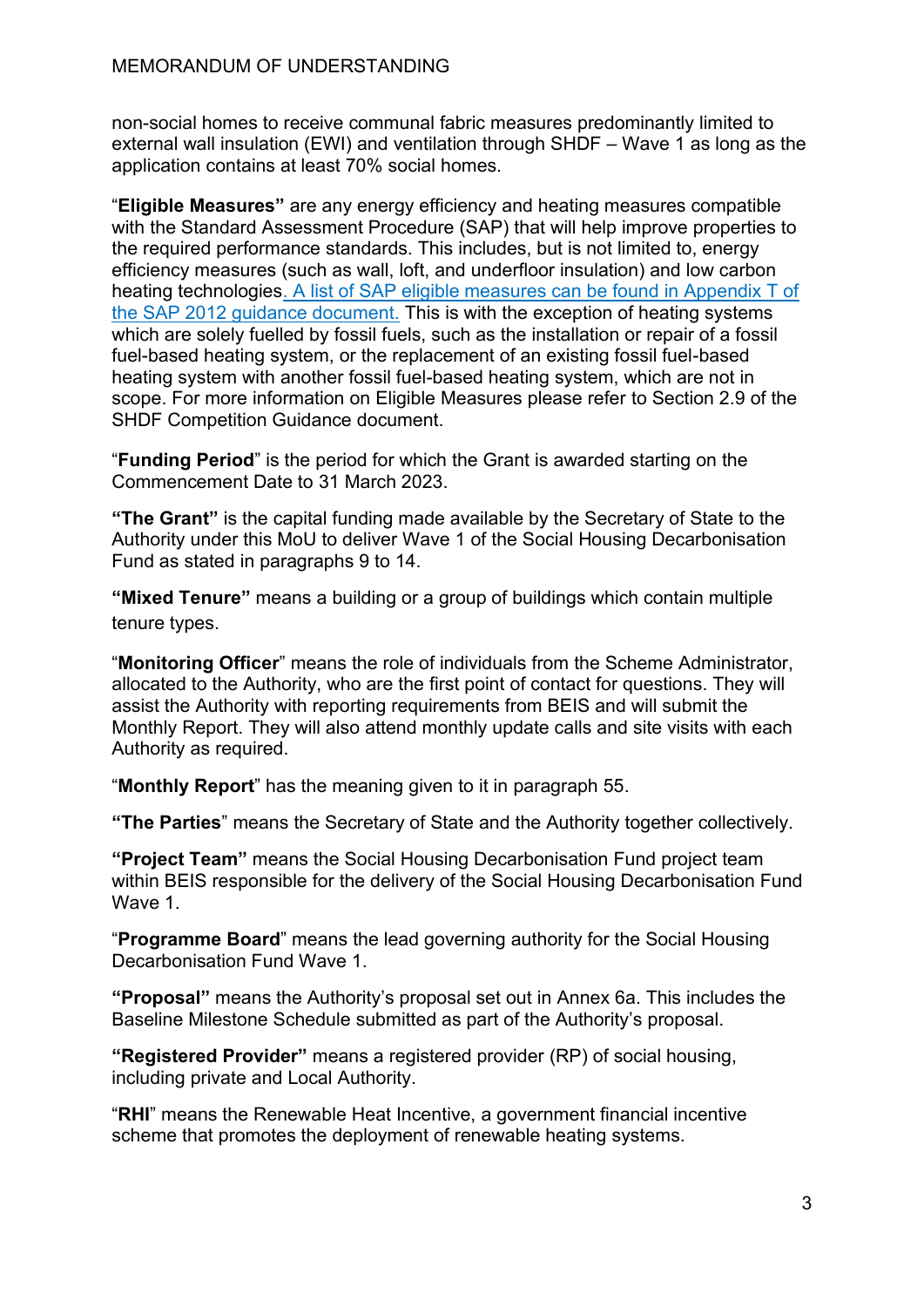non-social homes to receive communal fabric measures predominantly limited to external wall insulation (EWI) and ventilation through SHDF – Wave 1 as long as the application contains at least 70% social homes.

"**Eligible Measures"** are any energy efficiency and heating measures compatible with the Standard Assessment Procedure (SAP) that will help improve properties to the required performance standards. This includes, but is not limited to, energy efficiency measures (such as wall, loft, and underfloor insulation) and low carbon heating technologies[. A list of SAP eligible measures can be found in Appendix T of the SAP 2012 guidance document.] This is with the exception of heating systems which are solely fuelled by fossil fuels, such as the installation or repair of a fossil fuel-based heating system, or the replacement of an existing fossil fuel-based heating system with another fossil fuel-based heating system, which are not in scope. For more information on Eligible Measures please refer to Section 2.9 of the SHDF Competition Guidance document.

"**Funding Period**" is the period for which the Grant is awarded starting on the Commencement Date to 31 March 2023.

**"The Grant"** is the capital funding made available by the Secretary of State to the Authority under this MoU to deliver Wave 1 of the Social Housing Decarbonisation Fund as stated in paragraphs 9 to 14.

**"Mixed Tenure"** means a building or a group of buildings which contain multiple tenure types.

"**Monitoring Officer**" means the role of individuals from the Scheme Administrator, allocated to the Authority, who are the first point of contact for questions. They will assist the Authority with reporting requirements from BEIS and will submit the Monthly Report. They will also attend monthly update calls and site visits with each Authority as required.

"**Monthly Report**" has the meaning given to it in paragraph 55.

**"The Parties"** means the Secretary of State and the Authority together collectively.

**"Project Team"** means the Social Housing Decarbonisation Fund project team within BEIS responsible for the delivery of the Social Housing Decarbonisation Fund Wave 1.

"**Programme Board**" means the lead governing authority for the Social Housing Decarbonisation Fund Wave 1.

**"Proposal"** means the Authority's proposal set out in Annex 6a. This includes the Baseline Milestone Schedule submitted as part of the Authority's proposal.

**"Registered Provider"** means a registered provider (RP) of social housing, including private and Local Authority.

"**RHI**" means the Renewable Heat Incentive, a government financial incentive scheme that promotes the deployment of renewable heating systems.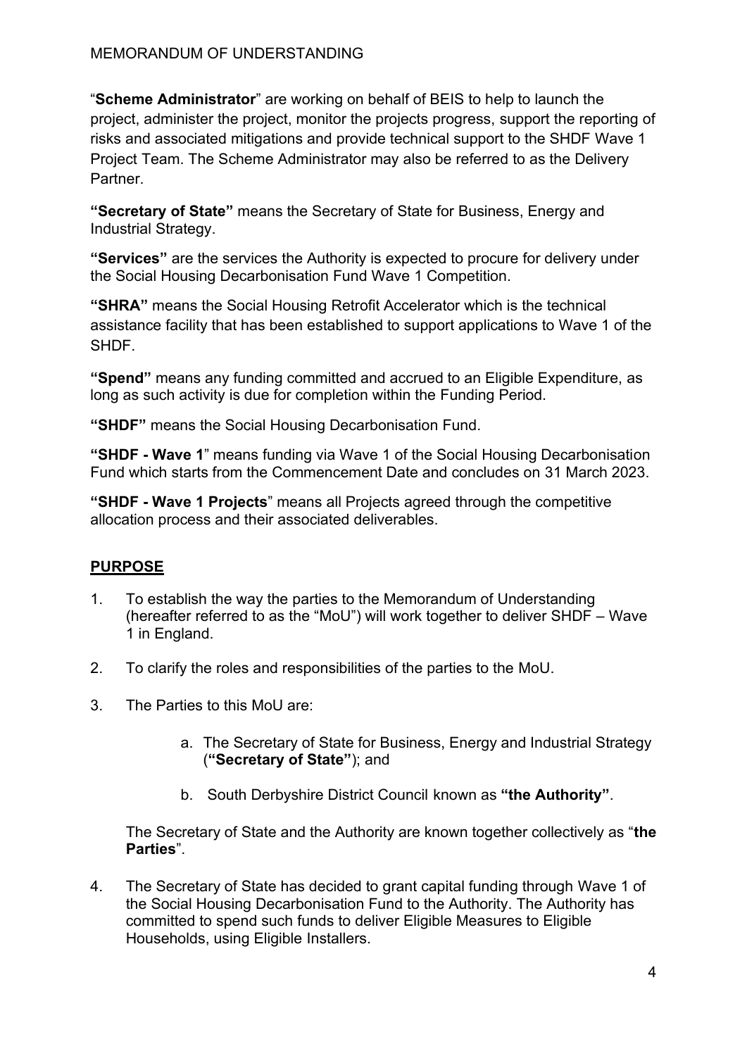"**Scheme Administrator**" are working on behalf of BEIS to help to launch the project, administer the project, monitor the projects progress, support the reporting of risks and associated mitigations and provide technical support to the SHDF Wave 1 Project Team. The Scheme Administrator may also be referred to as the Delivery Partner.

**"Secretary of State"** means the Secretary of State for Business, Energy and Industrial Strategy.

**"Services"** are the services the Authority is expected to procure for delivery under the Social Housing Decarbonisation Fund Wave 1 Competition.

**"SHRA"** means the Social Housing Retrofit Accelerator which is the technical assistance facility that has been established to support applications to Wave 1 of the SHDF.

**"Spend"** means any funding committed and accrued to an Eligible Expenditure, as long as such activity is due for completion within the Funding Period.

**"SHDF"** means the Social Housing Decarbonisation Fund.

**"SHDF - Wave 1**" means funding via Wave 1 of the Social Housing Decarbonisation Fund which starts from the Commencement Date and concludes on 31 March 2023.

**"SHDF - Wave 1 Projects**" means all Projects agreed through the competitive allocation process and their associated deliverables.

## PURPOSE

1. To establish the way the parties to the Memorandum of Understanding (hereafter referred to as the "MoU") will work together to deliver SHDF – Wave 1 in England.

2. To clarify the roles and responsibilities of the parties to the MoU.

3. The Parties to this MoU are:

   a. The Secretary of State for Business, Energy and Industrial Strategy (**"Secretary of State"**); and

   b. South Derbyshire District Council known as **"the Authority"**.

   The Secretary of State and the Authority are known together collectively as "**the Parties**".

4. The Secretary of State has decided to grant capital funding through Wave 1 of the Social Housing Decarbonisation Fund to the Authority. The Authority has committed to spend such funds to deliver Eligible Measures to Eligible Households, using Eligible Installers.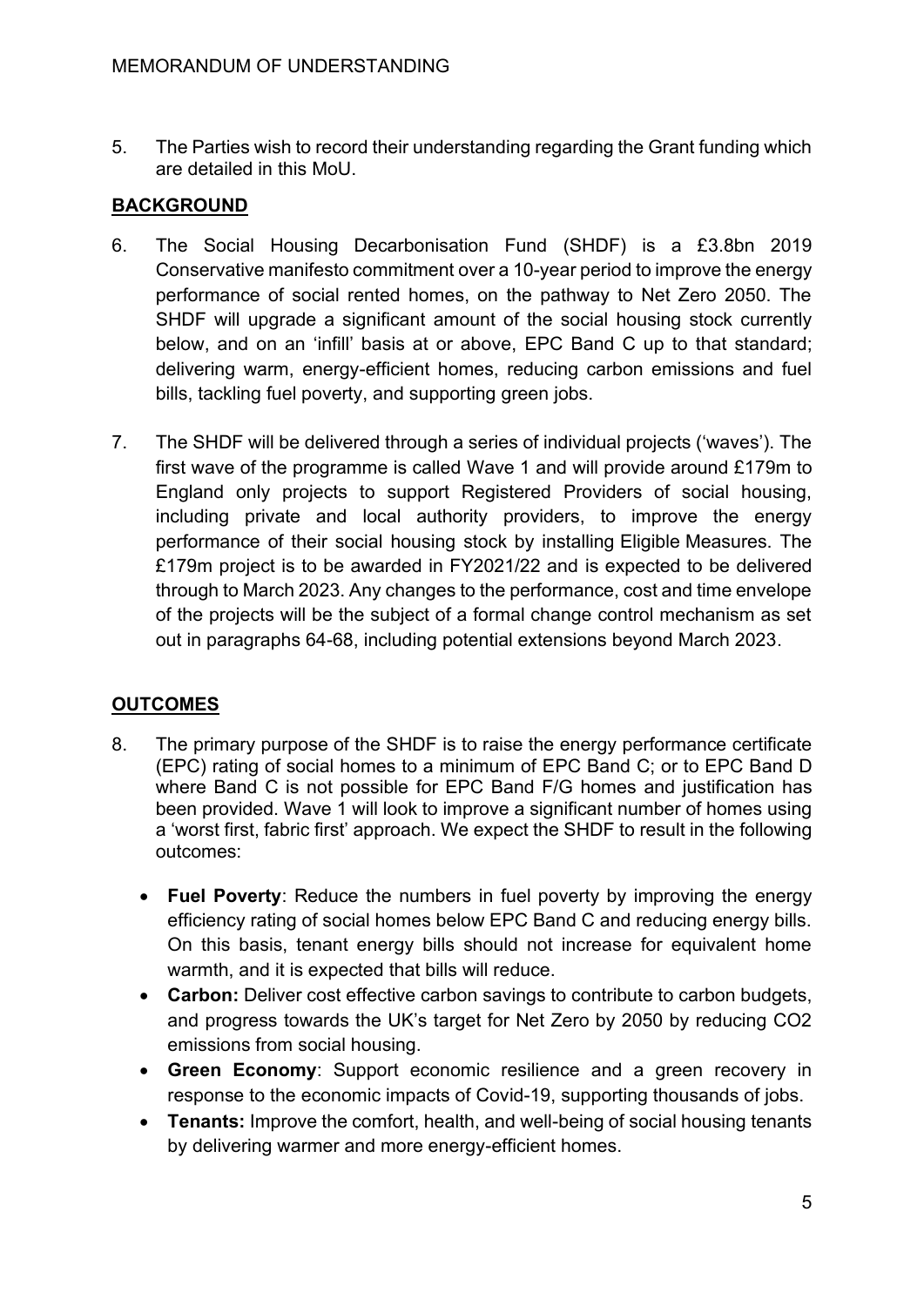5. The Parties wish to record their understanding regarding the Grant funding which are detailed in this MoU.

## BACKGROUND

6. The Social Housing Decarbonisation Fund (SHDF) is a £3.8bn 2019 Conservative manifesto commitment over a 10-year period to improve the energy performance of social rented homes, on the pathway to Net Zero 2050. The SHDF will upgrade a significant amount of the social housing stock currently below, and on an 'infill' basis at or above, EPC Band C up to that standard; delivering warm, energy-efficient homes, reducing carbon emissions and fuel bills, tackling fuel poverty, and supporting green jobs.

7. The SHDF will be delivered through a series of individual projects ('waves'). The first wave of the programme is called Wave 1 and will provide around £179m to England only projects to support Registered Providers of social housing, including private and local authority providers, to improve the energy performance of their social housing stock by installing Eligible Measures. The £179m project is to be awarded in FY2021/22 and is expected to be delivered through to March 2023. Any changes to the performance, cost and time envelope of the projects will be the subject of a formal change control mechanism as set out in paragraphs 64-68, including potential extensions beyond March 2023.

## OUTCOMES

8. The primary purpose of the SHDF is to raise the energy performance certificate (EPC) rating of social homes to a minimum of EPC Band C; or to EPC Band D where Band C is not possible for EPC Band F/G homes and justification has been provided. Wave 1 will look to improve a significant number of homes using a 'worst first, fabric first' approach. We expect the SHDF to result in the following outcomes:

   - **Fuel Poverty**: Reduce the numbers in fuel poverty by improving the energy efficiency rating of social homes below EPC Band C and reducing energy bills. On this basis, tenant energy bills should not increase for equivalent home warmth, and it is expected that bills will reduce.
   - **Carbon:** Deliver cost effective carbon savings to contribute to carbon budgets, and progress towards the UK's target for Net Zero by 2050 by reducing $CO_2$ emissions from social housing.
   - **Green Economy**: Support economic resilience and a green recovery in response to the economic impacts of Covid-19, supporting thousands of jobs.
   - **Tenants:** Improve the comfort, health, and well-being of social housing tenants by delivering warmer and more energy-efficient homes.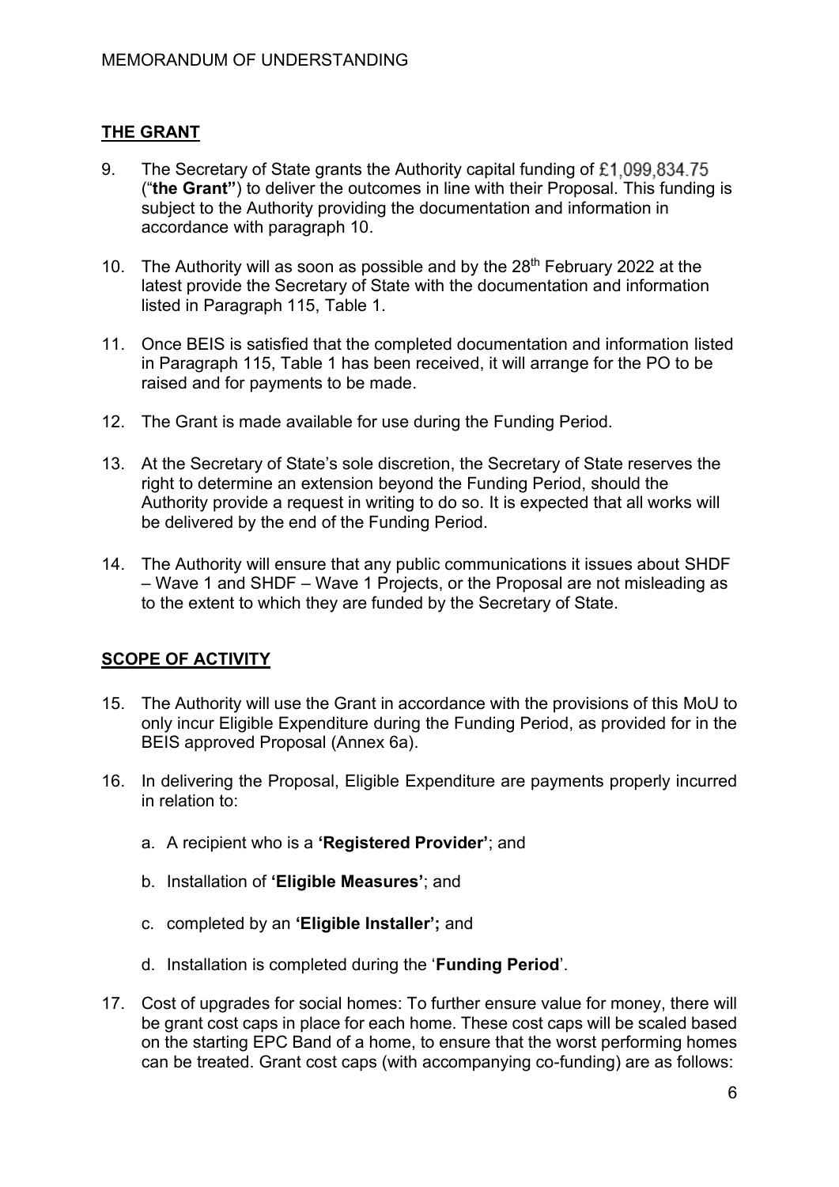## THE GRANT

9. The Secretary of State grants the Authority capital funding of £1,099,834.75 ("**the Grant"**) to deliver the outcomes in line with their Proposal. This funding is subject to the Authority providing the documentation and information in accordance with paragraph 10.

10. The Authority will as soon as possible and by the 28th February 2022 at the latest provide the Secretary of State with the documentation and information listed in Paragraph 115, Table 1.

11. Once BEIS is satisfied that the completed documentation and information listed in Paragraph 115, Table 1 has been received, it will arrange for the PO to be raised and for payments to be made.

12. The Grant is made available for use during the Funding Period.

13. At the Secretary of State's sole discretion, the Secretary of State reserves the right to determine an extension beyond the Funding Period, should the Authority provide a request in writing to do so. It is expected that all works will be delivered by the end of the Funding Period.

14. The Authority will ensure that any public communications it issues about SHDF – Wave 1 and SHDF – Wave 1 Projects, or the Proposal are not misleading as to the extent to which they are funded by the Secretary of State.

## SCOPE OF ACTIVITY

15. The Authority will use the Grant in accordance with the provisions of this MoU to only incur Eligible Expenditure during the Funding Period, as provided for in the BEIS approved Proposal (Annex 6a).

16. In delivering the Proposal, Eligible Expenditure are payments properly incurred in relation to:

    a. A recipient who is a **'Registered Provider'**; and

    b. Installation of **'Eligible Measures'**; and

    c. completed by an **'Eligible Installer';** and

    d. Installation is completed during the '**Funding Period**'.

17. Cost of upgrades for social homes: To further ensure value for money, there will be grant cost caps in place for each home. These cost caps will be scaled based on the starting EPC Band of a home, to ensure that the worst performing homes can be treated. Grant cost caps (with accompanying co-funding) are as follows: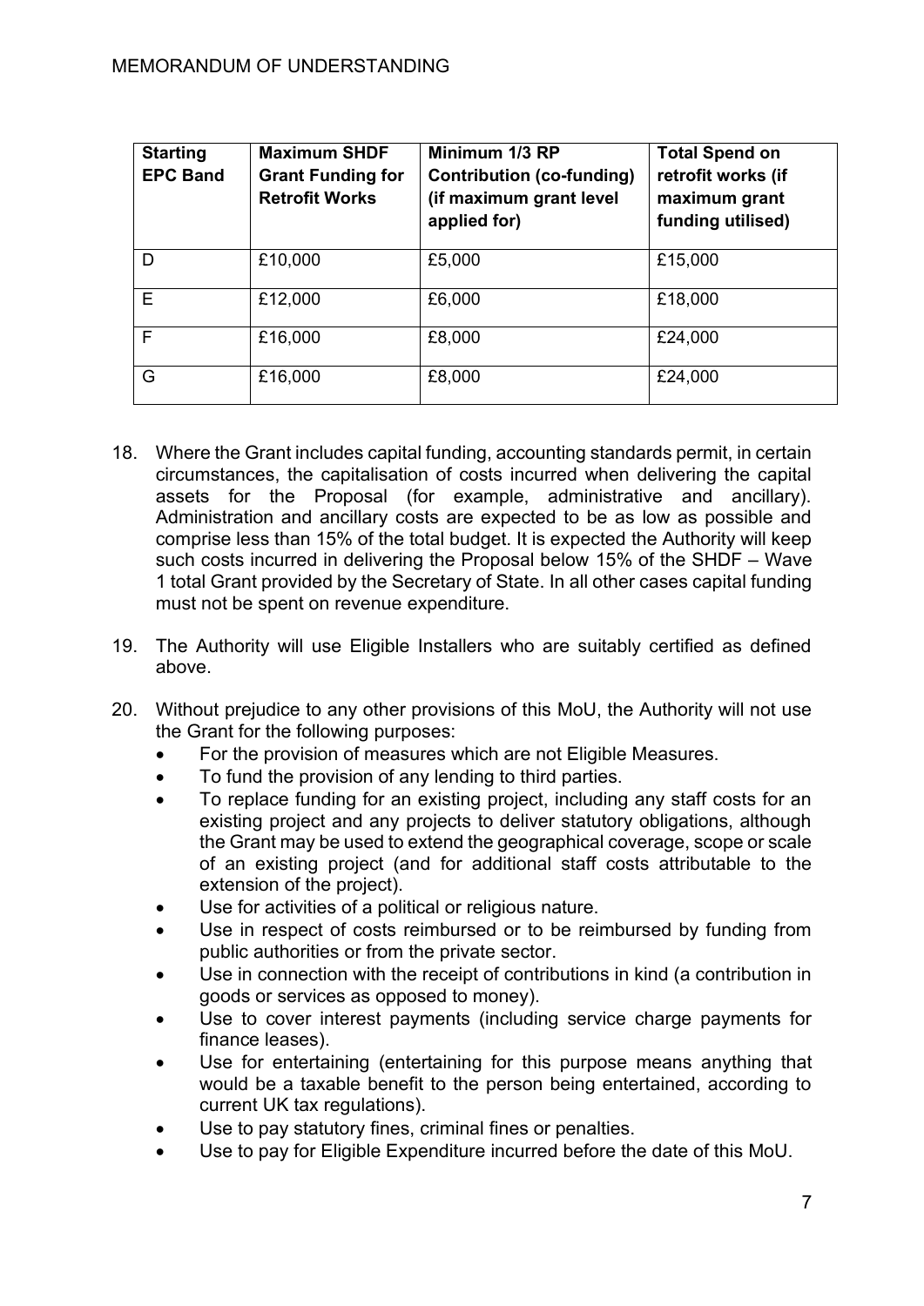| Starting EPC Band | Maximum SHDF Grant Funding for Retrofit Works | Minimum 1/3 RP Contribution (co-funding) (if maximum grant level applied for) | Total Spend on retrofit works (if maximum grant funding utilised) |
|---|---|---|---|
| D | £10,000 | £5,000 | £15,000 |
| E | £12,000 | £6,000 | £18,000 |
| F | £16,000 | £8,000 | £24,000 |
| G | £16,000 | £8,000 | £24,000 |

18. Where the Grant includes capital funding, accounting standards permit, in certain circumstances, the capitalisation of costs incurred when delivering the capital assets for the Proposal (for example, administrative and ancillary). Administration and ancillary costs are expected to be as low as possible and comprise less than 15% of the total budget. It is expected the Authority will keep such costs incurred in delivering the Proposal below 15% of the SHDF – Wave 1 total Grant provided by the Secretary of State. In all other cases capital funding must not be spent on revenue expenditure.

19. The Authority will use Eligible Installers who are suitably certified as defined above.

20. Without prejudice to any other provisions of this MoU, the Authority will not use the Grant for the following purposes:
    - For the provision of measures which are not Eligible Measures.
    - To fund the provision of any lending to third parties.
    - To replace funding for an existing project, including any staff costs for an existing project and any projects to deliver statutory obligations, although the Grant may be used to extend the geographical coverage, scope or scale of an existing project (and for additional staff costs attributable to the extension of the project).
    - Use for activities of a political or religious nature.
    - Use in respect of costs reimbursed or to be reimbursed by funding from public authorities or from the private sector.
    - Use in connection with the receipt of contributions in kind (a contribution in goods or services as opposed to money).
    - Use to cover interest payments (including service charge payments for finance leases).
    - Use for entertaining (entertaining for this purpose means anything that would be a taxable benefit to the person being entertained, according to current UK tax regulations).
    - Use to pay statutory fines, criminal fines or penalties.
    - Use to pay for Eligible Expenditure incurred before the date of this MoU.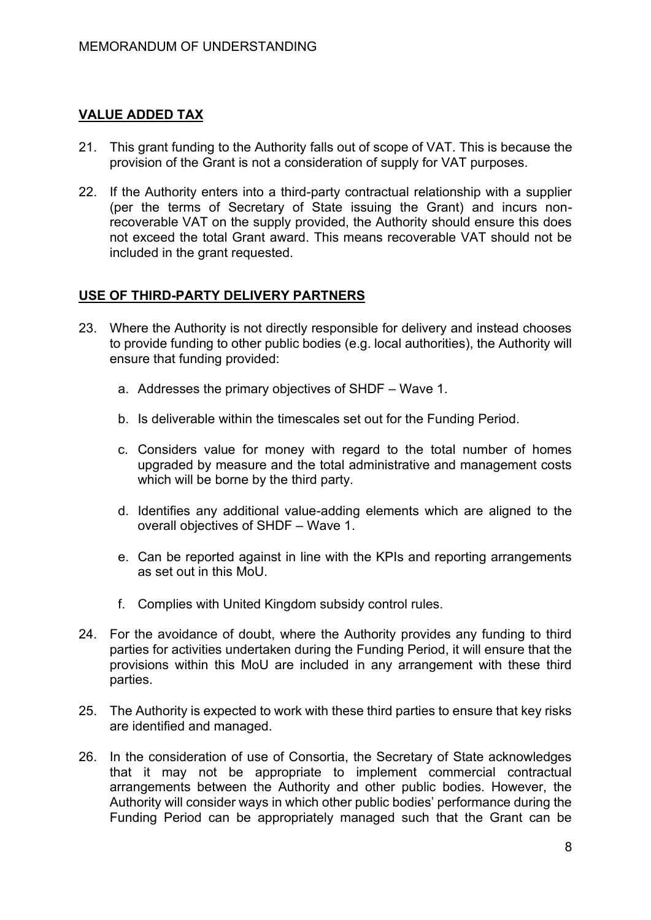## VALUE ADDED TAX

21. This grant funding to the Authority falls out of scope of VAT. This is because the provision of the Grant is not a consideration of supply for VAT purposes.

22. If the Authority enters into a third-party contractual relationship with a supplier (per the terms of Secretary of State issuing the Grant) and incurs non-recoverable VAT on the supply provided, the Authority should ensure this does not exceed the total Grant award. This means recoverable VAT should not be included in the grant requested.

## USE OF THIRD-PARTY DELIVERY PARTNERS

23. Where the Authority is not directly responsible for delivery and instead chooses to provide funding to other public bodies (e.g. local authorities), the Authority will ensure that funding provided:

    a. Addresses the primary objectives of SHDF – Wave 1.

    b. Is deliverable within the timescales set out for the Funding Period.

    c. Considers value for money with regard to the total number of homes upgraded by measure and the total administrative and management costs which will be borne by the third party.

    d. Identifies any additional value-adding elements which are aligned to the overall objectives of SHDF – Wave 1.

    e. Can be reported against in line with the KPIs and reporting arrangements as set out in this MoU.

    f. Complies with United Kingdom subsidy control rules.

24. For the avoidance of doubt, where the Authority provides any funding to third parties for activities undertaken during the Funding Period, it will ensure that the provisions within this MoU are included in any arrangement with these third parties.

25. The Authority is expected to work with these third parties to ensure that key risks are identified and managed.

26. In the consideration of use of Consortia, the Secretary of State acknowledges that it may not be appropriate to implement commercial contractual arrangements between the Authority and other public bodies. However, the Authority will consider ways in which other public bodies' performance during the Funding Period can be appropriately managed such that the Grant can be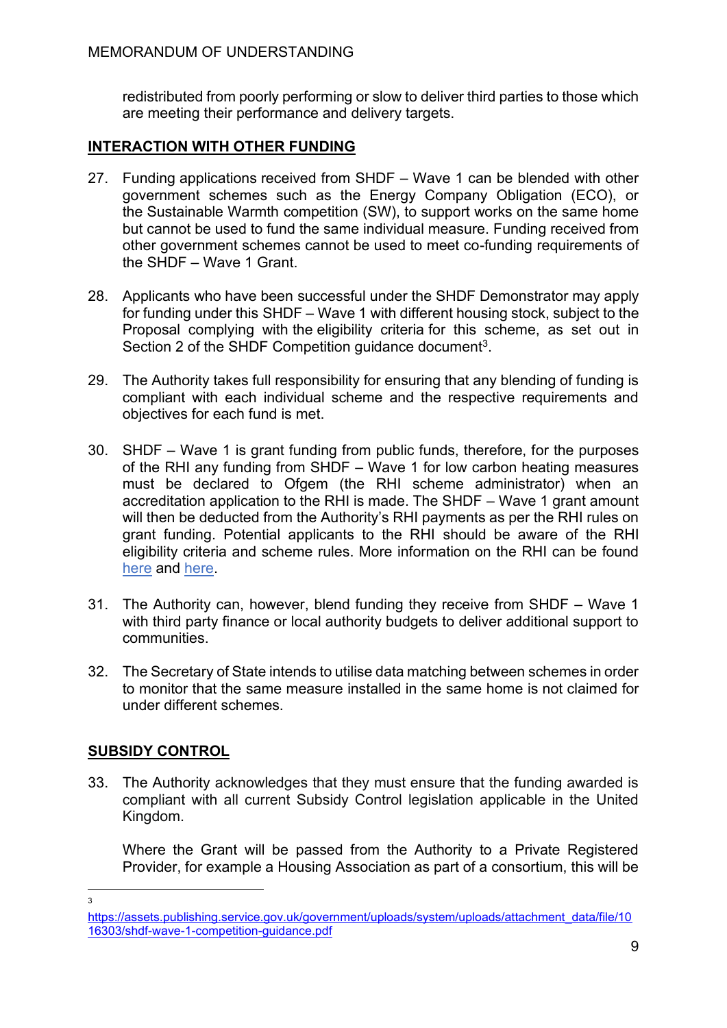redistributed from poorly performing or slow to deliver third parties to those which are meeting their performance and delivery targets.

## INTERACTION WITH OTHER FUNDING

27. Funding applications received from SHDF – Wave 1 can be blended with other government schemes such as the Energy Company Obligation (ECO), or the Sustainable Warmth competition (SW), to support works on the same home but cannot be used to fund the same individual measure. Funding received from other government schemes cannot be used to meet co-funding requirements of the SHDF – Wave 1 Grant.

28. Applicants who have been successful under the SHDF Demonstrator may apply for funding under this SHDF – Wave 1 with different housing stock, subject to the Proposal complying with the eligibility criteria for this scheme, as set out in Section 2 of the SHDF Competition guidance document[3].

29. The Authority takes full responsibility for ensuring that any blending of funding is compliant with each individual scheme and the respective requirements and objectives for each fund is met.

30. SHDF – Wave 1 is grant funding from public funds, therefore, for the purposes of the RHI any funding from SHDF – Wave 1 for low carbon heating measures must be declared to Ofgem (the RHI scheme administrator) when an accreditation application to the RHI is made. The SHDF – Wave 1 grant amount will then be deducted from the Authority's RHI payments as per the RHI rules on grant funding. Potential applicants to the RHI should be aware of the RHI eligibility criteria and scheme rules. More information on the RHI can be found here and here.

31. The Authority can, however, blend funding they receive from SHDF – Wave 1 with third party finance or local authority budgets to deliver additional support to communities.

32. The Secretary of State intends to utilise data matching between schemes in order to monitor that the same measure installed in the same home is not claimed for under different schemes.

## SUBSIDY CONTROL

33. The Authority acknowledges that they must ensure that the funding awarded is compliant with all current Subsidy Control legislation applicable in the United Kingdom.

    Where the Grant will be passed from the Authority to a Private Registered Provider, for example a Housing Association as part of a consortium, this will be

---

[3] https://assets.publishing.service.gov.uk/government/uploads/system/uploads/attachment_data/file/1016303/shdf-wave-1-competition-guidance.pdf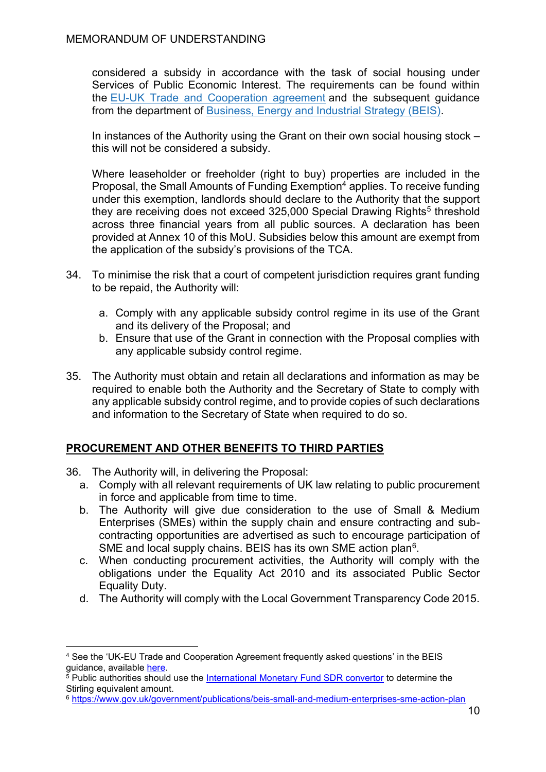considered a subsidy in accordance with the task of social housing under Services of Public Economic Interest. The requirements can be found within the EU-UK Trade and Cooperation agreement and the subsequent guidance from the department of Business, Energy and Industrial Strategy (BEIS).

In instances of the Authority using the Grant on their own social housing stock – this will not be considered a subsidy.

Where leaseholder or freeholder (right to buy) properties are included in the Proposal, the Small Amounts of Funding Exemption[4] applies. To receive funding under this exemption, landlords should declare to the Authority that the support they are receiving does not exceed 325,000 Special Drawing Rights[5] threshold across three financial years from all public sources. A declaration has been provided at Annex 10 of this MoU. Subsidies below this amount are exempt from the application of the subsidy's provisions of the TCA.

34. To minimise the risk that a court of competent jurisdiction requires grant funding to be repaid, the Authority will:

    a. Comply with any applicable subsidy control regime in its use of the Grant and its delivery of the Proposal; and
    b. Ensure that use of the Grant in connection with the Proposal complies with any applicable subsidy control regime.

35. The Authority must obtain and retain all declarations and information as may be required to enable both the Authority and the Secretary of State to comply with any applicable subsidy control regime, and to provide copies of such declarations and information to the Secretary of State when required to do so.

**PROCUREMENT AND OTHER BENEFITS TO THIRD PARTIES**

36. The Authority will, in delivering the Proposal:
    a. Comply with all relevant requirements of UK law relating to public procurement in force and applicable from time to time.
    b. The Authority will give due consideration to the use of Small & Medium Enterprises (SMEs) within the supply chain and ensure contracting and sub-contracting opportunities are advertised as such to encourage participation of SME and local supply chains. BEIS has its own SME action plan[6].
    c. When conducting procurement activities, the Authority will comply with the obligations under the Equality Act 2010 and its associated Public Sector Equality Duty.
    d. The Authority will comply with the Local Government Transparency Code 2015.

---

[4] See the 'UK-EU Trade and Cooperation Agreement frequently asked questions' in the BEIS guidance, available here.

[5] Public authorities should use the International Monetary Fund SDR convertor to determine the Stirling equivalent amount.

[6] https://www.gov.uk/government/publications/beis-small-and-medium-enterprises-sme-action-plan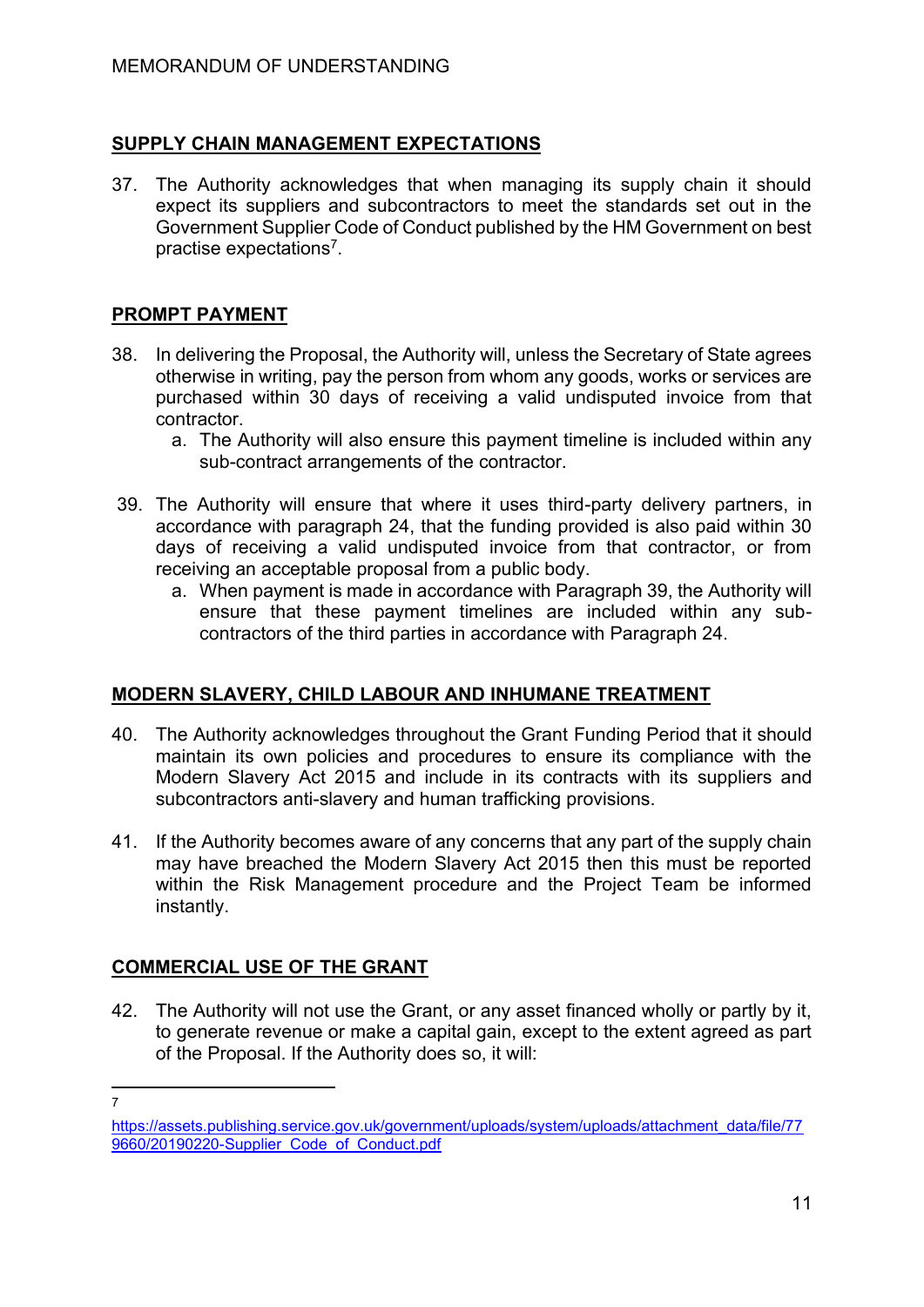## SUPPLY CHAIN MANAGEMENT EXPECTATIONS

37. The Authority acknowledges that when managing its supply chain it should expect its suppliers and subcontractors to meet the standards set out in the Government Supplier Code of Conduct published by the HM Government on best practise expectations[7].

## PROMPT PAYMENT

38. In delivering the Proposal, the Authority will, unless the Secretary of State agrees otherwise in writing, pay the person from whom any goods, works or services are purchased within 30 days of receiving a valid undisputed invoice from that contractor.
    a. The Authority will also ensure this payment timeline is included within any sub-contract arrangements of the contractor.

39. The Authority will ensure that where it uses third-party delivery partners, in accordance with paragraph 24, that the funding provided is also paid within 30 days of receiving a valid undisputed invoice from that contractor, or from receiving an acceptable proposal from a public body.
    a. When payment is made in accordance with Paragraph 39, the Authority will ensure that these payment timelines are included within any sub-contractors of the third parties in accordance with Paragraph 24.

## MODERN SLAVERY, CHILD LABOUR AND INHUMANE TREATMENT

40. The Authority acknowledges throughout the Grant Funding Period that it should maintain its own policies and procedures to ensure its compliance with the Modern Slavery Act 2015 and include in its contracts with its suppliers and subcontractors anti-slavery and human trafficking provisions.

41. If the Authority becomes aware of any concerns that any part of the supply chain may have breached the Modern Slavery Act 2015 then this must be reported within the Risk Management procedure and the Project Team be informed instantly.

## COMMERCIAL USE OF THE GRANT

42. The Authority will not use the Grant, or any asset financed wholly or partly by it, to generate revenue or make a capital gain, except to the extent agreed as part of the Proposal. If the Authority does so, it will:

---

[7] https://assets.publishing.service.gov.uk/government/uploads/system/uploads/attachment_data/file/779660/20190220-Supplier_Code_of_Conduct.pdf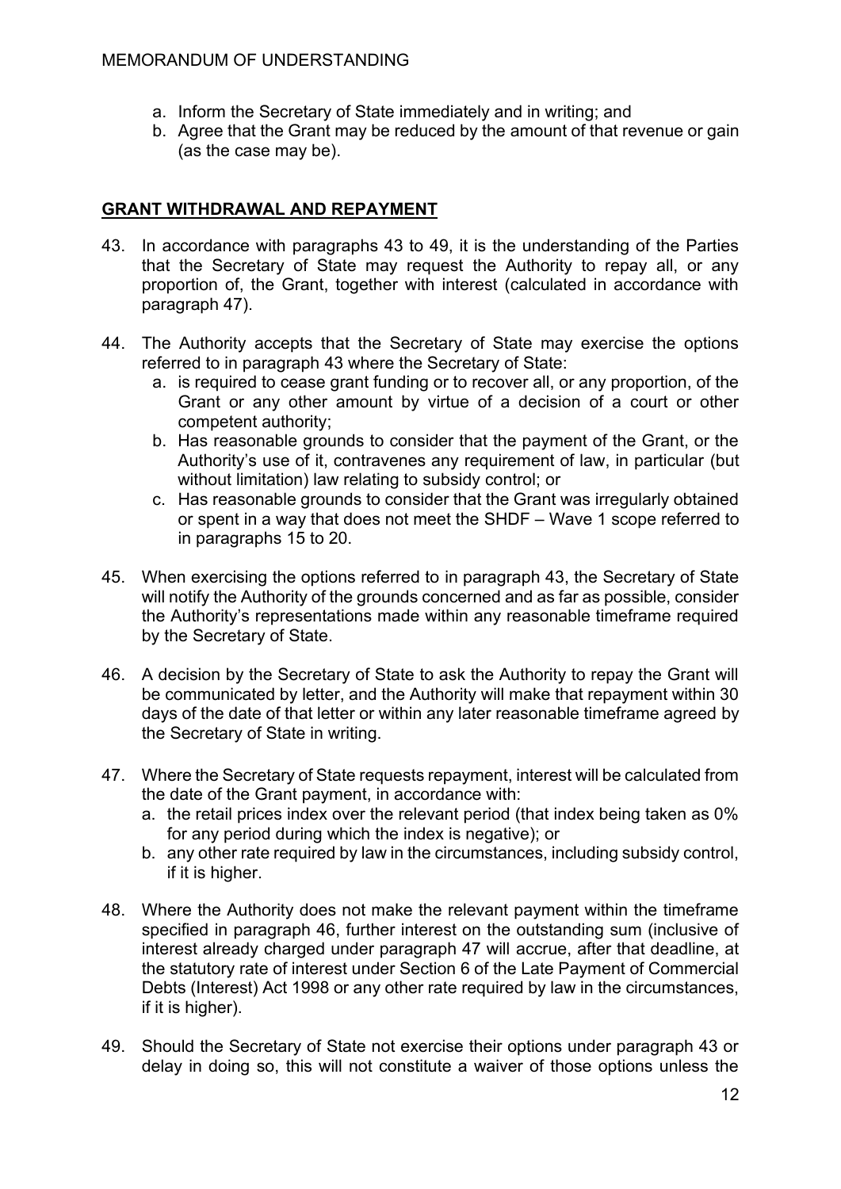a. Inform the Secretary of State immediately and in writing; and
b. Agree that the Grant may be reduced by the amount of that revenue or gain (as the case may be).

## GRANT WITHDRAWAL AND REPAYMENT

43. In accordance with paragraphs 43 to 49, it is the understanding of the Parties that the Secretary of State may request the Authority to repay all, or any proportion of, the Grant, together with interest (calculated in accordance with paragraph 47).

44. The Authority accepts that the Secretary of State may exercise the options referred to in paragraph 43 where the Secretary of State:
    a. is required to cease grant funding or to recover all, or any proportion, of the Grant or any other amount by virtue of a decision of a court or other competent authority;
    b. Has reasonable grounds to consider that the payment of the Grant, or the Authority's use of it, contravenes any requirement of law, in particular (but without limitation) law relating to subsidy control; or
    c. Has reasonable grounds to consider that the Grant was irregularly obtained or spent in a way that does not meet the SHDF – Wave 1 scope referred to in paragraphs 15 to 20.

45. When exercising the options referred to in paragraph 43, the Secretary of State will notify the Authority of the grounds concerned and as far as possible, consider the Authority's representations made within any reasonable timeframe required by the Secretary of State.

46. A decision by the Secretary of State to ask the Authority to repay the Grant will be communicated by letter, and the Authority will make that repayment within 30 days of the date of that letter or within any later reasonable timeframe agreed by the Secretary of State in writing.

47. Where the Secretary of State requests repayment, interest will be calculated from the date of the Grant payment, in accordance with:
    a. the retail prices index over the relevant period (that index being taken as 0% for any period during which the index is negative); or
    b. any other rate required by law in the circumstances, including subsidy control, if it is higher.

48. Where the Authority does not make the relevant payment within the timeframe specified in paragraph 46, further interest on the outstanding sum (inclusive of interest already charged under paragraph 47 will accrue, after that deadline, at the statutory rate of interest under Section 6 of the Late Payment of Commercial Debts (Interest) Act 1998 or any other rate required by law in the circumstances, if it is higher).

49. Should the Secretary of State not exercise their options under paragraph 43 or delay in doing so, this will not constitute a waiver of those options unless the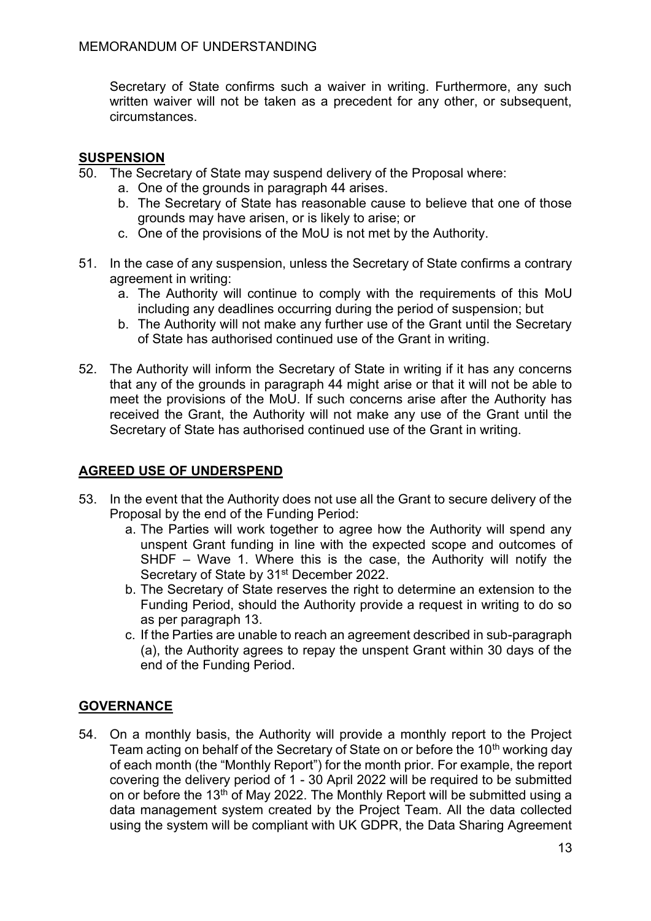Secretary of State confirms such a waiver in writing. Furthermore, any such written waiver will not be taken as a precedent for any other, or subsequent, circumstances.

## SUSPENSION

50. The Secretary of State may suspend delivery of the Proposal where:
    a. One of the grounds in paragraph 44 arises.
    b. The Secretary of State has reasonable cause to believe that one of those grounds may have arisen, or is likely to arise; or
    c. One of the provisions of the MoU is not met by the Authority.

51. In the case of any suspension, unless the Secretary of State confirms a contrary agreement in writing:
    a. The Authority will continue to comply with the requirements of this MoU including any deadlines occurring during the period of suspension; but
    b. The Authority will not make any further use of the Grant until the Secretary of State has authorised continued use of the Grant in writing.

52. The Authority will inform the Secretary of State in writing if it has any concerns that any of the grounds in paragraph 44 might arise or that it will not be able to meet the provisions of the MoU. If such concerns arise after the Authority has received the Grant, the Authority will not make any use of the Grant until the Secretary of State has authorised continued use of the Grant in writing.

## AGREED USE OF UNDERSPEND

53. In the event that the Authority does not use all the Grant to secure delivery of the Proposal by the end of the Funding Period:
    a. The Parties will work together to agree how the Authority will spend any unspent Grant funding in line with the expected scope and outcomes of SHDF – Wave 1. Where this is the case, the Authority will notify the Secretary of State by 31st December 2022.
    b. The Secretary of State reserves the right to determine an extension to the Funding Period, should the Authority provide a request in writing to do so as per paragraph 13.
    c. If the Parties are unable to reach an agreement described in sub-paragraph (a), the Authority agrees to repay the unspent Grant within 30 days of the end of the Funding Period.

## GOVERNANCE

54. On a monthly basis, the Authority will provide a monthly report to the Project Team acting on behalf of the Secretary of State on or before the 10th working day of each month (the "Monthly Report") for the month prior. For example, the report covering the delivery period of 1 - 30 April 2022 will be required to be submitted on or before the 13th of May 2022. The Monthly Report will be submitted using a data management system created by the Project Team. All the data collected using the system will be compliant with UK GDPR, the Data Sharing Agreement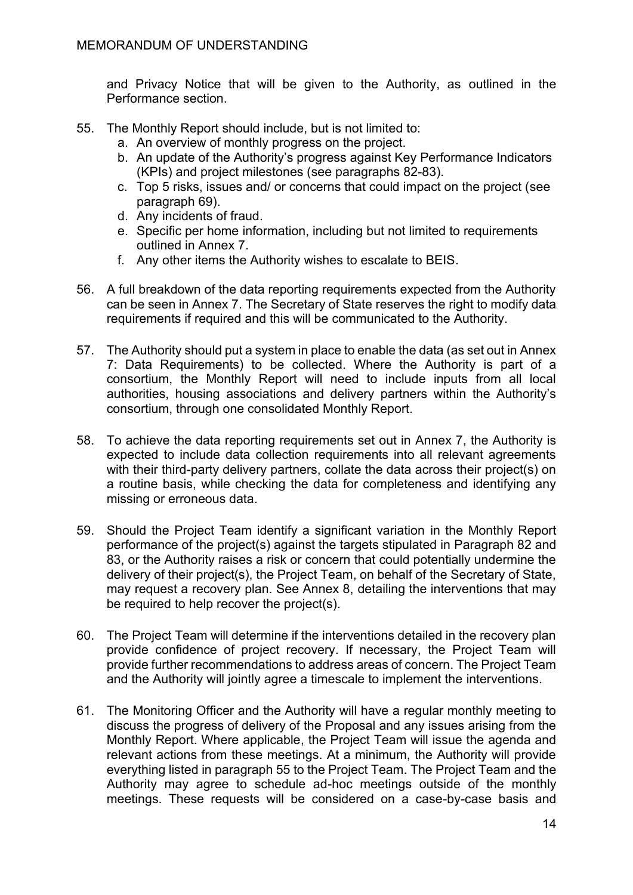and Privacy Notice that will be given to the Authority, as outlined in the Performance section.

55. The Monthly Report should include, but is not limited to:
    a. An overview of monthly progress on the project.
    b. An update of the Authority's progress against Key Performance Indicators (KPIs) and project milestones (see paragraphs 82-83).
    c. Top 5 risks, issues and/ or concerns that could impact on the project (see paragraph 69).
    d. Any incidents of fraud.
    e. Specific per home information, including but not limited to requirements outlined in Annex 7.
    f. Any other items the Authority wishes to escalate to BEIS.

56. A full breakdown of the data reporting requirements expected from the Authority can be seen in Annex 7. The Secretary of State reserves the right to modify data requirements if required and this will be communicated to the Authority.

57. The Authority should put a system in place to enable the data (as set out in Annex 7: Data Requirements) to be collected. Where the Authority is part of a consortium, the Monthly Report will need to include inputs from all local authorities, housing associations and delivery partners within the Authority's consortium, through one consolidated Monthly Report.

58. To achieve the data reporting requirements set out in Annex 7, the Authority is expected to include data collection requirements into all relevant agreements with their third-party delivery partners, collate the data across their project(s) on a routine basis, while checking the data for completeness and identifying any missing or erroneous data.

59. Should the Project Team identify a significant variation in the Monthly Report performance of the project(s) against the targets stipulated in Paragraph 82 and 83, or the Authority raises a risk or concern that could potentially undermine the delivery of their project(s), the Project Team, on behalf of the Secretary of State, may request a recovery plan. See Annex 8, detailing the interventions that may be required to help recover the project(s).

60. The Project Team will determine if the interventions detailed in the recovery plan provide confidence of project recovery. If necessary, the Project Team will provide further recommendations to address areas of concern. The Project Team and the Authority will jointly agree a timescale to implement the interventions.

61. The Monitoring Officer and the Authority will have a regular monthly meeting to discuss the progress of delivery of the Proposal and any issues arising from the Monthly Report. Where applicable, the Project Team will issue the agenda and relevant actions from these meetings. At a minimum, the Authority will provide everything listed in paragraph 55 to the Project Team. The Project Team and the Authority may agree to schedule ad-hoc meetings outside of the monthly meetings. These requests will be considered on a case-by-case basis and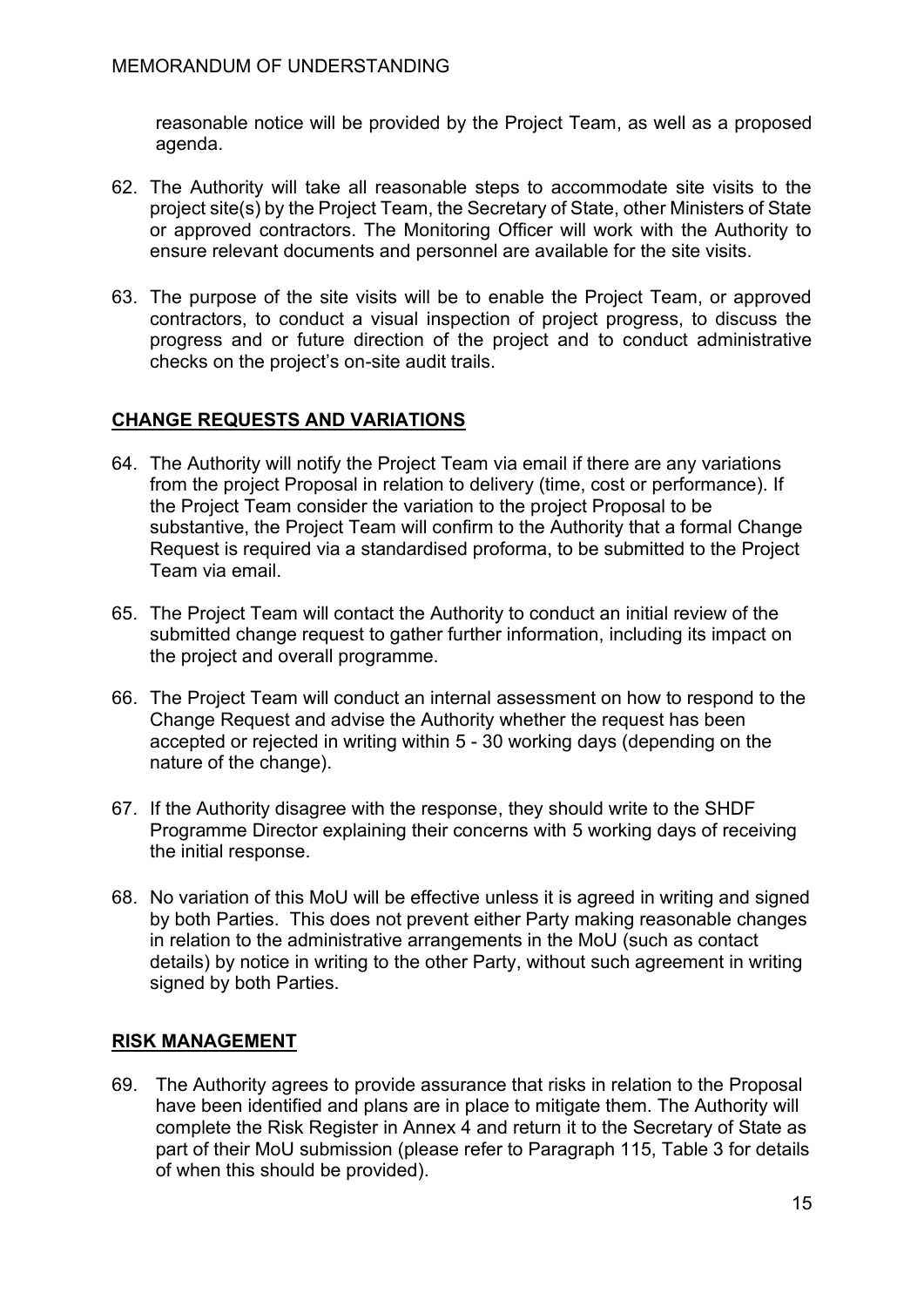reasonable notice will be provided by the Project Team, as well as a proposed agenda.

62. The Authority will take all reasonable steps to accommodate site visits to the project site(s) by the Project Team, the Secretary of State, other Ministers of State or approved contractors. The Monitoring Officer will work with the Authority to ensure relevant documents and personnel are available for the site visits.

63. The purpose of the site visits will be to enable the Project Team, or approved contractors, to conduct a visual inspection of project progress, to discuss the progress and or future direction of the project and to conduct administrative checks on the project's on-site audit trails.

## CHANGE REQUESTS AND VARIATIONS

64. The Authority will notify the Project Team via email if there are any variations from the project Proposal in relation to delivery (time, cost or performance). If the Project Team consider the variation to the project Proposal to be substantive, the Project Team will confirm to the Authority that a formal Change Request is required via a standardised proforma, to be submitted to the Project Team via email.

65. The Project Team will contact the Authority to conduct an initial review of the submitted change request to gather further information, including its impact on the project and overall programme.

66. The Project Team will conduct an internal assessment on how to respond to the Change Request and advise the Authority whether the request has been accepted or rejected in writing within 5 - 30 working days (depending on the nature of the change).

67. If the Authority disagree with the response, they should write to the SHDF Programme Director explaining their concerns with 5 working days of receiving the initial response.

68. No variation of this MoU will be effective unless it is agreed in writing and signed by both Parties. This does not prevent either Party making reasonable changes in relation to the administrative arrangements in the MoU (such as contact details) by notice in writing to the other Party, without such agreement in writing signed by both Parties.

## RISK MANAGEMENT

69. The Authority agrees to provide assurance that risks in relation to the Proposal have been identified and plans are in place to mitigate them. The Authority will complete the Risk Register in Annex 4 and return it to the Secretary of State as part of their MoU submission (please refer to Paragraph 115, Table 3 for details of when this should be provided).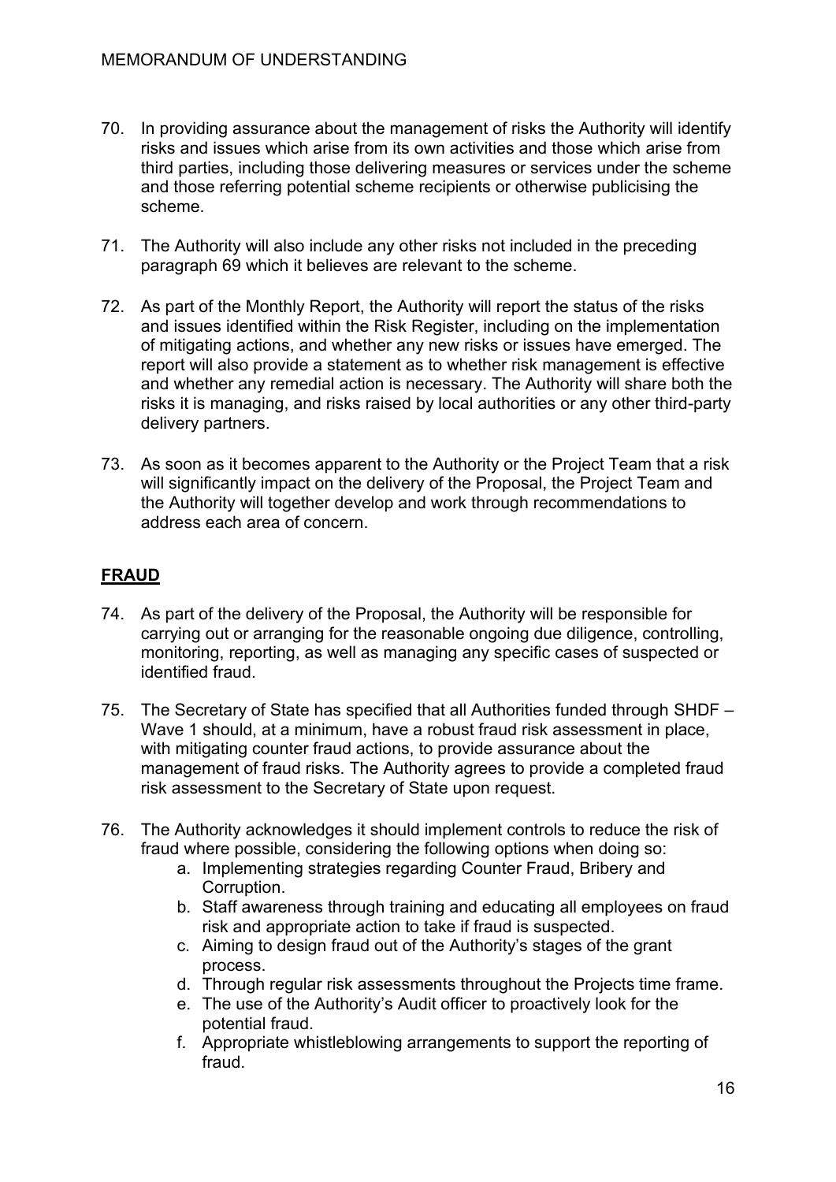70. In providing assurance about the management of risks the Authority will identify risks and issues which arise from its own activities and those which arise from third parties, including those delivering measures or services under the scheme and those referring potential scheme recipients or otherwise publicising the scheme.

71. The Authority will also include any other risks not included in the preceding paragraph 69 which it believes are relevant to the scheme.

72. As part of the Monthly Report, the Authority will report the status of the risks and issues identified within the Risk Register, including on the implementation of mitigating actions, and whether any new risks or issues have emerged. The report will also provide a statement as to whether risk management is effective and whether any remedial action is necessary. The Authority will share both the risks it is managing, and risks raised by local authorities or any other third-party delivery partners.

73. As soon as it becomes apparent to the Authority or the Project Team that a risk will significantly impact on the delivery of the Proposal, the Project Team and the Authority will together develop and work through recommendations to address each area of concern.

## FRAUD

74. As part of the delivery of the Proposal, the Authority will be responsible for carrying out or arranging for the reasonable ongoing due diligence, controlling, monitoring, reporting, as well as managing any specific cases of suspected or identified fraud.

75. The Secretary of State has specified that all Authorities funded through SHDF – Wave 1 should, at a minimum, have a robust fraud risk assessment in place, with mitigating counter fraud actions, to provide assurance about the management of fraud risks. The Authority agrees to provide a completed fraud risk assessment to the Secretary of State upon request.

76. The Authority acknowledges it should implement controls to reduce the risk of fraud where possible, considering the following options when doing so:
    a. Implementing strategies regarding Counter Fraud, Bribery and Corruption.
    b. Staff awareness through training and educating all employees on fraud risk and appropriate action to take if fraud is suspected.
    c. Aiming to design fraud out of the Authority's stages of the grant process.
    d. Through regular risk assessments throughout the Projects time frame.
    e. The use of the Authority's Audit officer to proactively look for the potential fraud.
    f. Appropriate whistleblowing arrangements to support the reporting of fraud.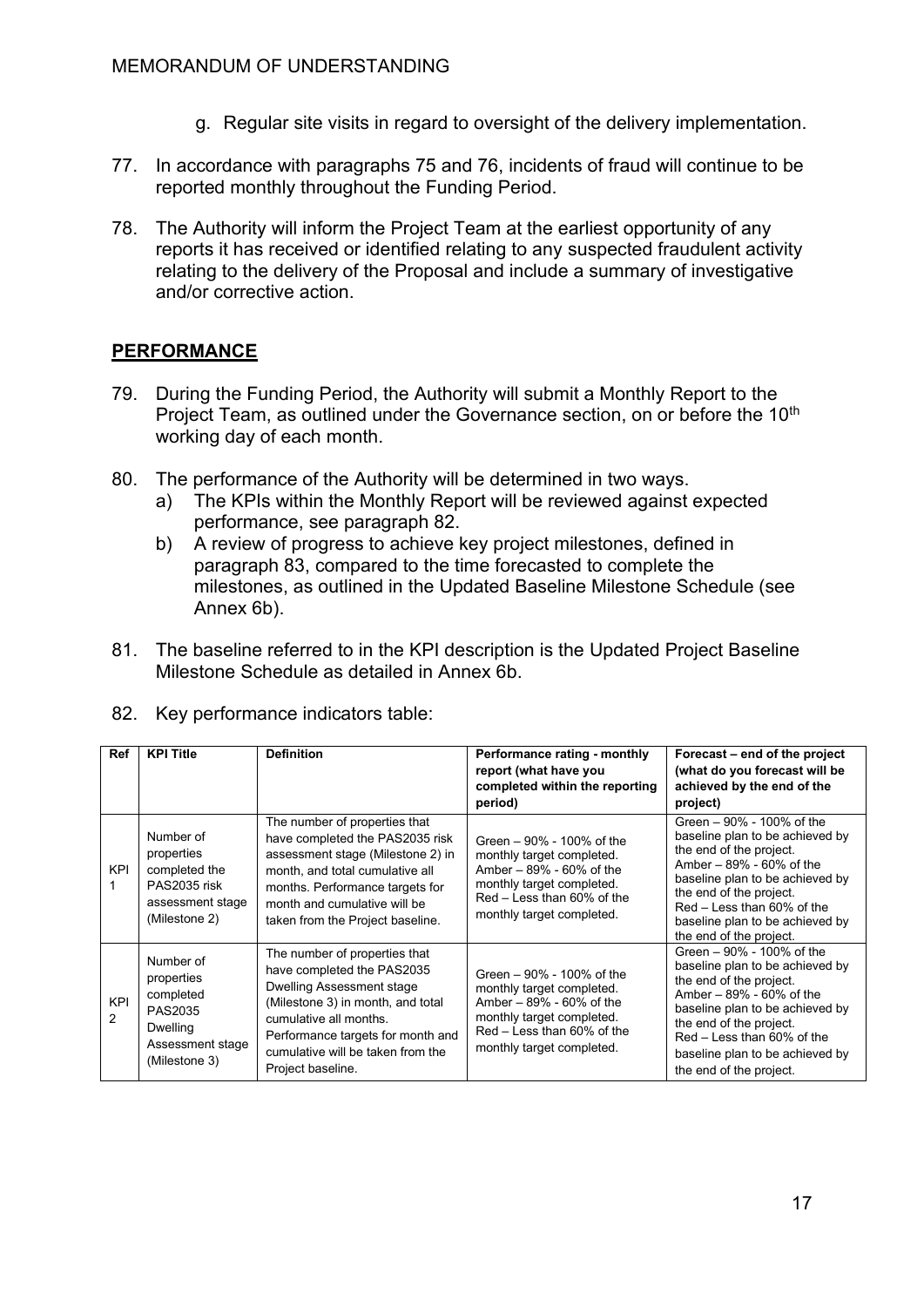g. Regular site visits in regard to oversight of the delivery implementation.

77. In accordance with paragraphs 75 and 76, incidents of fraud will continue to be reported monthly throughout the Funding Period.

78. The Authority will inform the Project Team at the earliest opportunity of any reports it has received or identified relating to any suspected fraudulent activity relating to the delivery of the Proposal and include a summary of investigative and/or corrective action.

## PERFORMANCE

79. During the Funding Period, the Authority will submit a Monthly Report to the Project Team, as outlined under the Governance section, on or before the 10th working day of each month.

80. The performance of the Authority will be determined in two ways.
    a) The KPIs within the Monthly Report will be reviewed against expected performance, see paragraph 82.
    b) A review of progress to achieve key project milestones, defined in paragraph 83, compared to the time forecasted to complete the milestones, as outlined in the Updated Baseline Milestone Schedule (see Annex 6b).

81. The baseline referred to in the KPI description is the Updated Project Baseline Milestone Schedule as detailed in Annex 6b.

82. Key performance indicators table:

| Ref | KPI Title | Definition | Performance rating - monthly report (what have you completed within the reporting period) | Forecast – end of the project (what do you forecast will be achieved by the end of the project) |
|---|---|---|---|---|
| KPI 1 | Number of properties completed the PAS2035 risk assessment stage (Milestone 2) | The number of properties that have completed the PAS2035 risk assessment stage (Milestone 2) in month, and total cumulative all months. Performance targets for month and cumulative will be taken from the Project baseline. | Green – 90% - 100% of the monthly target completed. Amber – 89% - 60% of the monthly target completed. Red – Less than 60% of the monthly target completed. | Green – 90% - 100% of the baseline plan to be achieved by the end of the project. Amber – 89% - 60% of the baseline plan to be achieved by the end of the project. Red – Less than 60% of the baseline plan to be achieved by the end of the project. |
| KPI 2 | Number of properties completed PAS2035 Dwelling Assessment stage (Milestone 3) | The number of properties that have completed the PAS2035 Dwelling Assessment stage (Milestone 3) in month, and total cumulative all months. Performance targets for month and cumulative will be taken from the Project baseline. | Green – 90% - 100% of the monthly target completed. Amber – 89% - 60% of the monthly target completed. Red – Less than 60% of the monthly target completed. | Green – 90% - 100% of the baseline plan to be achieved by the end of the project. Amber – 89% - 60% of the baseline plan to be achieved by the end of the project. Red – Less than 60% of the baseline plan to be achieved by the end of the project. |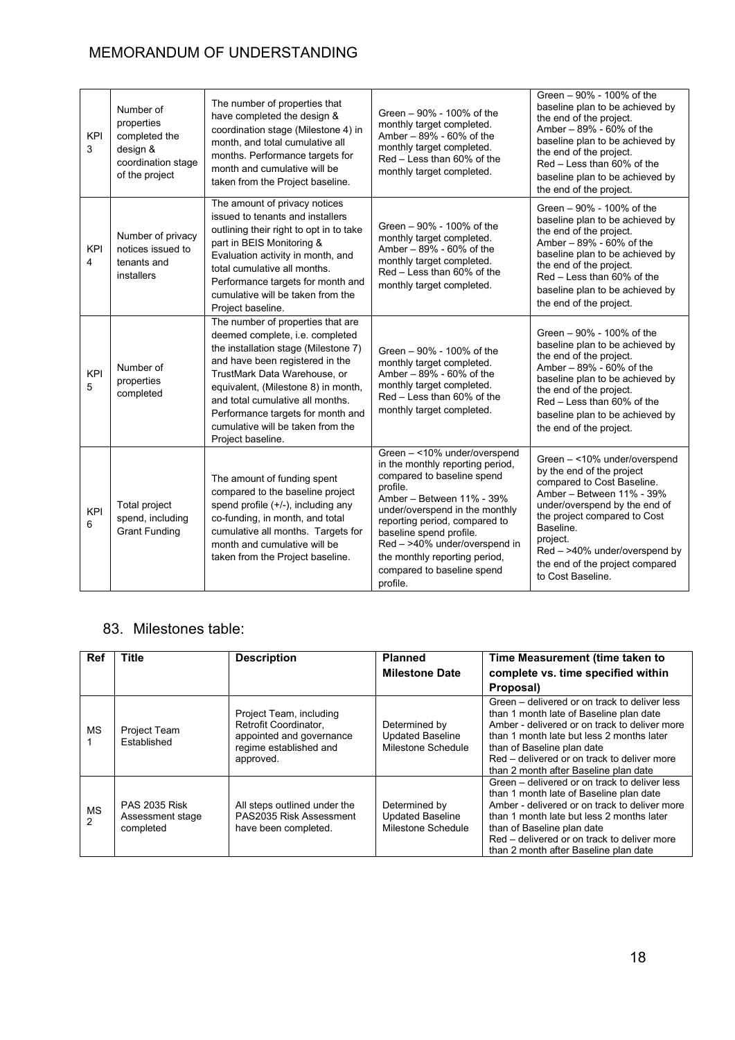| KPI 3 | Number of properties completed the design & coordination stage of the project | The number of properties that have completed the design & coordination stage (Milestone 4) in month, and total cumulative all months. Performance targets for month and cumulative will be taken from the Project baseline. | Green – 90% - 100% of the monthly target completed. Amber – 89% - 60% of the monthly target completed. Red – Less than 60% of the monthly target completed. | Green – 90% - 100% of the baseline plan to be achieved by the end of the project. Amber – 89% - 60% of the baseline plan to be achieved by the end of the project. Red – Less than 60% of the baseline plan to be achieved by the end of the project. |
|---|---|---|---|---|
| KPI 4 | Number of privacy notices issued to tenants and installers | The amount of privacy notices issued to tenants and installers outlining their right to opt in to take part in BEIS Monitoring & Evaluation activity in month, and total cumulative all months. Performance targets for month and cumulative will be taken from the Project baseline. | Green – 90% - 100% of the monthly target completed. Amber – 89% - 60% of the monthly target completed. Red – Less than 60% of the monthly target completed. | Green – 90% - 100% of the baseline plan to be achieved by the end of the project. Amber – 89% - 60% of the baseline plan to be achieved by the end of the project. Red – Less than 60% of the baseline plan to be achieved by the end of the project. |
| KPI 5 | Number of properties completed | The number of properties that are deemed complete, i.e. completed the installation stage (Milestone 7) and have been registered in the TrustMark Data Warehouse, or equivalent, (Milestone 8) in month, and total cumulative all months. Performance targets for month and cumulative will be taken from the Project baseline. | Green – 90% - 100% of the monthly target completed. Amber – 89% - 60% of the monthly target completed. Red – Less than 60% of the monthly target completed. | Green – 90% - 100% of the baseline plan to be achieved by the end of the project. Amber – 89% - 60% of the baseline plan to be achieved by the end of the project. Red – Less than 60% of the baseline plan to be achieved by the end of the project. |
| KPI 6 | Total project spend, including Grant Funding | The amount of funding spent compared to the baseline project spend profile (+/-), including any co-funding, in month, and total cumulative all months. Targets for month and cumulative will be taken from the Project baseline. | Green – <10% under/overspend in the monthly reporting period, compared to baseline spend profile. Amber – Between 11% - 39% under/overspend in the monthly reporting period, compared to baseline spend profile. Red – >40% under/overspend in the monthly reporting period, compared to baseline spend profile. | Green – <10% under/overspend by the end of the project compared to Cost Baseline. Amber – Between 11% - 39% under/overspend by the end of the project compared to Cost Baseline. project. Red – >40% under/overspend by the end of the project compared to Cost Baseline. |

83. Milestones table:

| Ref | Title | Description | Planned Milestone Date | Time Measurement (time taken to complete vs. time specified within Proposal) |
|---|---|---|---|---|
| MS 1 | Project Team Established | Project Team, including Retrofit Coordinator, appointed and governance regime established and approved. | Determined by Updated Baseline Milestone Schedule | Green – delivered or on track to deliver less than 1 month late of Baseline plan date Amber - delivered or on track to deliver more than 1 month late but less 2 months later than of Baseline plan date Red – delivered or on track to deliver more than 2 month after Baseline plan date |
| MS 2 | PAS 2035 Risk Assessment stage completed | All steps outlined under the PAS2035 Risk Assessment have been completed. | Determined by Updated Baseline Milestone Schedule | Green – delivered or on track to deliver less than 1 month late of Baseline plan date Amber - delivered or on track to deliver more than 1 month late but less 2 months later than of Baseline plan date Red – delivered or on track to deliver more than 2 month after Baseline plan date |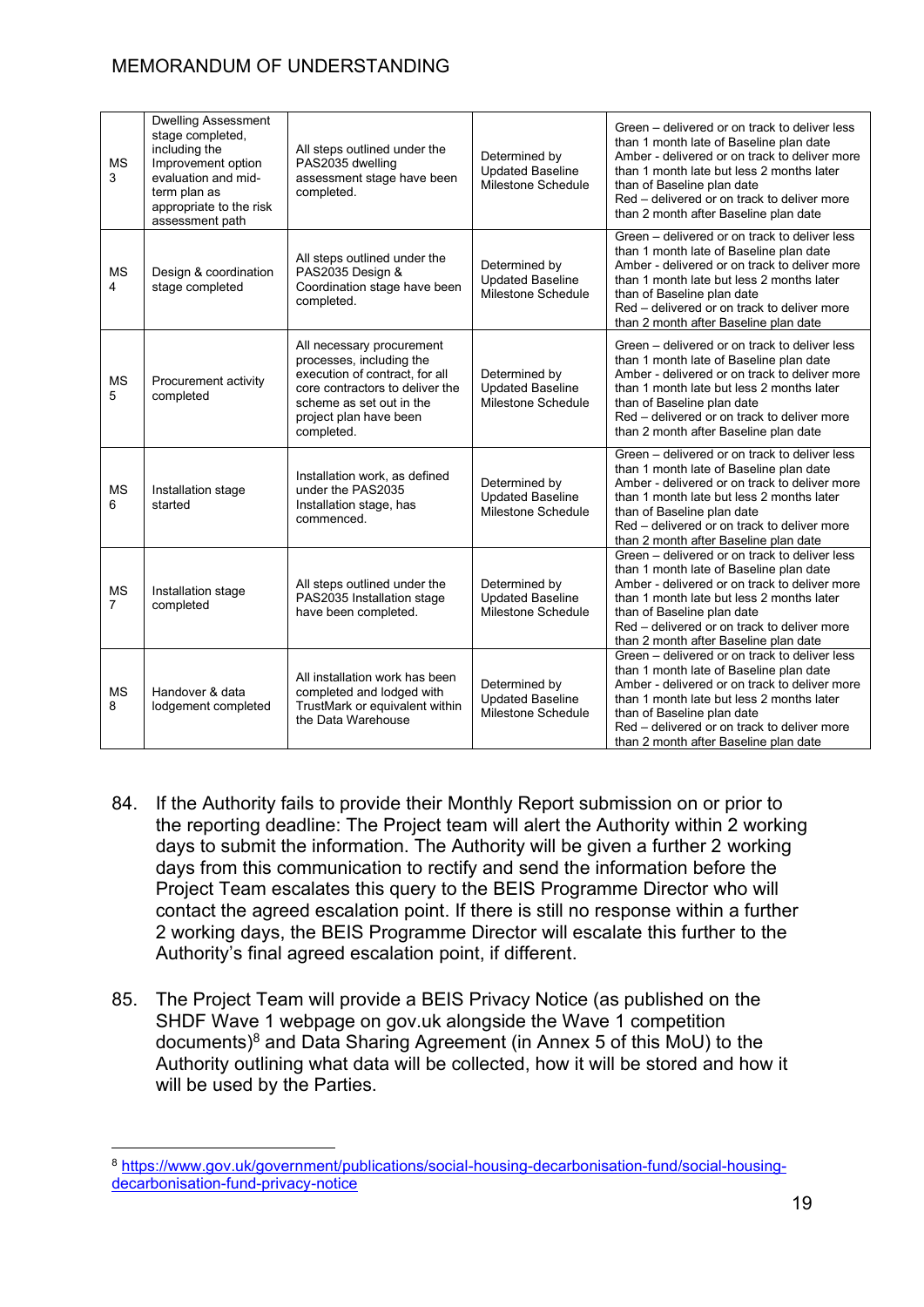| MS 3 | Dwelling Assessment stage completed, including the Improvement option evaluation and mid-term plan as appropriate to the risk assessment path | All steps outlined under the PAS2035 dwelling assessment stage have been completed. | Determined by Updated Baseline Milestone Schedule | Green – delivered or on track to deliver less than 1 month late of Baseline plan date<br>Amber - delivered or on track to deliver more than 1 month late but less 2 months later than of Baseline plan date<br>Red – delivered or on track to deliver more than 2 month after Baseline plan date |
|---|---|---|---|---|
| MS 4 | Design & coordination stage completed | All steps outlined under the PAS2035 Design & Coordination stage have been completed. | Determined by Updated Baseline Milestone Schedule | Green – delivered or on track to deliver less than 1 month late of Baseline plan date<br>Amber - delivered or on track to deliver more than 1 month late but less 2 months later than of Baseline plan date<br>Red – delivered or on track to deliver more than 2 month after Baseline plan date |
| MS 5 | Procurement activity completed | All necessary procurement processes, including the execution of contract, for all core contractors to deliver the scheme as set out in the project plan have been completed. | Determined by Updated Baseline Milestone Schedule | Green – delivered or on track to deliver less than 1 month late of Baseline plan date<br>Amber - delivered or on track to deliver more than 1 month late but less 2 months later than of Baseline plan date<br>Red – delivered or on track to deliver more than 2 month after Baseline plan date |
| MS 6 | Installation stage started | Installation work, as defined under the PAS2035 Installation stage, has commenced. | Determined by Updated Baseline Milestone Schedule | Green – delivered or on track to deliver less than 1 month late of Baseline plan date<br>Amber - delivered or on track to deliver more than 1 month late but less 2 months later than of Baseline plan date<br>Red – delivered or on track to deliver more than 2 month after Baseline plan date |
| MS 7 | Installation stage completed | All steps outlined under the PAS2035 Installation stage have been completed. | Determined by Updated Baseline Milestone Schedule | Green – delivered or on track to deliver less than 1 month late of Baseline plan date<br>Amber - delivered or on track to deliver more than 1 month late but less 2 months later than of Baseline plan date<br>Red – delivered or on track to deliver more than 2 month after Baseline plan date |
| MS 8 | Handover & data lodgement completed | All installation work has been completed and lodged with TrustMark or equivalent within the Data Warehouse | Determined by Updated Baseline Milestone Schedule | Green – delivered or on track to deliver less than 1 month late of Baseline plan date<br>Amber - delivered or on track to deliver more than 1 month late but less 2 months later than of Baseline plan date<br>Red – delivered or on track to deliver more than 2 month after Baseline plan date |

84. If the Authority fails to provide their Monthly Report submission on or prior to the reporting deadline: The Project team will alert the Authority within 2 working days to submit the information. The Authority will be given a further 2 working days from this communication to rectify and send the information before the Project Team escalates this query to the BEIS Programme Director who will contact the agreed escalation point. If there is still no response within a further 2 working days, the BEIS Programme Director will escalate this further to the Authority's final agreed escalation point, if different.

85. The Project Team will provide a BEIS Privacy Notice (as published on the SHDF Wave 1 webpage on gov.uk alongside the Wave 1 competition documents)[8] and Data Sharing Agreement (in Annex 5 of this MoU) to the Authority outlining what data will be collected, how it will be stored and how it will be used by the Parties.

[8] https://www.gov.uk/government/publications/social-housing-decarbonisation-fund/social-housing-decarbonisation-fund-privacy-notice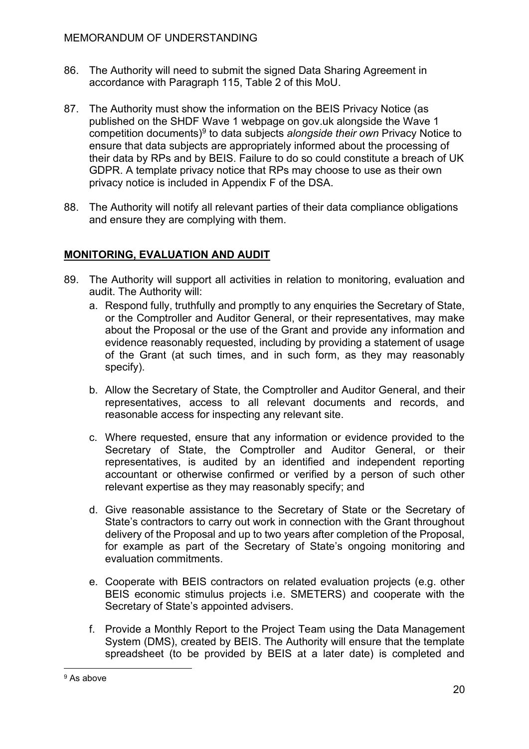86. The Authority will need to submit the signed Data Sharing Agreement in accordance with Paragraph 115, Table 2 of this MoU.

87. The Authority must show the information on the BEIS Privacy Notice (as published on the SHDF Wave 1 webpage on gov.uk alongside the Wave 1 competition documents)[9] to data subjects *alongside their own* Privacy Notice to ensure that data subjects are appropriately informed about the processing of their data by RPs and by BEIS. Failure to do so could constitute a breach of UK GDPR. A template privacy notice that RPs may choose to use as their own privacy notice is included in Appendix F of the DSA.

88. The Authority will notify all relevant parties of their data compliance obligations and ensure they are complying with them.

## MONITORING, EVALUATION AND AUDIT

89. The Authority will support all activities in relation to monitoring, evaluation and audit. The Authority will:

    a. Respond fully, truthfully and promptly to any enquiries the Secretary of State, or the Comptroller and Auditor General, or their representatives, may make about the Proposal or the use of the Grant and provide any information and evidence reasonably requested, including by providing a statement of usage of the Grant (at such times, and in such form, as they may reasonably specify).

    b. Allow the Secretary of State, the Comptroller and Auditor General, and their representatives, access to all relevant documents and records, and reasonable access for inspecting any relevant site.

    c. Where requested, ensure that any information or evidence provided to the Secretary of State, the Comptroller and Auditor General, or their representatives, is audited by an identified and independent reporting accountant or otherwise confirmed or verified by a person of such other relevant expertise as they may reasonably specify; and

    d. Give reasonable assistance to the Secretary of State or the Secretary of State's contractors to carry out work in connection with the Grant throughout delivery of the Proposal and up to two years after completion of the Proposal, for example as part of the Secretary of State's ongoing monitoring and evaluation commitments.

    e. Cooperate with BEIS contractors on related evaluation projects (e.g. other BEIS economic stimulus projects i.e. SMETERS) and cooperate with the Secretary of State's appointed advisers.

    f. Provide a Monthly Report to the Project Team using the Data Management System (DMS), created by BEIS. The Authority will ensure that the template spreadsheet (to be provided by BEIS at a later date) is completed and

[9] As above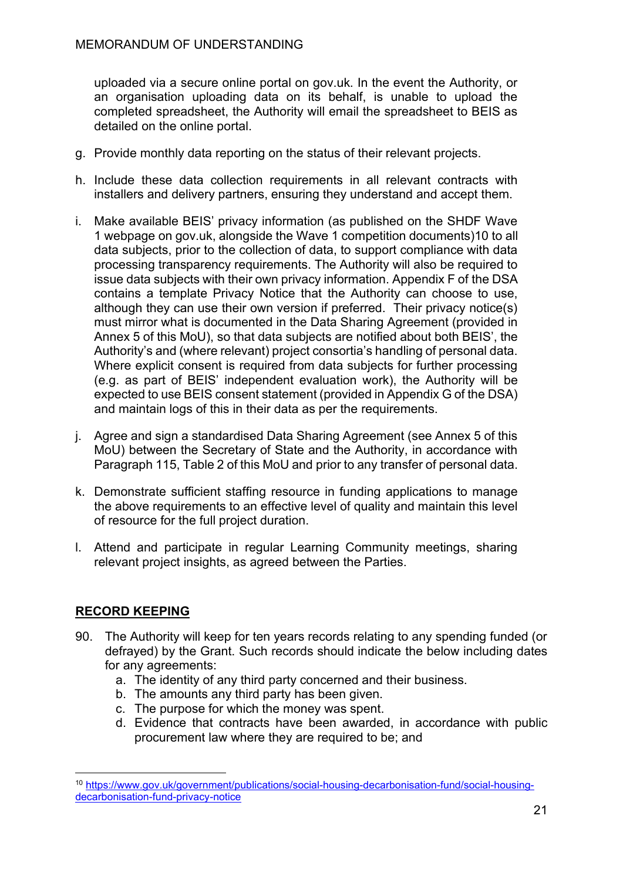uploaded via a secure online portal on gov.uk. In the event the Authority, or an organisation uploading data on its behalf, is unable to upload the completed spreadsheet, the Authority will email the spreadsheet to BEIS as detailed on the online portal.

g. Provide monthly data reporting on the status of their relevant projects.

h. Include these data collection requirements in all relevant contracts with installers and delivery partners, ensuring they understand and accept them.

i. Make available BEIS' privacy information (as published on the SHDF Wave 1 webpage on gov.uk, alongside the Wave 1 competition documents)[10] to all data subjects, prior to the collection of data, to support compliance with data processing transparency requirements. The Authority will also be required to issue data subjects with their own privacy information. Appendix F of the DSA contains a template Privacy Notice that the Authority can choose to use, although they can use their own version if preferred. Their privacy notice(s) must mirror what is documented in the Data Sharing Agreement (provided in Annex 5 of this MoU), so that data subjects are notified about both BEIS', the Authority's and (where relevant) project consortia's handling of personal data. Where explicit consent is required from data subjects for further processing (e.g. as part of BEIS' independent evaluation work), the Authority will be expected to use BEIS consent statement (provided in Appendix G of the DSA) and maintain logs of this in their data as per the requirements.

j. Agree and sign a standardised Data Sharing Agreement (see Annex 5 of this MoU) between the Secretary of State and the Authority, in accordance with Paragraph 115, Table 2 of this MoU and prior to any transfer of personal data.

k. Demonstrate sufficient staffing resource in funding applications to manage the above requirements to an effective level of quality and maintain this level of resource for the full project duration.

l. Attend and participate in regular Learning Community meetings, sharing relevant project insights, as agreed between the Parties.

## RECORD KEEPING

90. The Authority will keep for ten years records relating to any spending funded (or defrayed) by the Grant. Such records should indicate the below including dates for any agreements:
    a. The identity of any third party concerned and their business.
    b. The amounts any third party has been given.
    c. The purpose for which the money was spent.
    d. Evidence that contracts have been awarded, in accordance with public procurement law where they are required to be; and

[10] https://www.gov.uk/government/publications/social-housing-decarbonisation-fund/social-housing-decarbonisation-fund-privacy-notice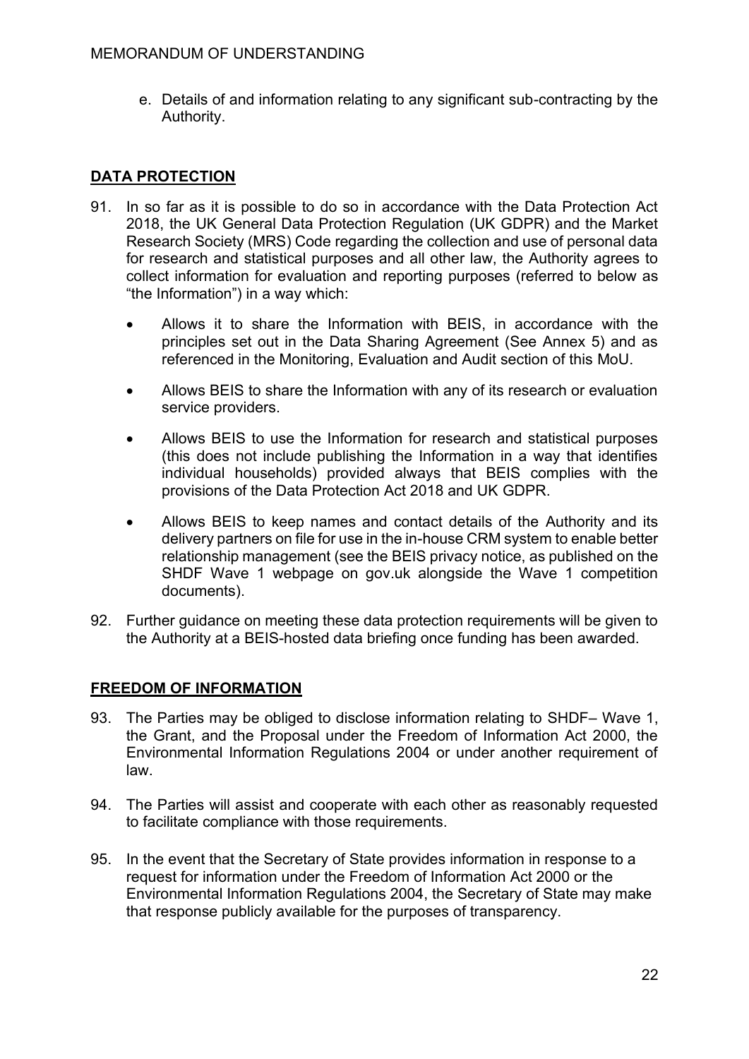e. Details of and information relating to any significant sub-contracting by the Authority.

## DATA PROTECTION

91. In so far as it is possible to do so in accordance with the Data Protection Act 2018, the UK General Data Protection Regulation (UK GDPR) and the Market Research Society (MRS) Code regarding the collection and use of personal data for research and statistical purposes and all other law, the Authority agrees to collect information for evaluation and reporting purposes (referred to below as "the Information") in a way which:

    - Allows it to share the Information with BEIS, in accordance with the principles set out in the Data Sharing Agreement (See Annex 5) and as referenced in the Monitoring, Evaluation and Audit section of this MoU.
    - Allows BEIS to share the Information with any of its research or evaluation service providers.
    - Allows BEIS to use the Information for research and statistical purposes (this does not include publishing the Information in a way that identifies individual households) provided always that BEIS complies with the provisions of the Data Protection Act 2018 and UK GDPR.
    - Allows BEIS to keep names and contact details of the Authority and its delivery partners on file for use in the in-house CRM system to enable better relationship management (see the BEIS privacy notice, as published on the SHDF Wave 1 webpage on gov.uk alongside the Wave 1 competition documents).

92. Further guidance on meeting these data protection requirements will be given to the Authority at a BEIS-hosted data briefing once funding has been awarded.

## FREEDOM OF INFORMATION

93. The Parties may be obliged to disclose information relating to SHDF– Wave 1, the Grant, and the Proposal under the Freedom of Information Act 2000, the Environmental Information Regulations 2004 or under another requirement of law.

94. The Parties will assist and cooperate with each other as reasonably requested to facilitate compliance with those requirements.

95. In the event that the Secretary of State provides information in response to a request for information under the Freedom of Information Act 2000 or the Environmental Information Regulations 2004, the Secretary of State may make that response publicly available for the purposes of transparency.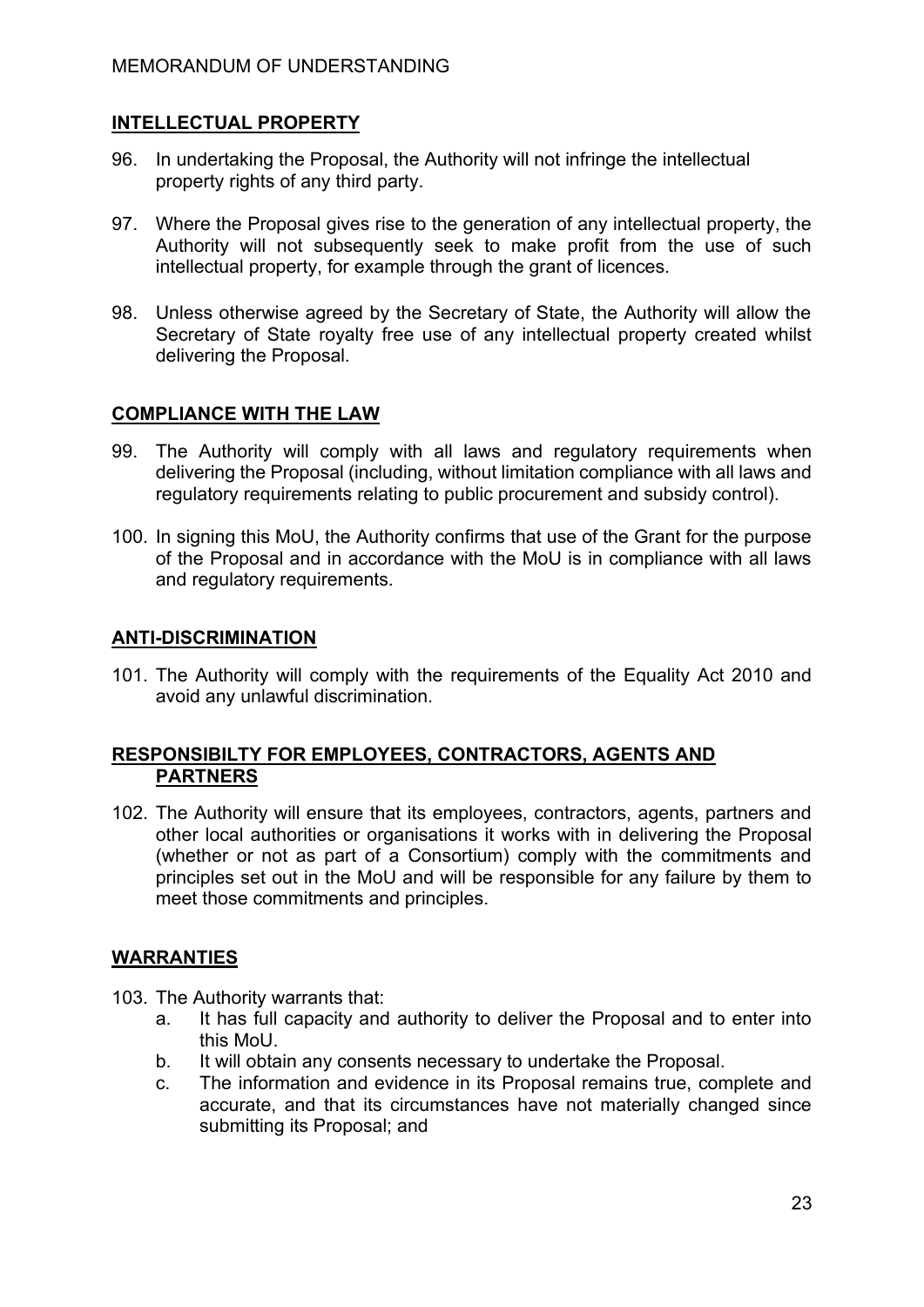## INTELLECTUAL PROPERTY

96. In undertaking the Proposal, the Authority will not infringe the intellectual property rights of any third party.

97. Where the Proposal gives rise to the generation of any intellectual property, the Authority will not subsequently seek to make profit from the use of such intellectual property, for example through the grant of licences.

98. Unless otherwise agreed by the Secretary of State, the Authority will allow the Secretary of State royalty free use of any intellectual property created whilst delivering the Proposal.

## COMPLIANCE WITH THE LAW

99. The Authority will comply with all laws and regulatory requirements when delivering the Proposal (including, without limitation compliance with all laws and regulatory requirements relating to public procurement and subsidy control).

100. In signing this MoU, the Authority confirms that use of the Grant for the purpose of the Proposal and in accordance with the MoU is in compliance with all laws and regulatory requirements.

## ANTI-DISCRIMINATION

101. The Authority will comply with the requirements of the Equality Act 2010 and avoid any unlawful discrimination.

## RESPONSIBILTY FOR EMPLOYEES, CONTRACTORS, AGENTS AND PARTNERS

102. The Authority will ensure that its employees, contractors, agents, partners and other local authorities or organisations it works with in delivering the Proposal (whether or not as part of a Consortium) comply with the commitments and principles set out in the MoU and will be responsible for any failure by them to meet those commitments and principles.

## WARRANTIES

103. The Authority warrants that:
    a. It has full capacity and authority to deliver the Proposal and to enter into this MoU.
    b. It will obtain any consents necessary to undertake the Proposal.
    c. The information and evidence in its Proposal remains true, complete and accurate, and that its circumstances have not materially changed since submitting its Proposal; and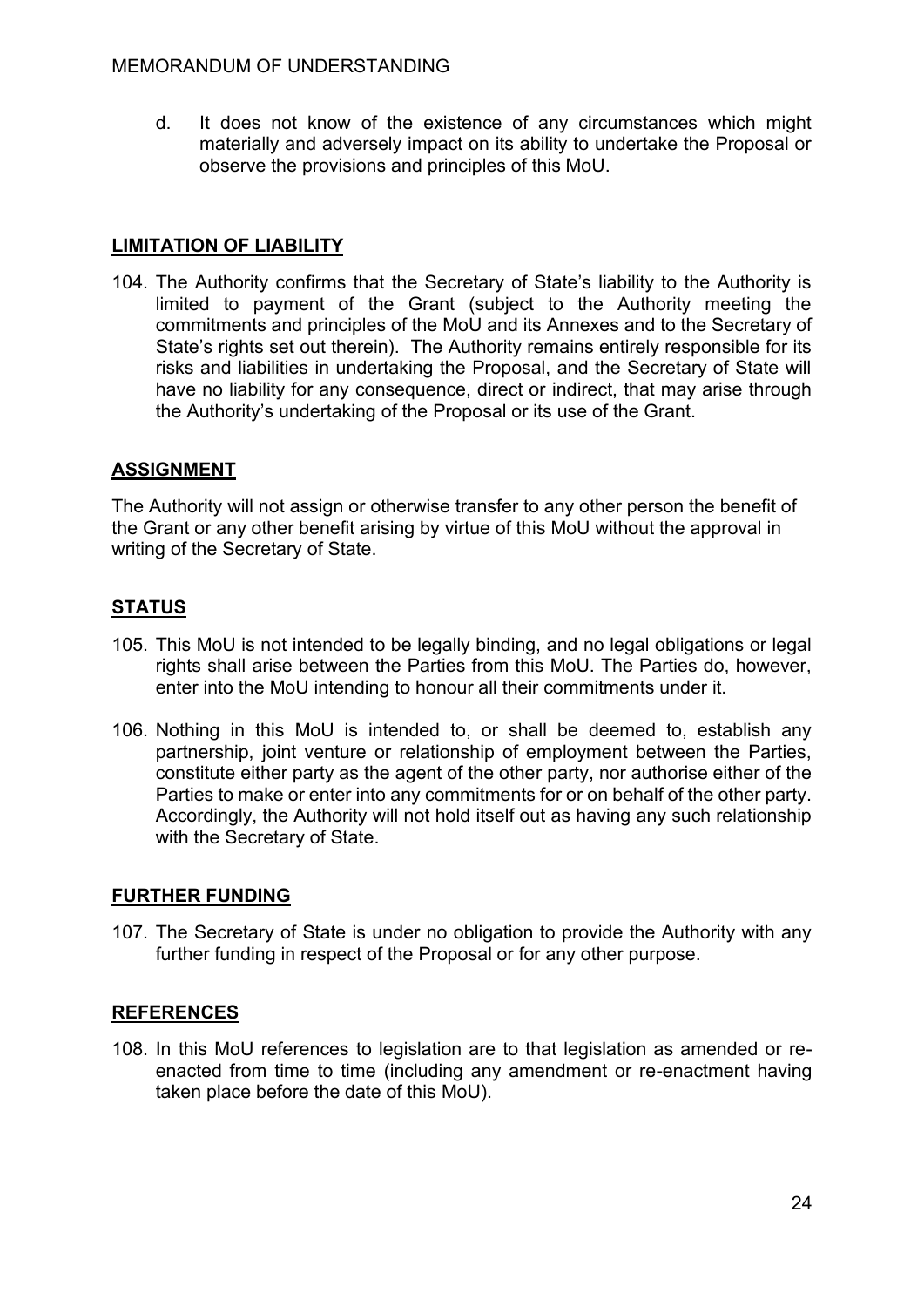d. It does not know of the existence of any circumstances which might materially and adversely impact on its ability to undertake the Proposal or observe the provisions and principles of this MoU.

## LIMITATION OF LIABILITY

104. The Authority confirms that the Secretary of State's liability to the Authority is limited to payment of the Grant (subject to the Authority meeting the commitments and principles of the MoU and its Annexes and to the Secretary of State's rights set out therein). The Authority remains entirely responsible for its risks and liabilities in undertaking the Proposal, and the Secretary of State will have no liability for any consequence, direct or indirect, that may arise through the Authority's undertaking of the Proposal or its use of the Grant.

## ASSIGNMENT

The Authority will not assign or otherwise transfer to any other person the benefit of the Grant or any other benefit arising by virtue of this MoU without the approval in writing of the Secretary of State.

## STATUS

105. This MoU is not intended to be legally binding, and no legal obligations or legal rights shall arise between the Parties from this MoU. The Parties do, however, enter into the MoU intending to honour all their commitments under it.

106. Nothing in this MoU is intended to, or shall be deemed to, establish any partnership, joint venture or relationship of employment between the Parties, constitute either party as the agent of the other party, nor authorise either of the Parties to make or enter into any commitments for or on behalf of the other party. Accordingly, the Authority will not hold itself out as having any such relationship with the Secretary of State.

## FURTHER FUNDING

107. The Secretary of State is under no obligation to provide the Authority with any further funding in respect of the Proposal or for any other purpose.

## REFERENCES

108. In this MoU references to legislation are to that legislation as amended or re-enacted from time to time (including any amendment or re-enactment having taken place before the date of this MoU).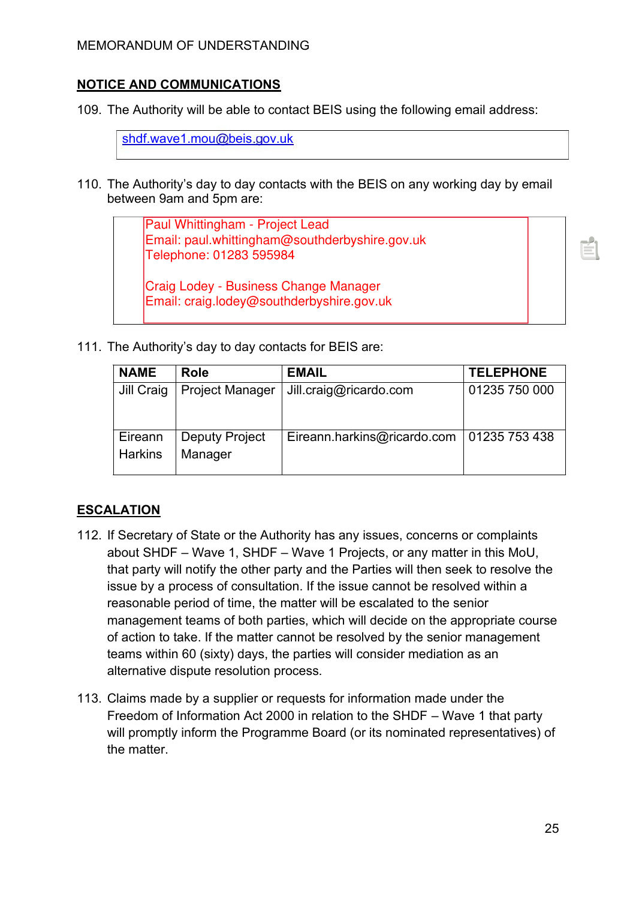## NOTICE AND COMMUNICATIONS

109. The Authority will be able to contact BEIS using the following email address:

| shdf.wave1.mou@beis.gov.uk |
|---|

110. The Authority's day to day contacts with the BEIS on any working day by email between 9am and 5pm are:

| Paul Whittingham - Project Lead<br>Email: paul.whittingham@southderbyshire.gov.uk<br>Telephone: 01283 595984<br><br>Craig Lodey - Business Change Manager<br>Email: craig.lodey@southderbyshire.gov.uk |
|---|

111. The Authority's day to day contacts for BEIS are:

| NAME | Role | EMAIL | TELEPHONE |
|---|---|---|---|
| Jill Craig | Project Manager | Jill.craig@ricardo.com | 01235 750 000 |
| Eireann Harkins | Deputy Project Manager | Eireann.harkins@ricardo.com | 01235 753 438 |

## ESCALATION

112. If Secretary of State or the Authority has any issues, concerns or complaints about SHDF – Wave 1, SHDF – Wave 1 Projects, or any matter in this MoU, that party will notify the other party and the Parties will then seek to resolve the issue by a process of consultation. If the issue cannot be resolved within a reasonable period of time, the matter will be escalated to the senior management teams of both parties, which will decide on the appropriate course of action to take. If the matter cannot be resolved by the senior management teams within 60 (sixty) days, the parties will consider mediation as an alternative dispute resolution process.

113. Claims made by a supplier or requests for information made under the Freedom of Information Act 2000 in relation to the SHDF – Wave 1 that party will promptly inform the Programme Board (or its nominated representatives) of the matter.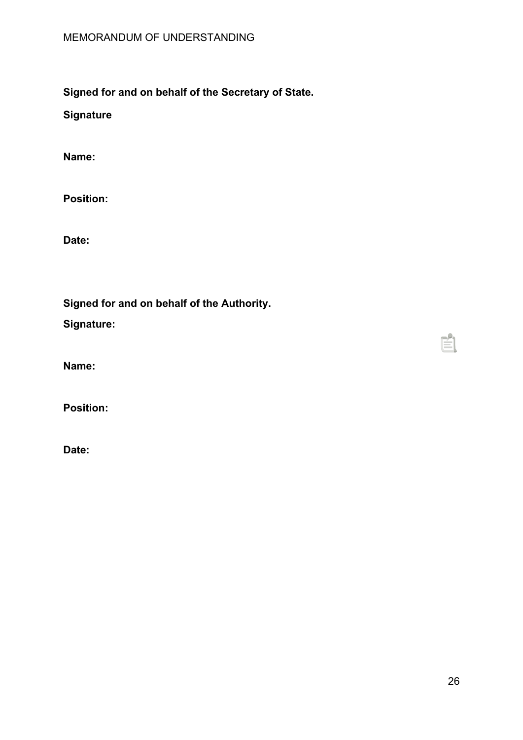**Signed for and on behalf of the Secretary of State.**

**Signature**

**Name:**

**Position:**

**Date:**

**Signed for and on behalf of the Authority.**

**Signature:**

**Name:**

**Position:**

**Date:**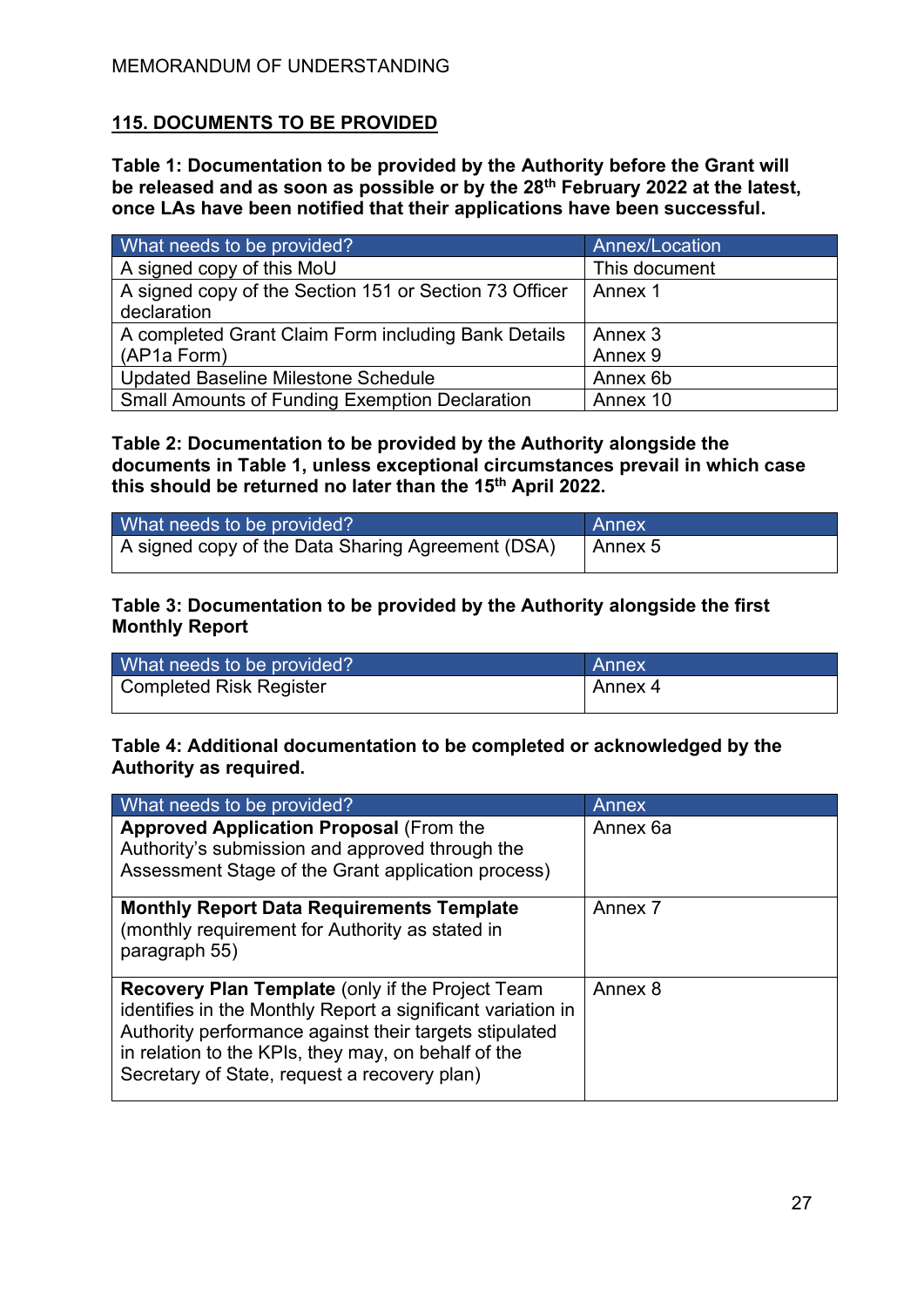## 115. DOCUMENTS TO BE PROVIDED

**Table 1: Documentation to be provided by the Authority before the Grant will be released and as soon as possible or by the 28th February 2022 at the latest, once LAs have been notified that their applications have been successful.**

| What needs to be provided? | Annex/Location |
|---|---|
| A signed copy of this MoU | This document |
| A signed copy of the Section 151 or Section 73 Officer declaration | Annex 1 |
| A completed Grant Claim Form including Bank Details (AP1a Form) | Annex 3<br>Annex 9 |
| Updated Baseline Milestone Schedule | Annex 6b |
| Small Amounts of Funding Exemption Declaration | Annex 10 |

**Table 2: Documentation to be provided by the Authority alongside the documents in Table 1, unless exceptional circumstances prevail in which case this should be returned no later than the 15th April 2022.**

| What needs to be provided? | Annex |
|---|---|
| A signed copy of the Data Sharing Agreement (DSA) | Annex 5 |

**Table 3: Documentation to be provided by the Authority alongside the first Monthly Report**

| What needs to be provided? | Annex |
|---|---|
| Completed Risk Register | Annex 4 |

**Table 4: Additional documentation to be completed or acknowledged by the Authority as required.**

| What needs to be provided? | Annex |
|---|---|
| **Approved Application Proposal** (From the Authority's submission and approved through the Assessment Stage of the Grant application process) | Annex 6a |
| **Monthly Report Data Requirements Template** (monthly requirement for Authority as stated in paragraph 55) | Annex 7 |
| **Recovery Plan Template** (only if the Project Team identifies in the Monthly Report a significant variation in Authority performance against their targets stipulated in relation to the KPIs, they may, on behalf of the Secretary of State, request a recovery plan) | Annex 8 |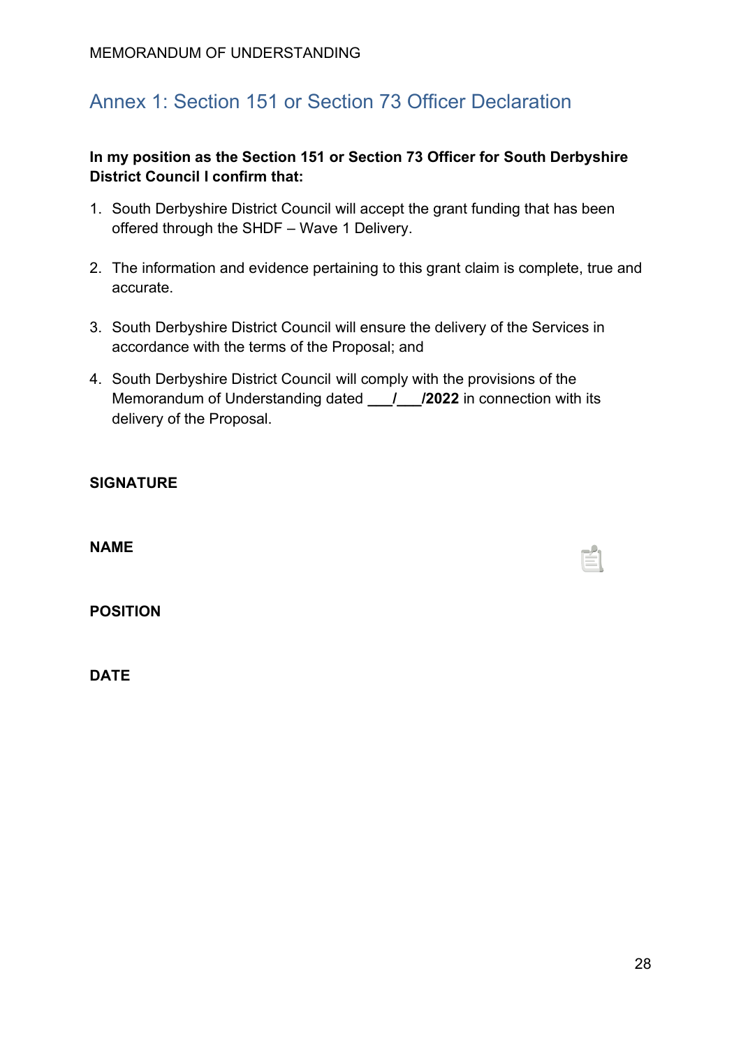## Annex 1: Section 151 or Section 73 Officer Declaration

**In my position as the Section 151 or Section 73 Officer for South Derbyshire District Council I confirm that:**

1. South Derbyshire District Council will accept the grant funding that has been offered through the SHDF – Wave 1 Delivery.

2. The information and evidence pertaining to this grant claim is complete, true and accurate.

3. South Derbyshire District Council will ensure the delivery of the Services in accordance with the terms of the Proposal; and

4. South Derbyshire District Council will comply with the provisions of the Memorandum of Understanding dated **___/___/2022** in connection with its delivery of the Proposal.

**SIGNATURE**

**NAME**

**POSITION**

**DATE**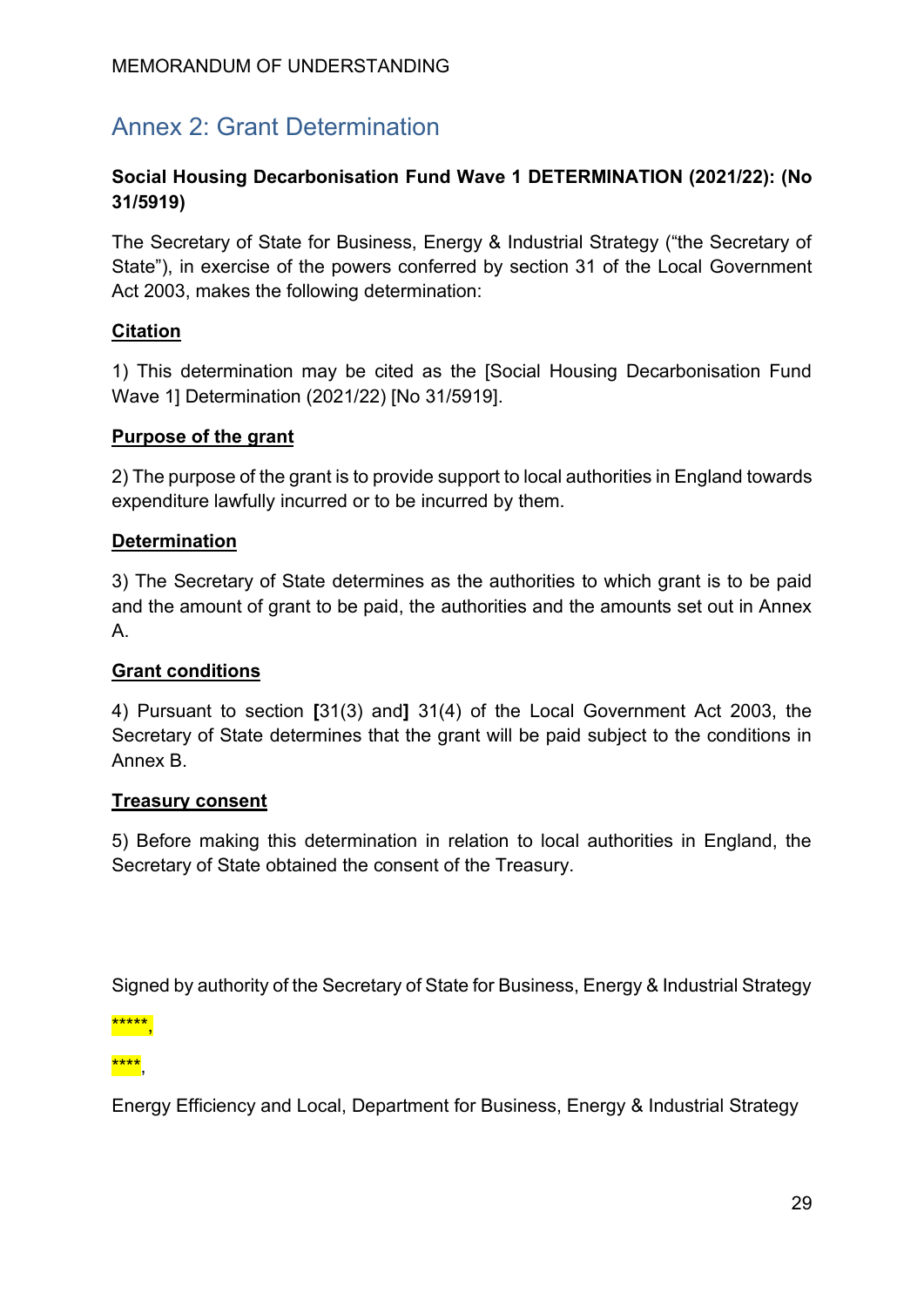## Annex 2: Grant Determination

**Social Housing Decarbonisation Fund Wave 1 DETERMINATION (2021/22): (No 31/5919)**

The Secretary of State for Business, Energy & Industrial Strategy ("the Secretary of State"), in exercise of the powers conferred by section 31 of the Local Government Act 2003, makes the following determination:

**Citation**

1) This determination may be cited as the [Social Housing Decarbonisation Fund Wave 1] Determination (2021/22) [No 31/5919].

**Purpose of the grant**

2) The purpose of the grant is to provide support to local authorities in England towards expenditure lawfully incurred or to be incurred by them.

**Determination**

3) The Secretary of State determines as the authorities to which grant is to be paid and the amount of grant to be paid, the authorities and the amounts set out in Annex A.

**Grant conditions**

4) Pursuant to section **[**31(3) and**]** 31(4) of the Local Government Act 2003, the Secretary of State determines that the grant will be paid subject to the conditions in Annex B.

**Treasury consent**

5) Before making this determination in relation to local authorities in England, the Secretary of State obtained the consent of the Treasury.

Signed by authority of the Secretary of State for Business, Energy & Industrial Strategy

*****,

****,

Energy Efficiency and Local, Department for Business, Energy & Industrial Strategy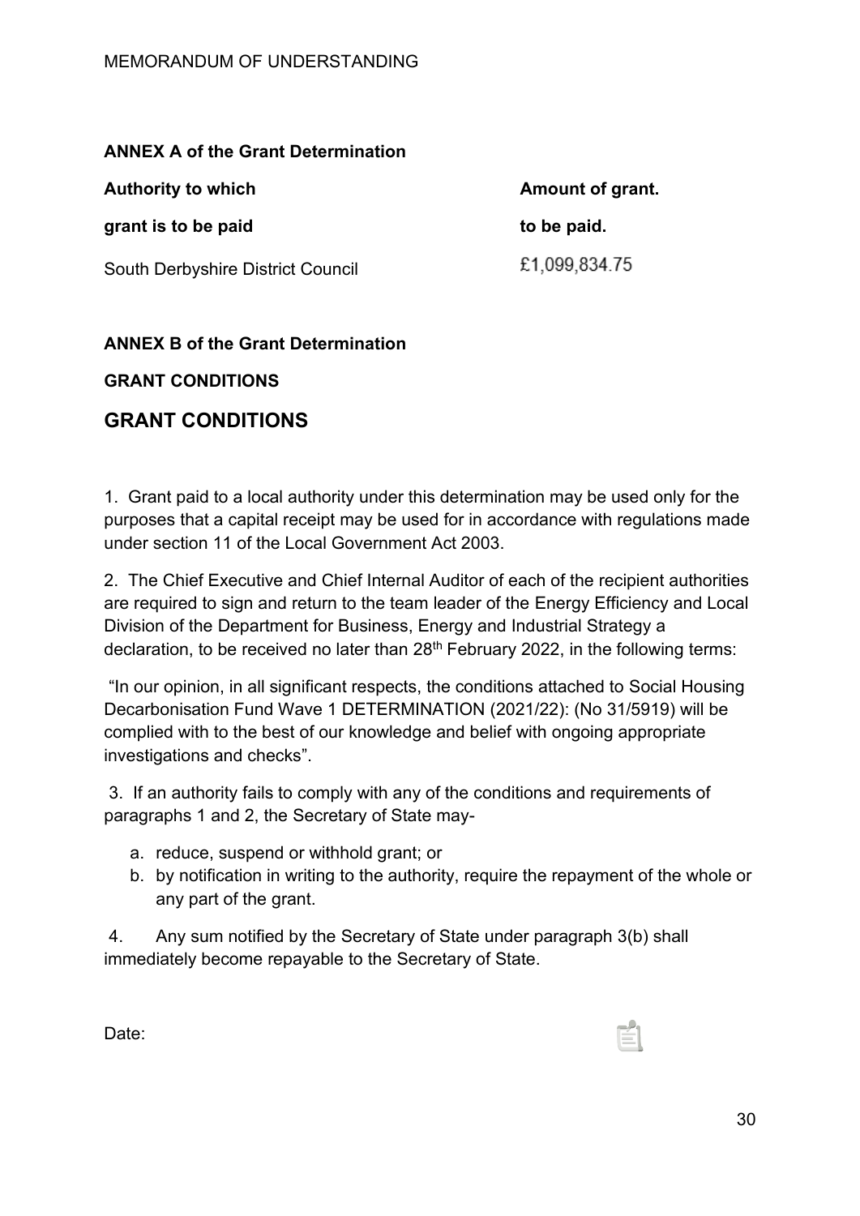**ANNEX A of the Grant Determination**

| Authority to which grant is to be paid | Amount of grant. to be paid. |
|---|---|
| South Derbyshire District Council | £1,099,834.75 |

**ANNEX B of the Grant Determination**

**GRANT CONDITIONS**

## GRANT CONDITIONS

1. Grant paid to a local authority under this determination may be used only for the purposes that a capital receipt may be used for in accordance with regulations made under section 11 of the Local Government Act 2003.

2. The Chief Executive and Chief Internal Auditor of each of the recipient authorities are required to sign and return to the team leader of the Energy Efficiency and Local Division of the Department for Business, Energy and Industrial Strategy a declaration, to be received no later than 28th February 2022, in the following terms:

"In our opinion, in all significant respects, the conditions attached to Social Housing Decarbonisation Fund Wave 1 DETERMINATION (2021/22): (No 31/5919) will be complied with to the best of our knowledge and belief with ongoing appropriate investigations and checks".

3. If an authority fails to comply with any of the conditions and requirements of paragraphs 1 and 2, the Secretary of State may-

a. reduce, suspend or withhold grant; or
b. by notification in writing to the authority, require the repayment of the whole or any part of the grant.

4. Any sum notified by the Secretary of State under paragraph 3(b) shall immediately become repayable to the Secretary of State.

Date: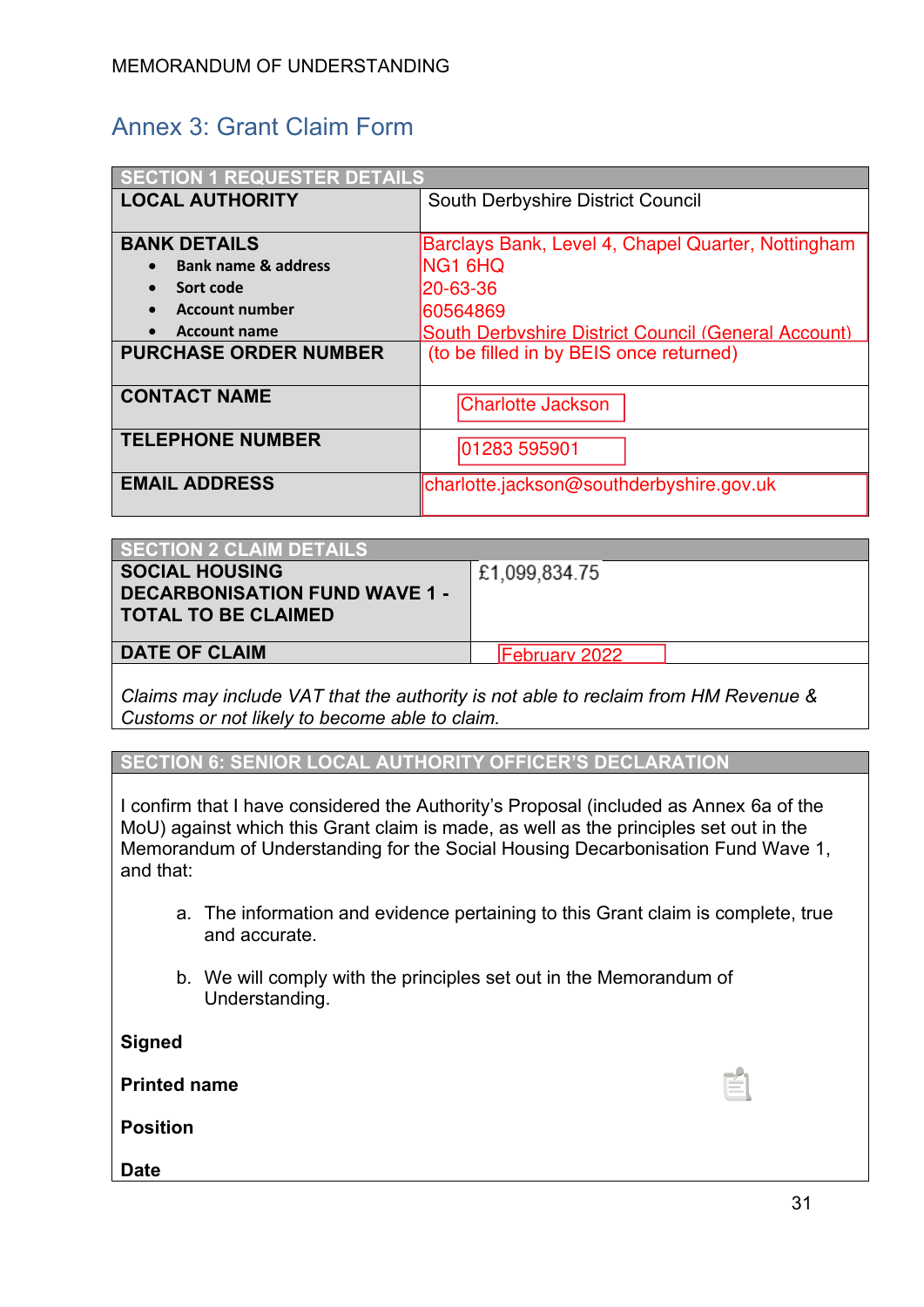## Annex 3: Grant Claim Form

| SECTION 1 REQUESTER DETAILS | |
|---|---|
| **LOCAL AUTHORITY** | South Derbyshire District Council |
| **BANK DETAILS**<br>• **Bank name & address**<br>• **Sort code**<br>• **Account number**<br>• **Account name** | Barclays Bank, Level 4, Chapel Quarter, Nottingham NG1 6HQ<br>20-63-36<br>60564869<br>South Derbyshire District Council (General Account) |
| **PURCHASE ORDER NUMBER** | (to be filled in by BEIS once returned) |
| **CONTACT NAME** | Charlotte Jackson |
| **TELEPHONE NUMBER** | 01283 595901 |
| **EMAIL ADDRESS** | charlotte.jackson@southderbyshire.gov.uk |

| SECTION 2 CLAIM DETAILS | |
|---|---|
| **SOCIAL HOUSING DECARBONISATION FUND WAVE 1 - TOTAL TO BE CLAIMED** | £1,099,834.75 |
| **DATE OF CLAIM** | February 2022 |

*Claims may include VAT that the authority is not able to reclaim from HM Revenue & Customs or not likely to become able to claim.*

**SECTION 6: SENIOR LOCAL AUTHORITY OFFICER'S DECLARATION**

I confirm that I have considered the Authority's Proposal (included as Annex 6a of the MoU) against which this Grant claim is made, as well as the principles set out in the Memorandum of Understanding for the Social Housing Decarbonisation Fund Wave 1, and that:

a. The information and evidence pertaining to this Grant claim is complete, true and accurate.

b. We will comply with the principles set out in the Memorandum of Understanding.

**Signed**

**Printed name**

**Position**

**Date**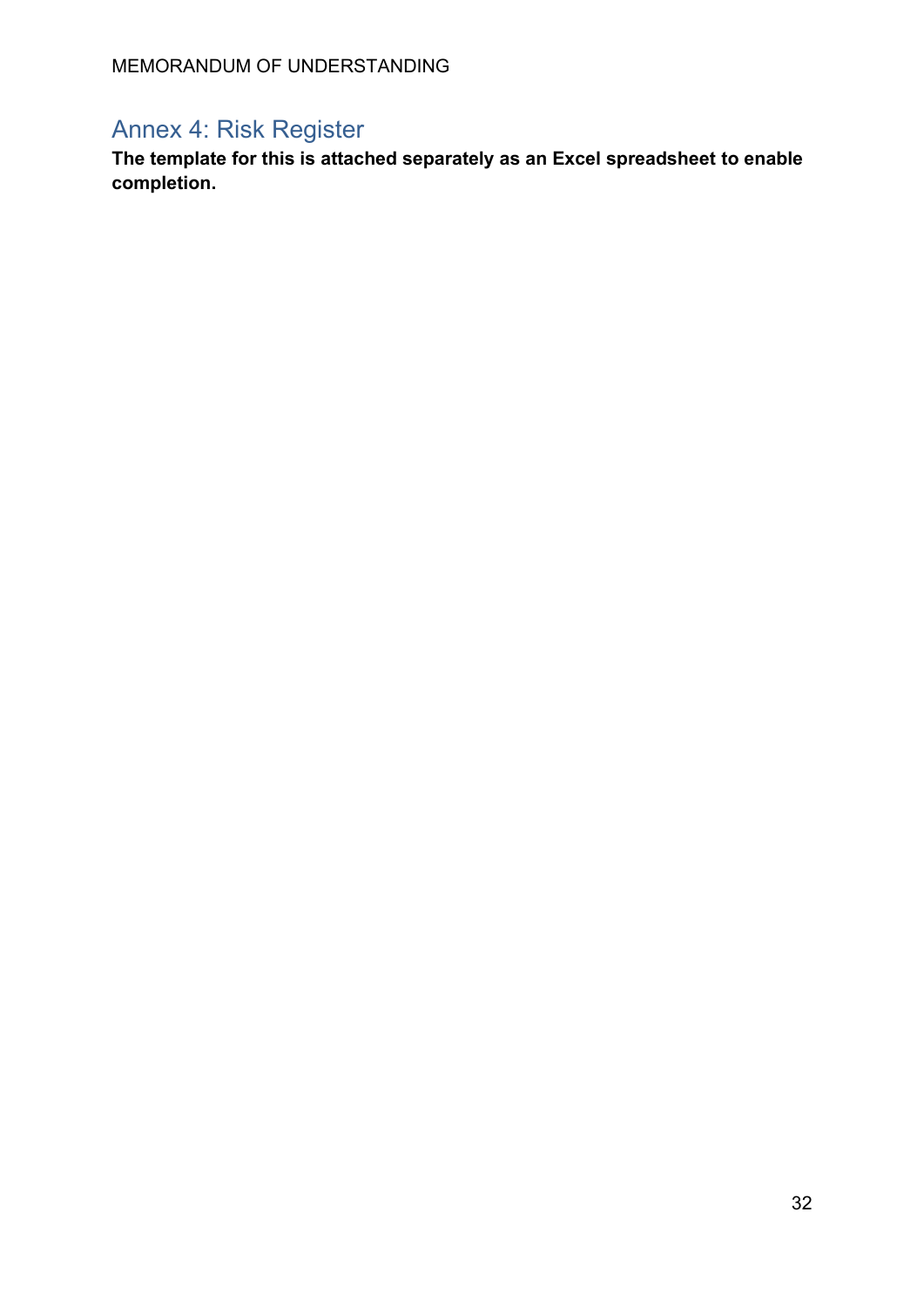## Annex 4: Risk Register

**The template for this is attached separately as an Excel spreadsheet to enable completion.**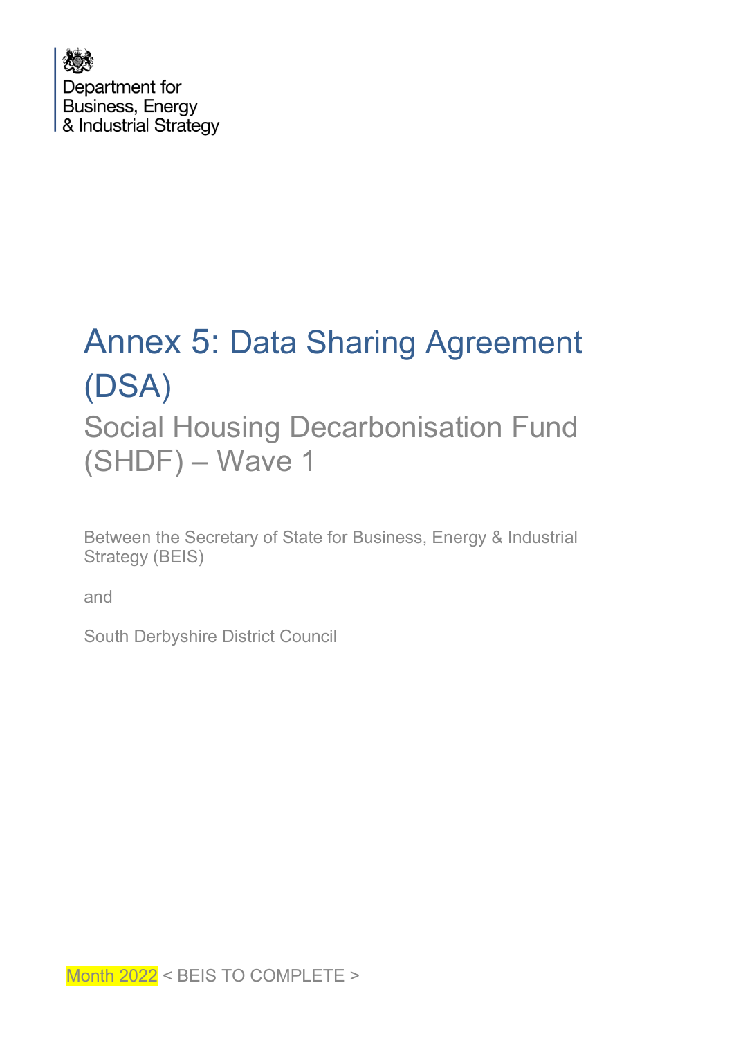Department for Business, Energy & Industrial Strategy

# Annex 5: Data Sharing Agreement (DSA)

## Social Housing Decarbonisation Fund (SHDF) – Wave 1

Between the Secretary of State for Business, Energy & Industrial Strategy (BEIS)

and

South Derbyshire District Council

Month 2022 < BEIS TO COMPLETE >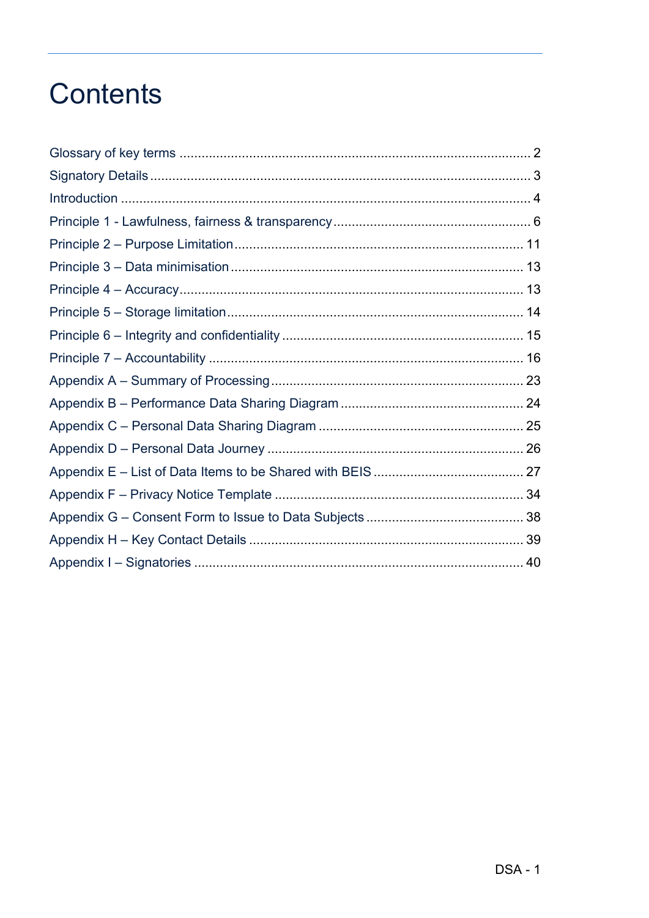# Contents

Glossary of key terms ............................................................................................. 2
Signatory Details ...................................................................................................... 3
Introduction ............................................................................................................ 4
Principle 1 - Lawfulness, fairness & transparency .................................................... 6
Principle 2 – Purpose Limitation .............................................................................. 11
Principle 3 – Data minimisation ............................................................................... 13
Principle 4 – Accuracy ............................................................................................. 13
Principle 5 – Storage limitation ................................................................................ 14
Principle 6 – Integrity and confidentiality ................................................................. 15
Principle 7 – Accountability ..................................................................................... 16
Appendix A – Summary of Processing .................................................................... 23
Appendix B – Performance Data Sharing Diagram ................................................. 24
Appendix C – Personal Data Sharing Diagram ....................................................... 25
Appendix D – Personal Data Journey ..................................................................... 26
Appendix E – List of Data Items to be Shared with BEIS ........................................ 27
Appendix F – Privacy Notice Template ................................................................... 34
Appendix G – Consent Form to Issue to Data Subjects .......................................... 38
Appendix H – Key Contact Details .......................................................................... 39
Appendix I – Signatories ......................................................................................... 40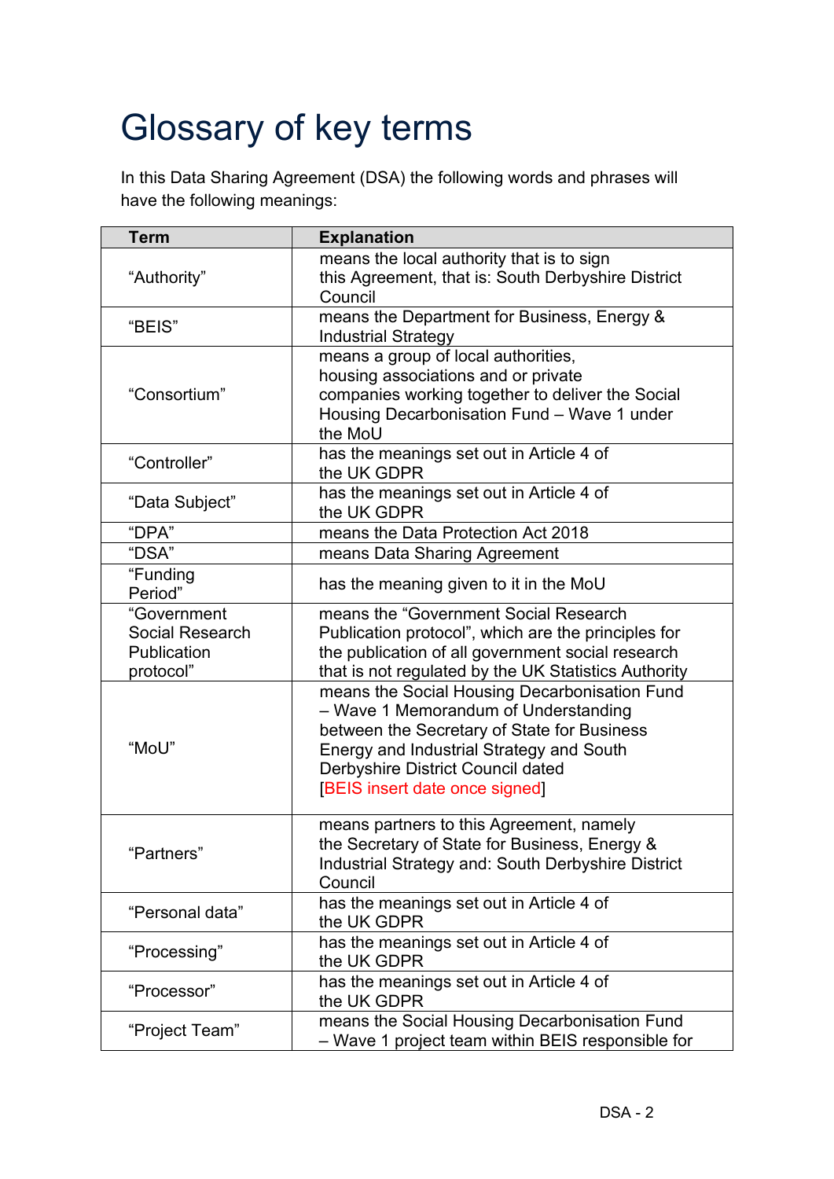# Glossary of key terms

In this Data Sharing Agreement (DSA) the following words and phrases will have the following meanings:

| Term | Explanation |
| --- | --- |
| "Authority" | means the local authority that is to sign this Agreement, that is: South Derbyshire District Council |
| "BEIS" | means the Department for Business, Energy & Industrial Strategy |
| "Consortium" | means a group of local authorities, housing associations and or private companies working together to deliver the Social Housing Decarbonisation Fund – Wave 1 under the MoU |
| "Controller" | has the meanings set out in Article 4 of the UK GDPR |
| "Data Subject" | has the meanings set out in Article 4 of the UK GDPR |
| "DPA" | means the Data Protection Act 2018 |
| "DSA" | means Data Sharing Agreement |
| "Funding Period" | has the meaning given to it in the MoU |
| "Government Social Research Publication protocol" | means the "Government Social Research Publication protocol", which are the principles for the publication of all government social research that is not regulated by the UK Statistics Authority |
| "MoU" | means the Social Housing Decarbonisation Fund – Wave 1 Memorandum of Understanding between the Secretary of State for Business Energy and Industrial Strategy and South Derbyshire District Council dated [BEIS insert date once signed] |
| "Partners" | means partners to this Agreement, namely the Secretary of State for Business, Energy & Industrial Strategy and: South Derbyshire District Council |
| "Personal data" | has the meanings set out in Article 4 of the UK GDPR |
| "Processing" | has the meanings set out in Article 4 of the UK GDPR |
| "Processor" | has the meanings set out in Article 4 of the UK GDPR |
| "Project Team" | means the Social Housing Decarbonisation Fund – Wave 1 project team within BEIS responsible for |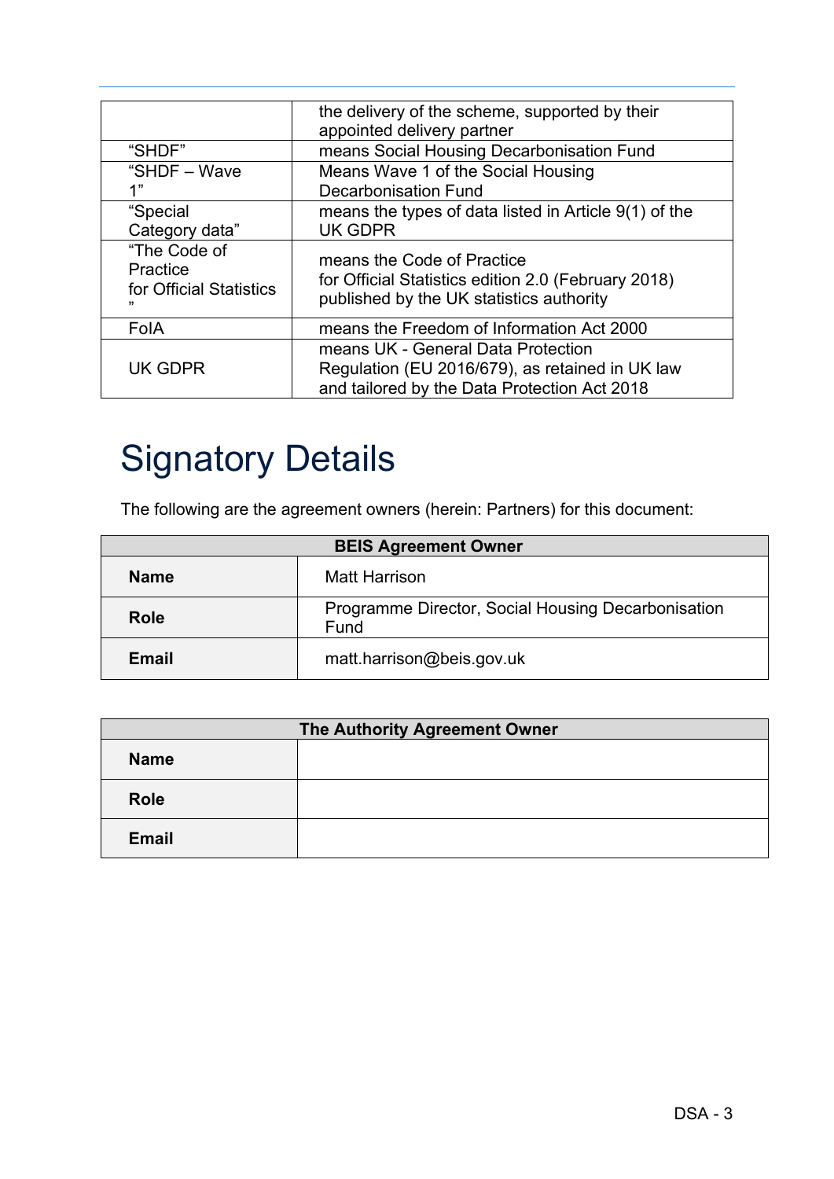| | |
|---|---|
| | the delivery of the scheme, supported by their appointed delivery partner |
| "SHDF" | means Social Housing Decarbonisation Fund |
| "SHDF – Wave 1" | Means Wave 1 of the Social Housing Decarbonisation Fund |
| "Special Category data" | means the types of data listed in Article 9(1) of the UK GDPR |
| "The Code of Practice for Official Statistics" | means the Code of Practice for Official Statistics edition 2.0 (February 2018) published by the UK statistics authority |
| FoIA | means the Freedom of Information Act 2000 |
| UK GDPR | means UK - General Data Protection Regulation (EU 2016/679), as retained in UK law and tailored by the Data Protection Act 2018 |

# Signatory Details

The following are the agreement owners (herein: Partners) for this document:

| BEIS Agreement Owner | |
|---|---|
| **Name** | Matt Harrison |
| **Role** | Programme Director, Social Housing Decarbonisation Fund |
| **Email** | matt.harrison@beis.gov.uk |

| The Authority Agreement Owner | |
|---|---|
| **Name** | |
| **Role** | |
| **Email** | |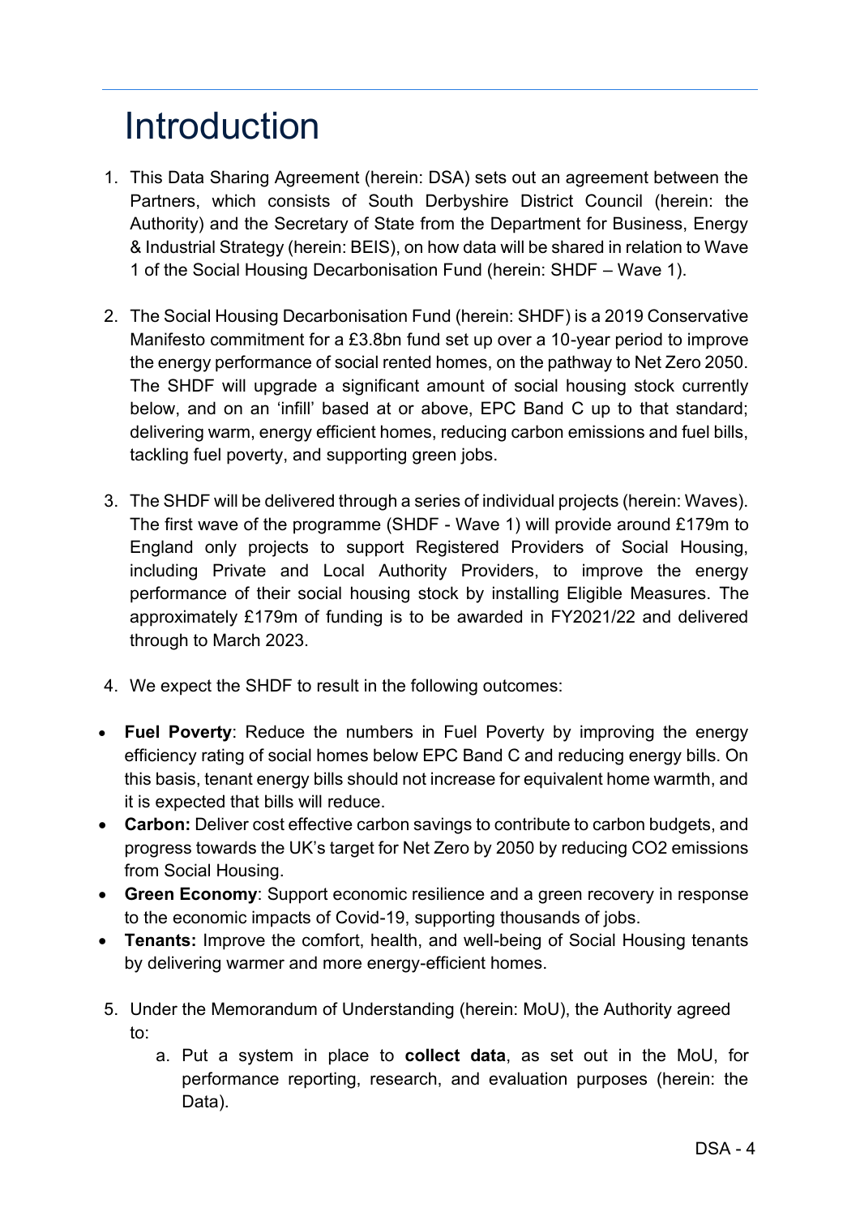# Introduction

1. This Data Sharing Agreement (herein: DSA) sets out an agreement between the Partners, which consists of South Derbyshire District Council (herein: the Authority) and the Secretary of State from the Department for Business, Energy & Industrial Strategy (herein: BEIS), on how data will be shared in relation to Wave 1 of the Social Housing Decarbonisation Fund (herein: SHDF – Wave 1).

2. The Social Housing Decarbonisation Fund (herein: SHDF) is a 2019 Conservative Manifesto commitment for a £3.8bn fund set up over a 10-year period to improve the energy performance of social rented homes, on the pathway to Net Zero 2050. The SHDF will upgrade a significant amount of social housing stock currently below, and on an 'infill' based at or above, EPC Band C up to that standard; delivering warm, energy efficient homes, reducing carbon emissions and fuel bills, tackling fuel poverty, and supporting green jobs.

3. The SHDF will be delivered through a series of individual projects (herein: Waves). The first wave of the programme (SHDF - Wave 1) will provide around £179m to England only projects to support Registered Providers of Social Housing, including Private and Local Authority Providers, to improve the energy performance of their social housing stock by installing Eligible Measures. The approximately £179m of funding is to be awarded in FY2021/22 and delivered through to March 2023.

4. We expect the SHDF to result in the following outcomes:

- **Fuel Poverty**: Reduce the numbers in Fuel Poverty by improving the energy efficiency rating of social homes below EPC Band C and reducing energy bills. On this basis, tenant energy bills should not increase for equivalent home warmth, and it is expected that bills will reduce.
- **Carbon:** Deliver cost effective carbon savings to contribute to carbon budgets, and progress towards the UK's target for Net Zero by 2050 by reducing $CO_2$ emissions from Social Housing.
- **Green Economy**: Support economic resilience and a green recovery in response to the economic impacts of Covid-19, supporting thousands of jobs.
- **Tenants:** Improve the comfort, health, and well-being of Social Housing tenants by delivering warmer and more energy-efficient homes.

5. Under the Memorandum of Understanding (herein: MoU), the Authority agreed to:
   a. Put a system in place to **collect data**, as set out in the MoU, for performance reporting, research, and evaluation purposes (herein: the Data).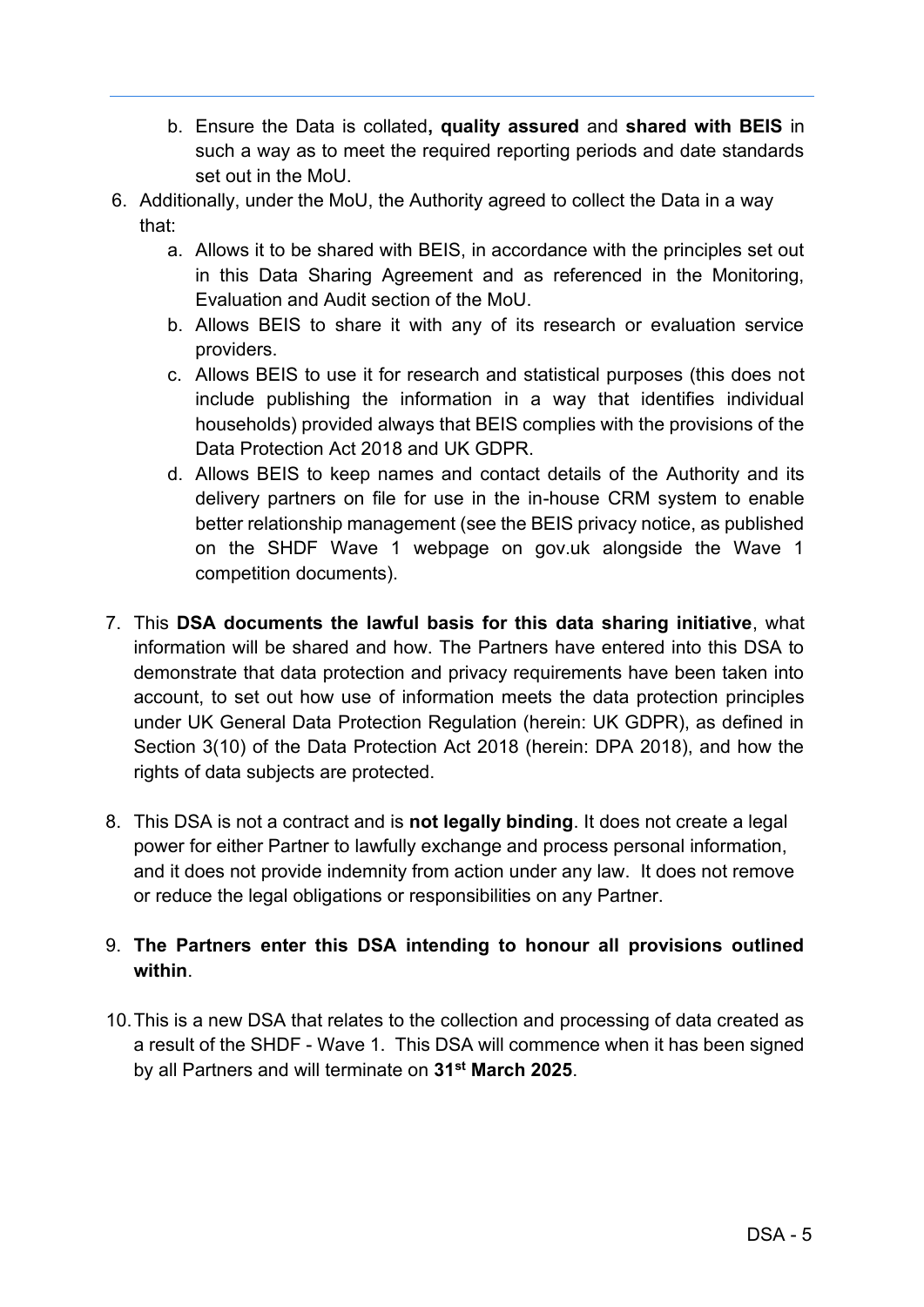b. Ensure the Data is collated**, quality assured** and **shared with BEIS** in such a way as to meet the required reporting periods and date standards set out in the MoU.

6. Additionally, under the MoU, the Authority agreed to collect the Data in a way that:
   a. Allows it to be shared with BEIS, in accordance with the principles set out in this Data Sharing Agreement and as referenced in the Monitoring, Evaluation and Audit section of the MoU.
   b. Allows BEIS to share it with any of its research or evaluation service providers.
   c. Allows BEIS to use it for research and statistical purposes (this does not include publishing the information in a way that identifies individual households) provided always that BEIS complies with the provisions of the Data Protection Act 2018 and UK GDPR.
   d. Allows BEIS to keep names and contact details of the Authority and its delivery partners on file for use in the in-house CRM system to enable better relationship management (see the BEIS privacy notice, as published on the SHDF Wave 1 webpage on gov.uk alongside the Wave 1 competition documents).

7. This **DSA documents the lawful basis for this data sharing initiative**, what information will be shared and how. The Partners have entered into this DSA to demonstrate that data protection and privacy requirements have been taken into account, to set out how use of information meets the data protection principles under UK General Data Protection Regulation (herein: UK GDPR), as defined in Section 3(10) of the Data Protection Act 2018 (herein: DPA 2018), and how the rights of data subjects are protected.

8. This DSA is not a contract and is **not legally binding**. It does not create a legal power for either Partner to lawfully exchange and process personal information, and it does not provide indemnity from action under any law. It does not remove or reduce the legal obligations or responsibilities on any Partner.

9. **The Partners enter this DSA intending to honour all provisions outlined within**.

10. This is a new DSA that relates to the collection and processing of data created as a result of the SHDF - Wave 1. This DSA will commence when it has been signed by all Partners and will terminate on **31st March 2025**.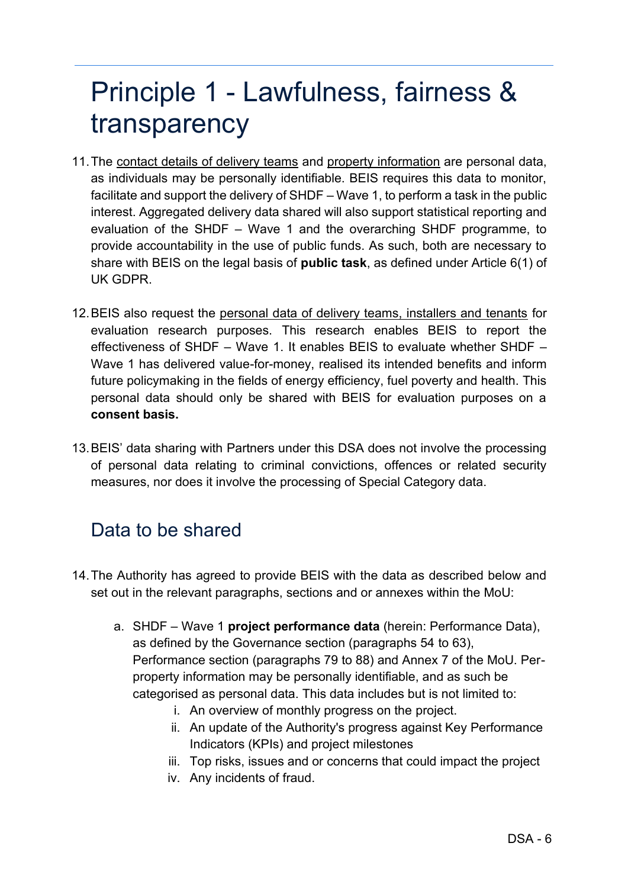# Principle 1 - Lawfulness, fairness & transparency

11. The contact details of delivery teams and property information are personal data, as individuals may be personally identifiable. BEIS requires this data to monitor, facilitate and support the delivery of SHDF – Wave 1, to perform a task in the public interest. Aggregated delivery data shared will also support statistical reporting and evaluation of the SHDF – Wave 1 and the overarching SHDF programme, to provide accountability in the use of public funds. As such, both are necessary to share with BEIS on the legal basis of **public task**, as defined under Article 6(1) of UK GDPR.

12. BEIS also request the personal data of delivery teams, installers and tenants for evaluation research purposes. This research enables BEIS to report the effectiveness of SHDF – Wave 1. It enables BEIS to evaluate whether SHDF – Wave 1 has delivered value-for-money, realised its intended benefits and inform future policymaking in the fields of energy efficiency, fuel poverty and health. This personal data should only be shared with BEIS for evaluation purposes on a **consent basis.**

13. BEIS' data sharing with Partners under this DSA does not involve the processing of personal data relating to criminal convictions, offences or related security measures, nor does it involve the processing of Special Category data.

## Data to be shared

14. The Authority has agreed to provide BEIS with the data as described below and set out in the relevant paragraphs, sections and or annexes within the MoU:

    a. SHDF – Wave 1 **project performance data** (herein: Performance Data), as defined by the Governance section (paragraphs 54 to 63), Performance section (paragraphs 79 to 88) and Annex 7 of the MoU. Per-property information may be personally identifiable, and as such be categorised as personal data. This data includes but is not limited to:

       i. An overview of monthly progress on the project.
       ii. An update of the Authority's progress against Key Performance Indicators (KPIs) and project milestones
       iii. Top risks, issues and or concerns that could impact the project
       iv. Any incidents of fraud.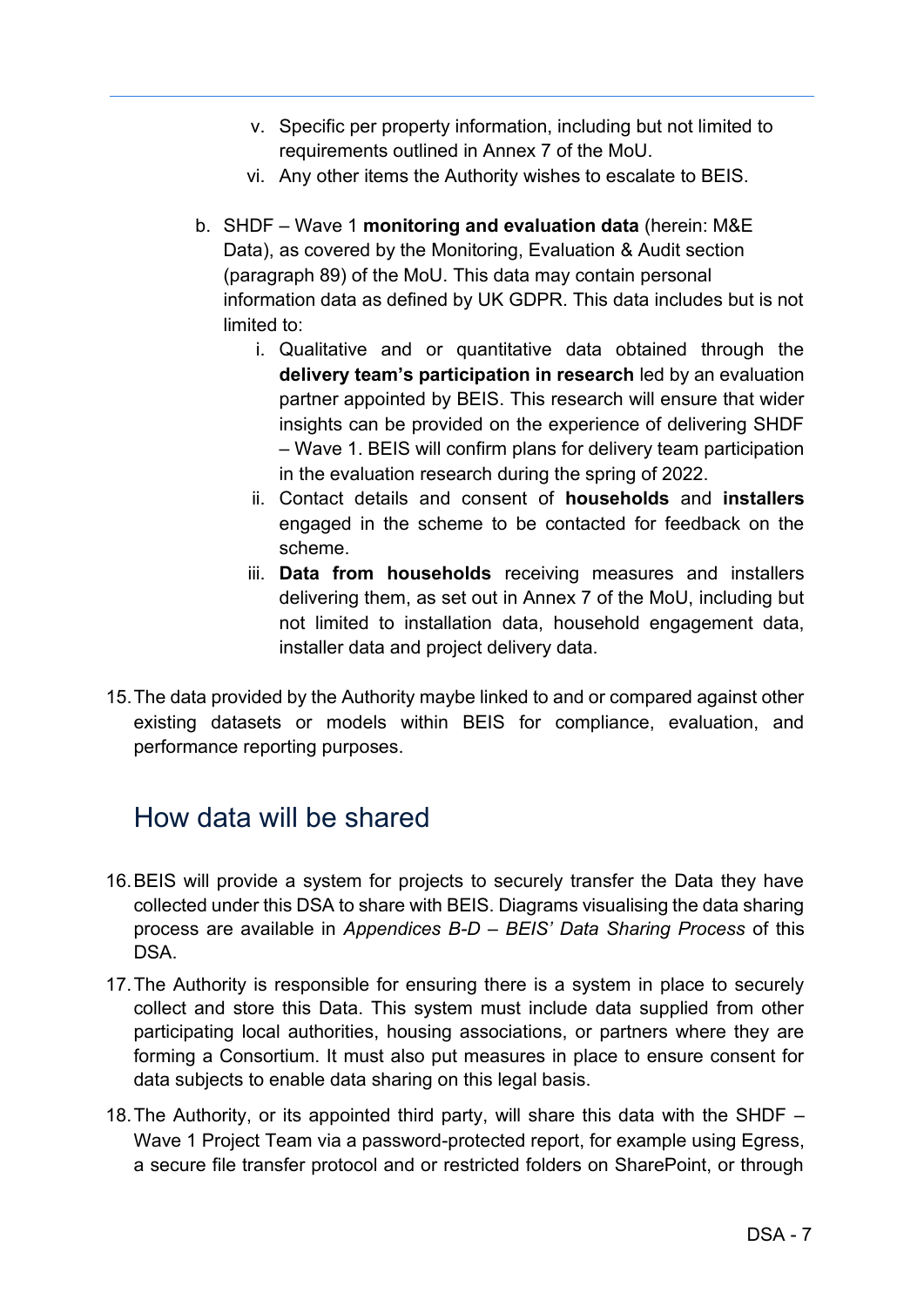v. Specific per property information, including but not limited to requirements outlined in Annex 7 of the MoU.
vi. Any other items the Authority wishes to escalate to BEIS.

b. SHDF – Wave 1 **monitoring and evaluation data** (herein: M&E Data), as covered by the Monitoring, Evaluation & Audit section (paragraph 89) of the MoU. This data may contain personal information data as defined by UK GDPR. This data includes but is not limited to:
   i. Qualitative and or quantitative data obtained through the **delivery team's participation in research** led by an evaluation partner appointed by BEIS. This research will ensure that wider insights can be provided on the experience of delivering SHDF – Wave 1. BEIS will confirm plans for delivery team participation in the evaluation research during the spring of 2022.
   ii. Contact details and consent of **households** and **installers** engaged in the scheme to be contacted for feedback on the scheme.
   iii. **Data from households** receiving measures and installers delivering them, as set out in Annex 7 of the MoU, including but not limited to installation data, household engagement data, installer data and project delivery data.

15. The data provided by the Authority maybe linked to and or compared against other existing datasets or models within BEIS for compliance, evaluation, and performance reporting purposes.

## How data will be shared

16. BEIS will provide a system for projects to securely transfer the Data they have collected under this DSA to share with BEIS. Diagrams visualising the data sharing process are available in *Appendices B-D – BEIS' Data Sharing Process* of this DSA.

17. The Authority is responsible for ensuring there is a system in place to securely collect and store this Data. This system must include data supplied from other participating local authorities, housing associations, or partners where they are forming a Consortium. It must also put measures in place to ensure consent for data subjects to enable data sharing on this legal basis.

18. The Authority, or its appointed third party, will share this data with the SHDF – Wave 1 Project Team via a password-protected report, for example using Egress, a secure file transfer protocol and or restricted folders on SharePoint, or through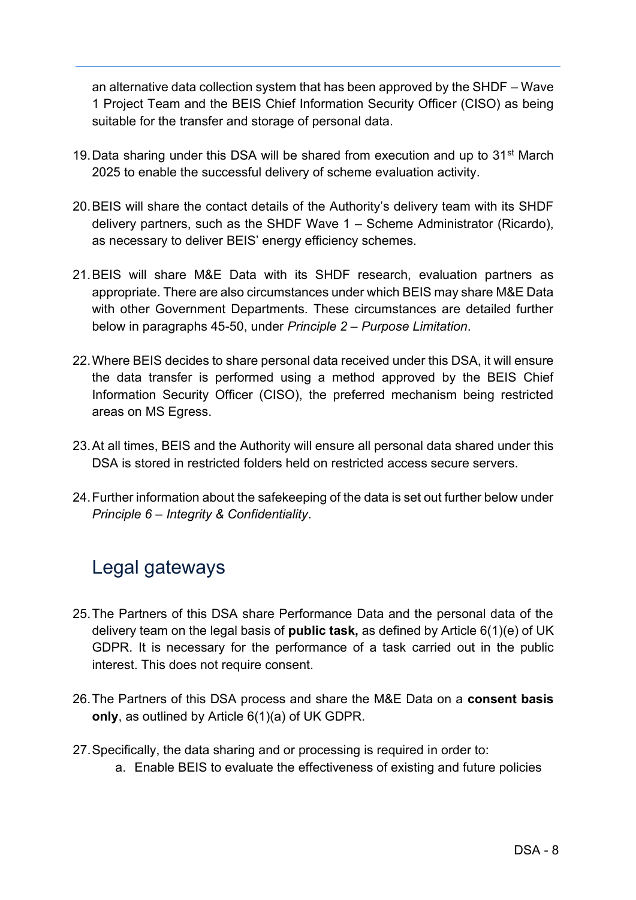an alternative data collection system that has been approved by the SHDF – Wave 1 Project Team and the BEIS Chief Information Security Officer (CISO) as being suitable for the transfer and storage of personal data.

19. Data sharing under this DSA will be shared from execution and up to 31st March 2025 to enable the successful delivery of scheme evaluation activity.

20. BEIS will share the contact details of the Authority's delivery team with its SHDF delivery partners, such as the SHDF Wave 1 – Scheme Administrator (Ricardo), as necessary to deliver BEIS' energy efficiency schemes.

21. BEIS will share M&E Data with its SHDF research, evaluation partners as appropriate. There are also circumstances under which BEIS may share M&E Data with other Government Departments. These circumstances are detailed further below in paragraphs 45-50, under *Principle 2 – Purpose Limitation*.

22. Where BEIS decides to share personal data received under this DSA, it will ensure the data transfer is performed using a method approved by the BEIS Chief Information Security Officer (CISO), the preferred mechanism being restricted areas on MS Egress.

23. At all times, BEIS and the Authority will ensure all personal data shared under this DSA is stored in restricted folders held on restricted access secure servers.

24. Further information about the safekeeping of the data is set out further below under *Principle 6 – Integrity & Confidentiality*.

## Legal gateways

25. The Partners of this DSA share Performance Data and the personal data of the delivery team on the legal basis of **public task,** as defined by Article 6(1)(e) of UK GDPR. It is necessary for the performance of a task carried out in the public interest. This does not require consent.

26. The Partners of this DSA process and share the M&E Data on a **consent basis only**, as outlined by Article 6(1)(a) of UK GDPR.

27. Specifically, the data sharing and or processing is required in order to:
    a. Enable BEIS to evaluate the effectiveness of existing and future policies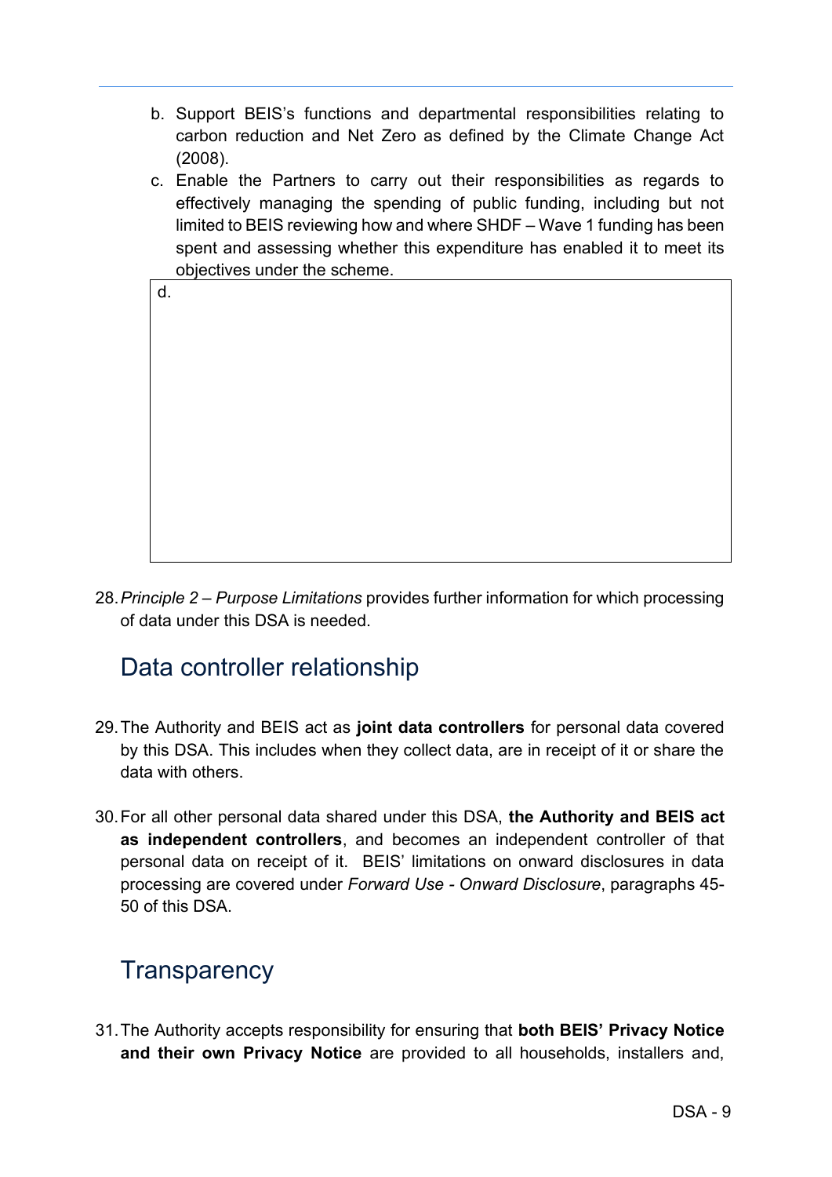b. Support BEIS's functions and departmental responsibilities relating to carbon reduction and Net Zero as defined by the Climate Change Act (2008).

c. Enable the Partners to carry out their responsibilities as regards to effectively managing the spending of public funding, including but not limited to BEIS reviewing how and where SHDF – Wave 1 funding has been spent and assessing whether this expenditure has enabled it to meet its objectives under the scheme.

d.

28. *Principle 2 – Purpose Limitations* provides further information for which processing of data under this DSA is needed.

## Data controller relationship

29. The Authority and BEIS act as **joint data controllers** for personal data covered by this DSA. This includes when they collect data, are in receipt of it or share the data with others.

30. For all other personal data shared under this DSA, **the Authority and BEIS act as independent controllers**, and becomes an independent controller of that personal data on receipt of it. BEIS' limitations on onward disclosures in data processing are covered under *Forward Use - Onward Disclosure*, paragraphs 45-50 of this DSA.

## Transparency

31. The Authority accepts responsibility for ensuring that **both BEIS' Privacy Notice and their own Privacy Notice** are provided to all households, installers and,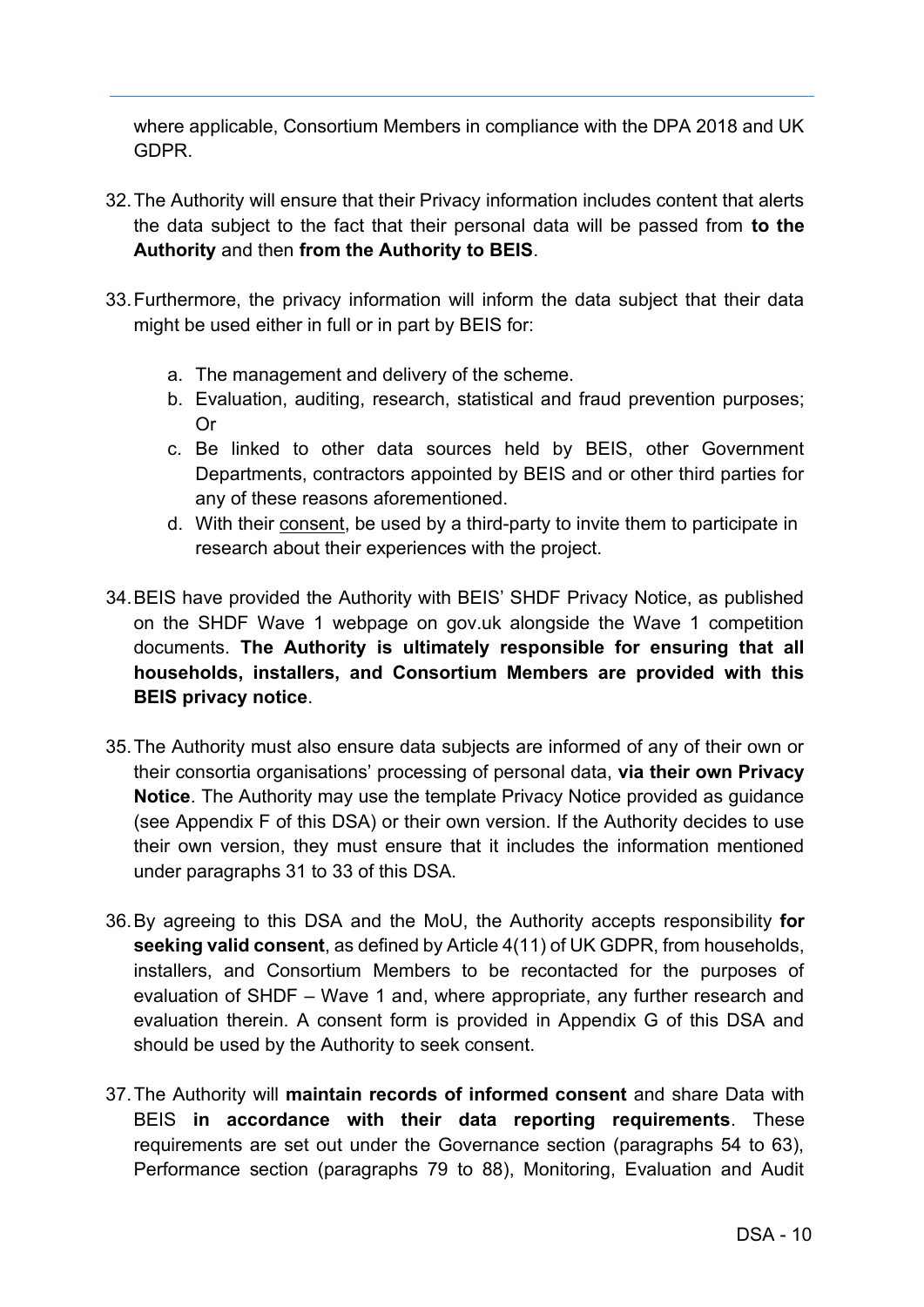where applicable, Consortium Members in compliance with the DPA 2018 and UK GDPR.

32. The Authority will ensure that their Privacy information includes content that alerts the data subject to the fact that their personal data will be passed from **to the Authority** and then **from the Authority to BEIS**.

33. Furthermore, the privacy information will inform the data subject that their data might be used either in full or in part by BEIS for:

    a. The management and delivery of the scheme.
    b. Evaluation, auditing, research, statistical and fraud prevention purposes; Or
    c. Be linked to other data sources held by BEIS, other Government Departments, contractors appointed by BEIS and or other third parties for any of these reasons aforementioned.
    d. With their consent, be used by a third-party to invite them to participate in research about their experiences with the project.

34. BEIS have provided the Authority with BEIS' SHDF Privacy Notice, as published on the SHDF Wave 1 webpage on gov.uk alongside the Wave 1 competition documents. **The Authority is ultimately responsible for ensuring that all households, installers, and Consortium Members are provided with this BEIS privacy notice**.

35. The Authority must also ensure data subjects are informed of any of their own or their consortia organisations' processing of personal data, **via their own Privacy Notice**. The Authority may use the template Privacy Notice provided as guidance (see Appendix F of this DSA) or their own version. If the Authority decides to use their own version, they must ensure that it includes the information mentioned under paragraphs 31 to 33 of this DSA.

36. By agreeing to this DSA and the MoU, the Authority accepts responsibility **for seeking valid consent**, as defined by Article 4(11) of UK GDPR, from households, installers, and Consortium Members to be recontacted for the purposes of evaluation of SHDF – Wave 1 and, where appropriate, any further research and evaluation therein. A consent form is provided in Appendix G of this DSA and should be used by the Authority to seek consent.

37. The Authority will **maintain records of informed consent** and share Data with BEIS **in accordance with their data reporting requirements**. These requirements are set out under the Governance section (paragraphs 54 to 63), Performance section (paragraphs 79 to 88), Monitoring, Evaluation and Audit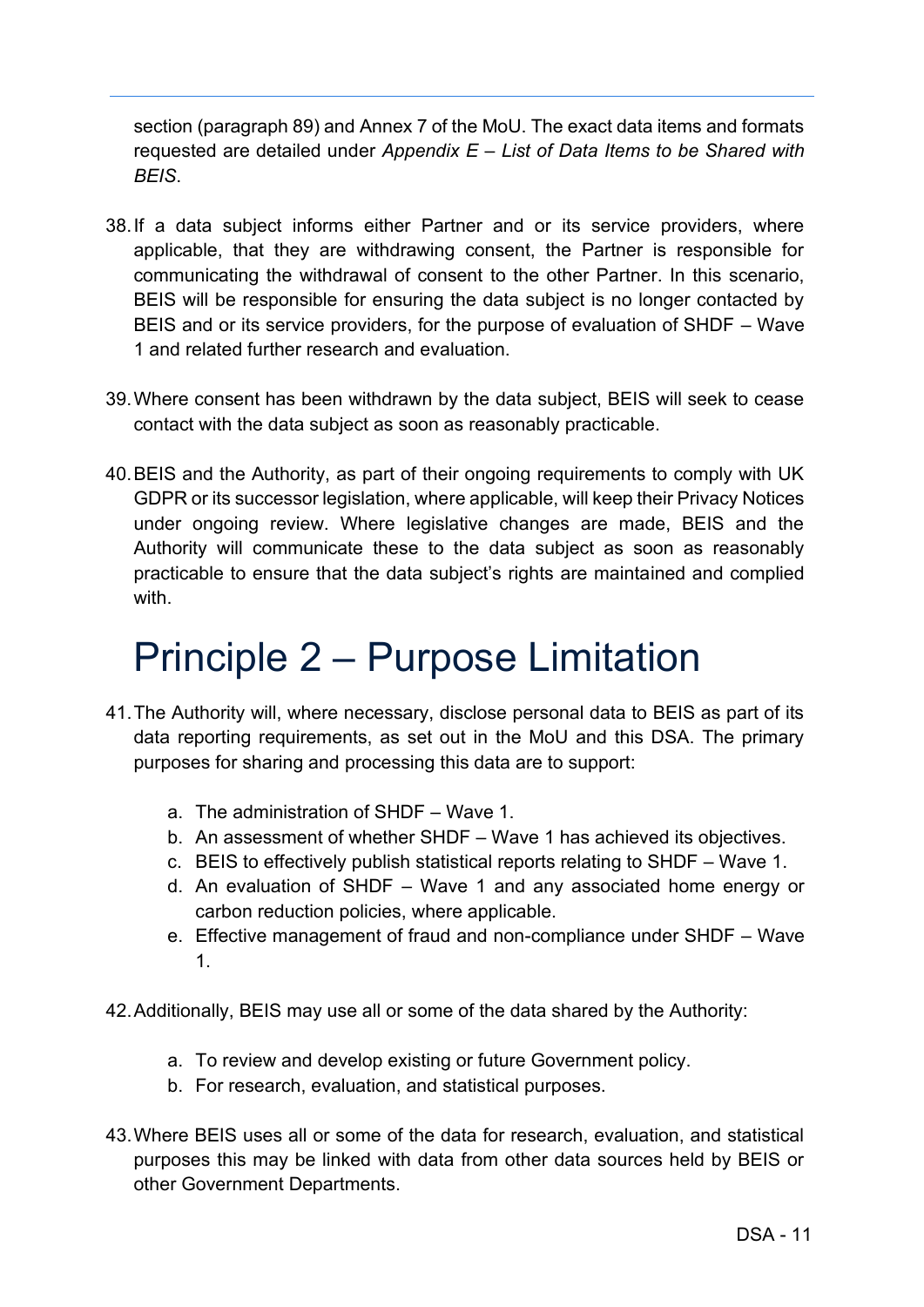section (paragraph 89) and Annex 7 of the MoU. The exact data items and formats requested are detailed under *Appendix E – List of Data Items to be Shared with BEIS*.

38. If a data subject informs either Partner and or its service providers, where applicable, that they are withdrawing consent, the Partner is responsible for communicating the withdrawal of consent to the other Partner. In this scenario, BEIS will be responsible for ensuring the data subject is no longer contacted by BEIS and or its service providers, for the purpose of evaluation of SHDF – Wave 1 and related further research and evaluation.

39. Where consent has been withdrawn by the data subject, BEIS will seek to cease contact with the data subject as soon as reasonably practicable.

40. BEIS and the Authority, as part of their ongoing requirements to comply with UK GDPR or its successor legislation, where applicable, will keep their Privacy Notices under ongoing review. Where legislative changes are made, BEIS and the Authority will communicate these to the data subject as soon as reasonably practicable to ensure that the data subject's rights are maintained and complied with.

# Principle 2 – Purpose Limitation

41. The Authority will, where necessary, disclose personal data to BEIS as part of its data reporting requirements, as set out in the MoU and this DSA. The primary purposes for sharing and processing this data are to support:

    a. The administration of SHDF – Wave 1.
    b. An assessment of whether SHDF – Wave 1 has achieved its objectives.
    c. BEIS to effectively publish statistical reports relating to SHDF – Wave 1.
    d. An evaluation of SHDF – Wave 1 and any associated home energy or carbon reduction policies, where applicable.
    e. Effective management of fraud and non-compliance under SHDF – Wave 1.

42. Additionally, BEIS may use all or some of the data shared by the Authority:

    a. To review and develop existing or future Government policy.
    b. For research, evaluation, and statistical purposes.

43. Where BEIS uses all or some of the data for research, evaluation, and statistical purposes this may be linked with data from other data sources held by BEIS or other Government Departments.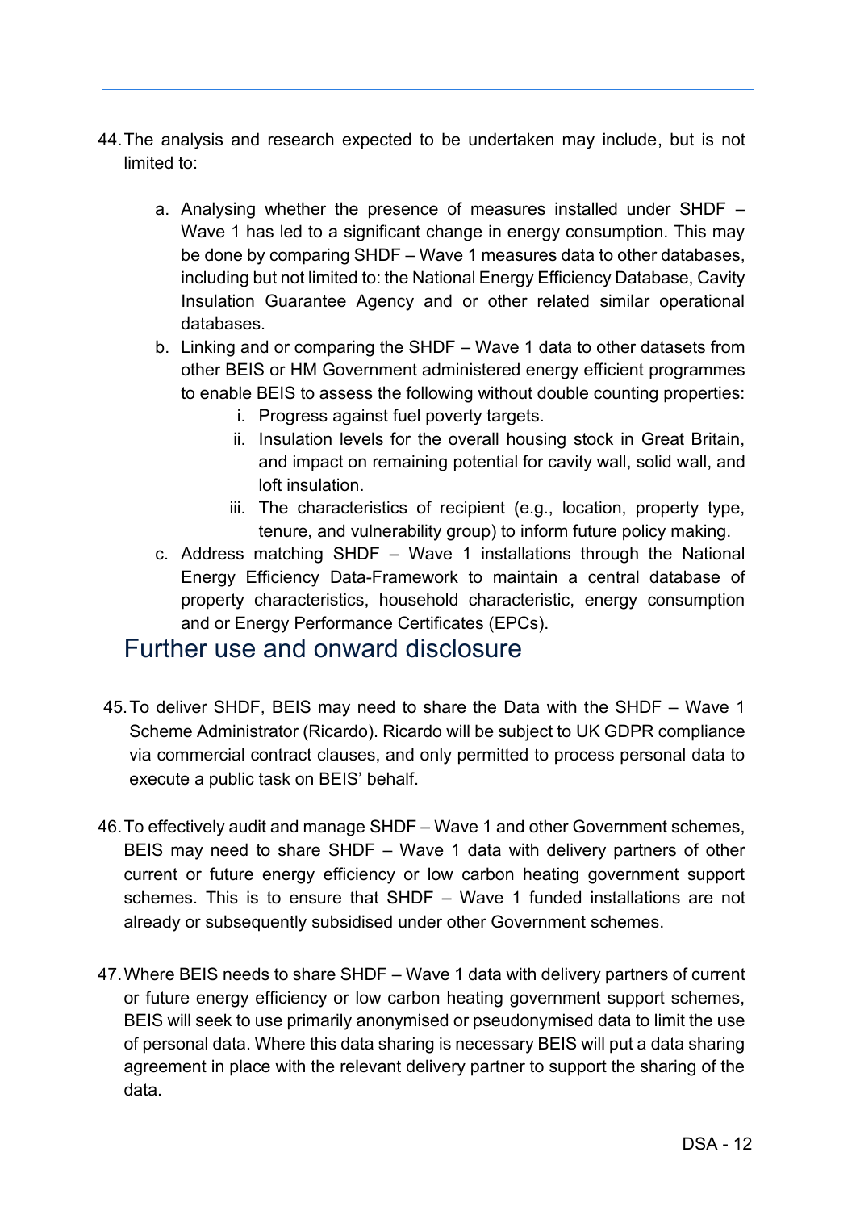44. The analysis and research expected to be undertaken may include, but is not limited to:

    a. Analysing whether the presence of measures installed under SHDF – Wave 1 has led to a significant change in energy consumption. This may be done by comparing SHDF – Wave 1 measures data to other databases, including but not limited to: the National Energy Efficiency Database, Cavity Insulation Guarantee Agency and or other related similar operational databases.
    b. Linking and or comparing the SHDF – Wave 1 data to other datasets from other BEIS or HM Government administered energy efficient programmes to enable BEIS to assess the following without double counting properties:
        i. Progress against fuel poverty targets.
        ii. Insulation levels for the overall housing stock in Great Britain, and impact on remaining potential for cavity wall, solid wall, and loft insulation.
        iii. The characteristics of recipient (e.g., location, property type, tenure, and vulnerability group) to inform future policy making.
    c. Address matching SHDF – Wave 1 installations through the National Energy Efficiency Data-Framework to maintain a central database of property characteristics, household characteristic, energy consumption and or Energy Performance Certificates (EPCs).

## Further use and onward disclosure

45. To deliver SHDF, BEIS may need to share the Data with the SHDF – Wave 1 Scheme Administrator (Ricardo). Ricardo will be subject to UK GDPR compliance via commercial contract clauses, and only permitted to process personal data to execute a public task on BEIS' behalf.

46. To effectively audit and manage SHDF – Wave 1 and other Government schemes, BEIS may need to share SHDF – Wave 1 data with delivery partners of other current or future energy efficiency or low carbon heating government support schemes. This is to ensure that SHDF – Wave 1 funded installations are not already or subsequently subsidised under other Government schemes.

47. Where BEIS needs to share SHDF – Wave 1 data with delivery partners of current or future energy efficiency or low carbon heating government support schemes, BEIS will seek to use primarily anonymised or pseudonymised data to limit the use of personal data. Where this data sharing is necessary BEIS will put a data sharing agreement in place with the relevant delivery partner to support the sharing of the data.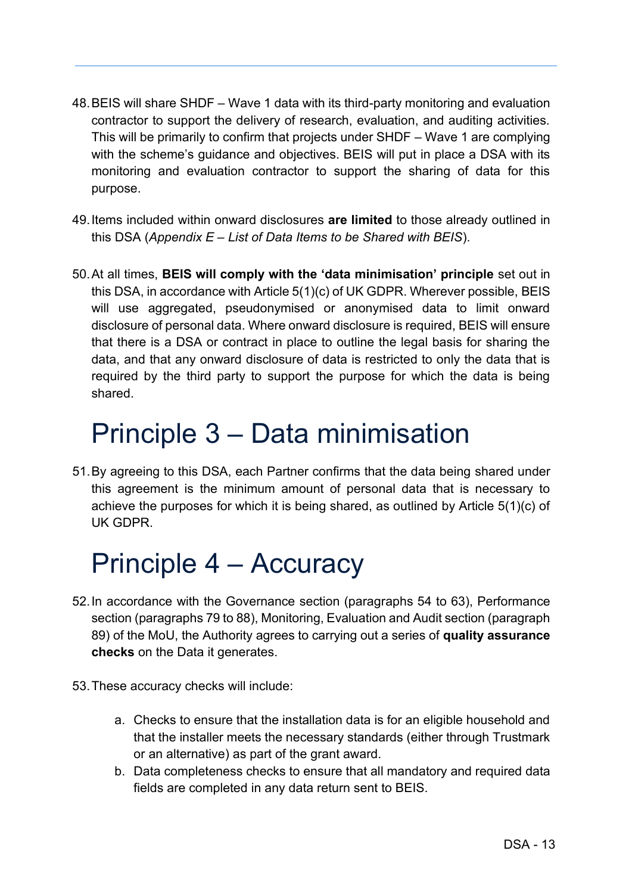48. BEIS will share SHDF – Wave 1 data with its third-party monitoring and evaluation contractor to support the delivery of research, evaluation, and auditing activities. This will be primarily to confirm that projects under SHDF – Wave 1 are complying with the scheme's guidance and objectives. BEIS will put in place a DSA with its monitoring and evaluation contractor to support the sharing of data for this purpose.

49. Items included within onward disclosures **are limited** to those already outlined in this DSA (*Appendix E – List of Data Items to be Shared with BEIS*).

50. At all times, **BEIS will comply with the 'data minimisation' principle** set out in this DSA, in accordance with Article 5(1)(c) of UK GDPR. Wherever possible, BEIS will use aggregated, pseudonymised or anonymised data to limit onward disclosure of personal data. Where onward disclosure is required, BEIS will ensure that there is a DSA or contract in place to outline the legal basis for sharing the data, and that any onward disclosure of data is restricted to only the data that is required by the third party to support the purpose for which the data is being shared.

# Principle 3 – Data minimisation

51. By agreeing to this DSA, each Partner confirms that the data being shared under this agreement is the minimum amount of personal data that is necessary to achieve the purposes for which it is being shared, as outlined by Article 5(1)(c) of UK GDPR.

# Principle 4 – Accuracy

52. In accordance with the Governance section (paragraphs 54 to 63), Performance section (paragraphs 79 to 88), Monitoring, Evaluation and Audit section (paragraph 89) of the MoU, the Authority agrees to carrying out a series of **quality assurance checks** on the Data it generates.

53. These accuracy checks will include:

    a. Checks to ensure that the installation data is for an eligible household and that the installer meets the necessary standards (either through Trustmark or an alternative) as part of the grant award.
    b. Data completeness checks to ensure that all mandatory and required data fields are completed in any data return sent to BEIS.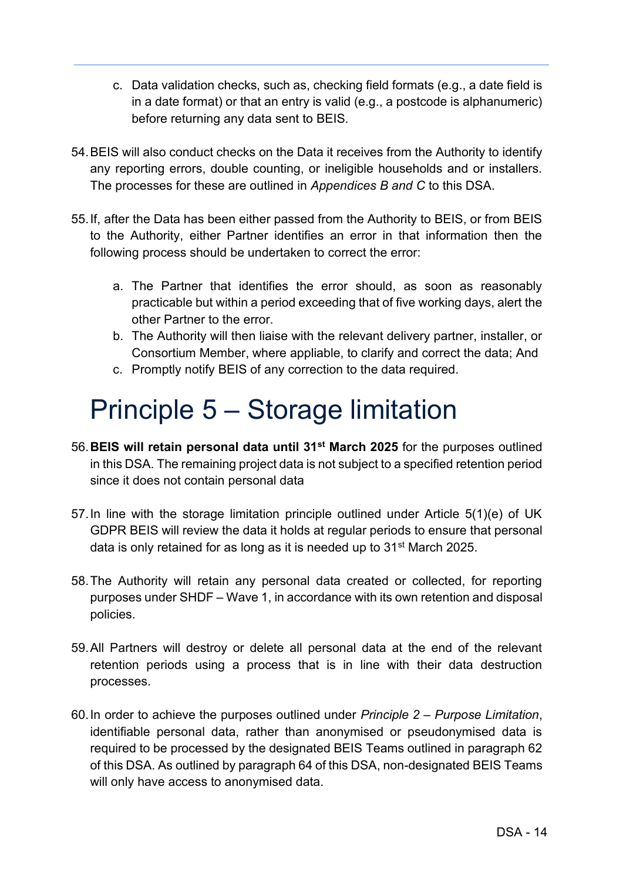c. Data validation checks, such as, checking field formats (e.g., a date field is in a date format) or that an entry is valid (e.g., a postcode is alphanumeric) before returning any data sent to BEIS.

54. BEIS will also conduct checks on the Data it receives from the Authority to identify any reporting errors, double counting, or ineligible households and or installers. The processes for these are outlined in *Appendices B and C* to this DSA.

55. If, after the Data has been either passed from the Authority to BEIS, or from BEIS to the Authority, either Partner identifies an error in that information then the following process should be undertaken to correct the error:

   a. The Partner that identifies the error should, as soon as reasonably practicable but within a period exceeding that of five working days, alert the other Partner to the error.
   b. The Authority will then liaise with the relevant delivery partner, installer, or Consortium Member, where appliable, to clarify and correct the data; And
   c. Promptly notify BEIS of any correction to the data required.

# Principle 5 – Storage limitation

56. **BEIS will retain personal data until 31st March 2025** for the purposes outlined in this DSA. The remaining project data is not subject to a specified retention period since it does not contain personal data

57. In line with the storage limitation principle outlined under Article 5(1)(e) of UK GDPR BEIS will review the data it holds at regular periods to ensure that personal data is only retained for as long as it is needed up to 31st March 2025.

58. The Authority will retain any personal data created or collected, for reporting purposes under SHDF – Wave 1, in accordance with its own retention and disposal policies.

59. All Partners will destroy or delete all personal data at the end of the relevant retention periods using a process that is in line with their data destruction processes.

60. In order to achieve the purposes outlined under *Principle 2 – Purpose Limitation*, identifiable personal data, rather than anonymised or pseudonymised data is required to be processed by the designated BEIS Teams outlined in paragraph 62 of this DSA. As outlined by paragraph 64 of this DSA, non-designated BEIS Teams will only have access to anonymised data.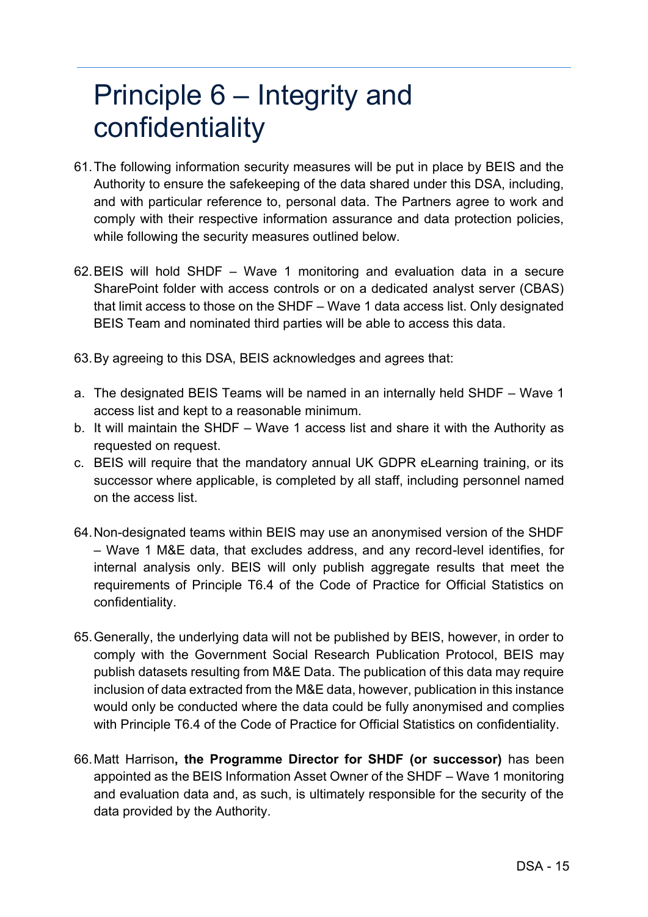# Principle 6 – Integrity and confidentiality

61. The following information security measures will be put in place by BEIS and the Authority to ensure the safekeeping of the data shared under this DSA, including, and with particular reference to, personal data. The Partners agree to work and comply with their respective information assurance and data protection policies, while following the security measures outlined below.

62. BEIS will hold SHDF – Wave 1 monitoring and evaluation data in a secure SharePoint folder with access controls or on a dedicated analyst server (CBAS) that limit access to those on the SHDF – Wave 1 data access list. Only designated BEIS Team and nominated third parties will be able to access this data.

63. By agreeing to this DSA, BEIS acknowledges and agrees that:

a. The designated BEIS Teams will be named in an internally held SHDF – Wave 1 access list and kept to a reasonable minimum.
b. It will maintain the SHDF – Wave 1 access list and share it with the Authority as requested on request.
c. BEIS will require that the mandatory annual UK GDPR eLearning training, or its successor where applicable, is completed by all staff, including personnel named on the access list.

64. Non-designated teams within BEIS may use an anonymised version of the SHDF – Wave 1 M&E data, that excludes address, and any record-level identifies, for internal analysis only. BEIS will only publish aggregate results that meet the requirements of Principle T6.4 of the Code of Practice for Official Statistics on confidentiality.

65. Generally, the underlying data will not be published by BEIS, however, in order to comply with the Government Social Research Publication Protocol, BEIS may publish datasets resulting from M&E Data. The publication of this data may require inclusion of data extracted from the M&E data, however, publication in this instance would only be conducted where the data could be fully anonymised and complies with Principle T6.4 of the Code of Practice for Official Statistics on confidentiality.

66. Matt Harrison**, the Programme Director for SHDF (or successor)** has been appointed as the BEIS Information Asset Owner of the SHDF – Wave 1 monitoring and evaluation data and, as such, is ultimately responsible for the security of the data provided by the Authority.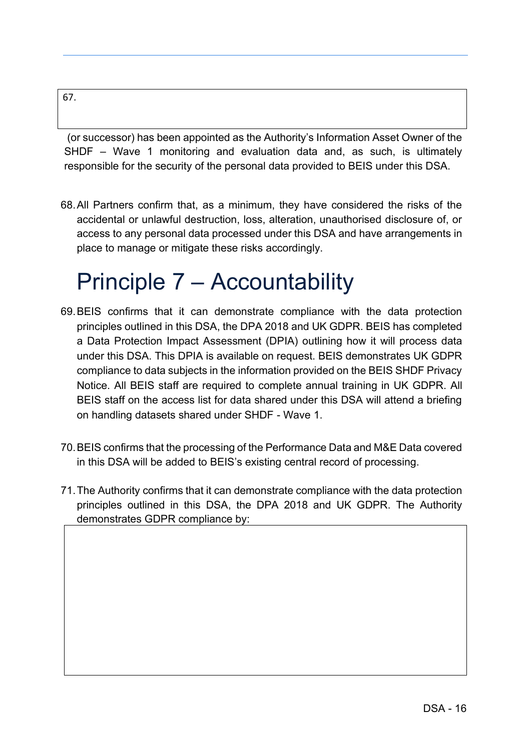67.

(or successor) has been appointed as the Authority's Information Asset Owner of the SHDF – Wave 1 monitoring and evaluation data and, as such, is ultimately responsible for the security of the personal data provided to BEIS under this DSA.

68. All Partners confirm that, as a minimum, they have considered the risks of the accidental or unlawful destruction, loss, alteration, unauthorised disclosure of, or access to any personal data processed under this DSA and have arrangements in place to manage or mitigate these risks accordingly.

# Principle 7 – Accountability

69. BEIS confirms that it can demonstrate compliance with the data protection principles outlined in this DSA, the DPA 2018 and UK GDPR. BEIS has completed a Data Protection Impact Assessment (DPIA) outlining how it will process data under this DSA. This DPIA is available on request. BEIS demonstrates UK GDPR compliance to data subjects in the information provided on the BEIS SHDF Privacy Notice. All BEIS staff are required to complete annual training in UK GDPR. All BEIS staff on the access list for data shared under this DSA will attend a briefing on handling datasets shared under SHDF - Wave 1.

70. BEIS confirms that the processing of the Performance Data and M&E Data covered in this DSA will be added to BEIS's existing central record of processing.

71. The Authority confirms that it can demonstrate compliance with the data protection principles outlined in this DSA, the DPA 2018 and UK GDPR. The Authority demonstrates GDPR compliance by: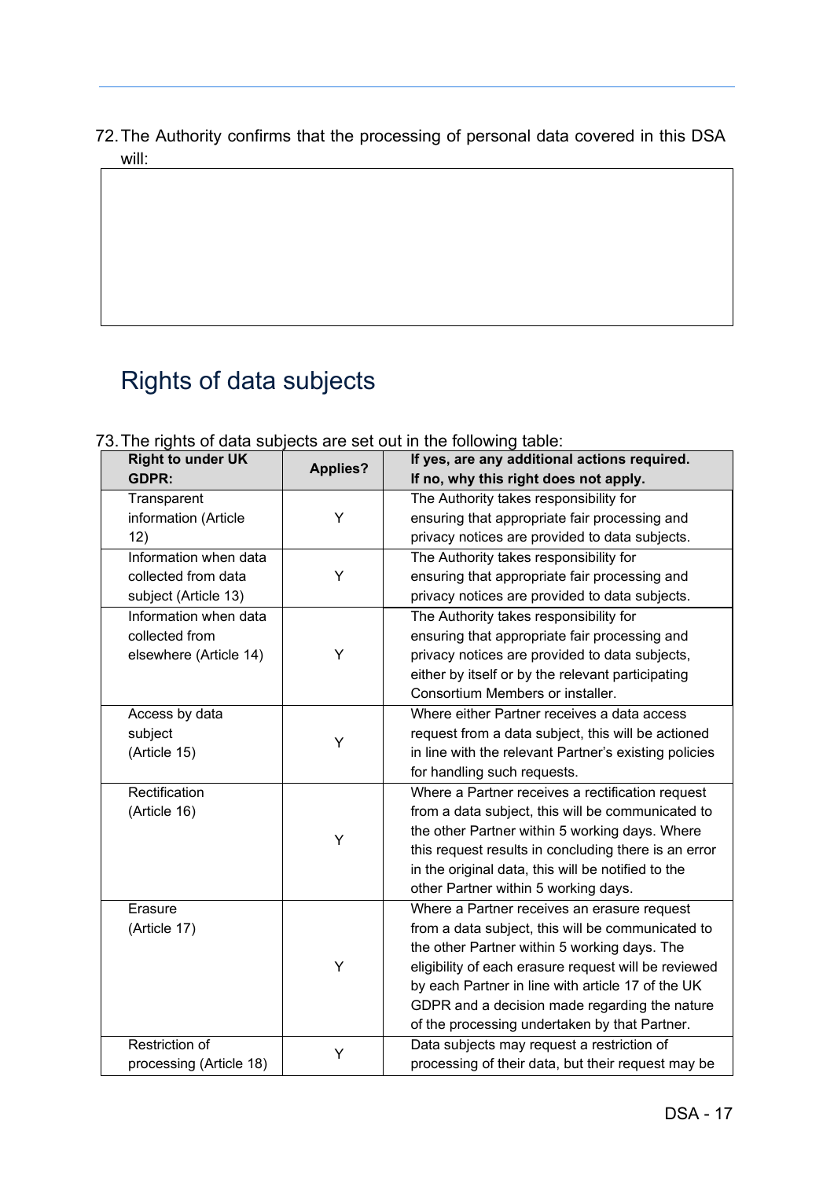72. The Authority confirms that the processing of personal data covered in this DSA will:

## Rights of data subjects

73. The rights of data subjects are set out in the following table:

| Right to under UK GDPR: | Applies? | If yes, are any additional actions required. If no, why this right does not apply. |
|---|---|---|
| Transparent information (Article 12) | Y | The Authority takes responsibility for ensuring that appropriate fair processing and privacy notices are provided to data subjects. |
| Information when data collected from data subject (Article 13) | Y | The Authority takes responsibility for ensuring that appropriate fair processing and privacy notices are provided to data subjects. |
| Information when data collected from elsewhere (Article 14) | Y | The Authority takes responsibility for ensuring that appropriate fair processing and privacy notices are provided to data subjects, either by itself or by the relevant participating Consortium Members or installer. |
| Access by data subject (Article 15) | Y | Where either Partner receives a data access request from a data subject, this will be actioned in line with the relevant Partner's existing policies for handling such requests. |
| Rectification (Article 16) | Y | Where a Partner receives a rectification request from a data subject, this will be communicated to the other Partner within 5 working days. Where this request results in concluding there is an error in the original data, this will be notified to the other Partner within 5 working days. |
| Erasure (Article 17) | Y | Where a Partner receives an erasure request from a data subject, this will be communicated to the other Partner within 5 working days. The eligibility of each erasure request will be reviewed by each Partner in line with article 17 of the UK GDPR and a decision made regarding the nature of the processing undertaken by that Partner. |
| Restriction of processing (Article 18) | Y | Data subjects may request a restriction of processing of their data, but their request may be |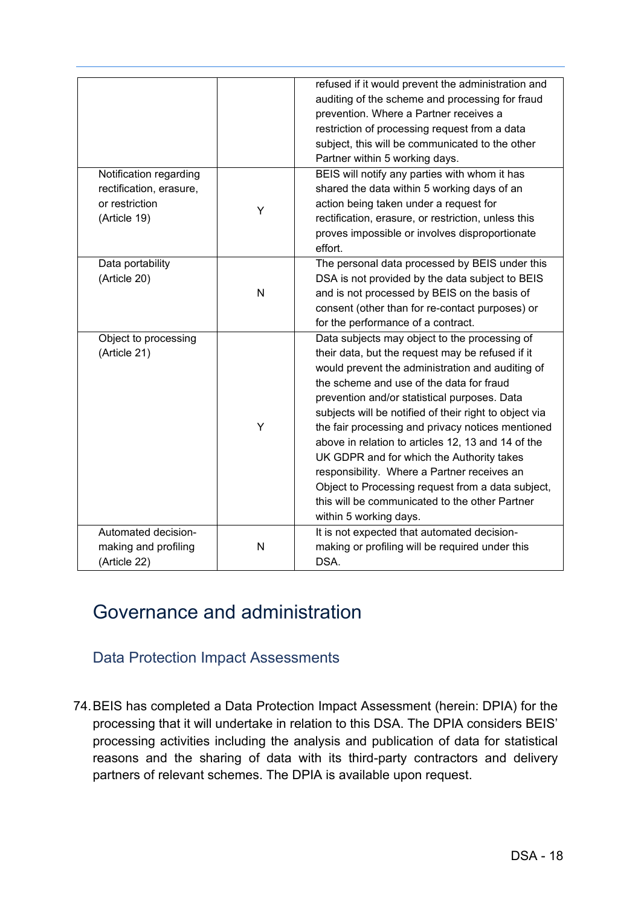| | | |
|---|---|---|
| | | refused if it would prevent the administration and auditing of the scheme and processing for fraud prevention. Where a Partner receives a restriction of processing request from a data subject, this will be communicated to the other Partner within 5 working days. |
| Notification regarding rectification, erasure, or restriction (Article 19) | Y | BEIS will notify any parties with whom it has shared the data within 5 working days of an action being taken under a request for rectification, erasure, or restriction, unless this proves impossible or involves disproportionate effort. |
| Data portability (Article 20) | N | The personal data processed by BEIS under this DSA is not provided by the data subject to BEIS and is not processed by BEIS on the basis of consent (other than for re-contact purposes) or for the performance of a contract. |
| Object to processing (Article 21) | Y | Data subjects may object to the processing of their data, but the request may be refused if it would prevent the administration and auditing of the scheme and use of the data for fraud prevention and/or statistical purposes. Data subjects will be notified of their right to object via the fair processing and privacy notices mentioned above in relation to articles 12, 13 and 14 of the UK GDPR and for which the Authority takes responsibility. Where a Partner receives an Object to Processing request from a data subject, this will be communicated to the other Partner within 5 working days. |
| Automated decision-making and profiling (Article 22) | N | It is not expected that automated decision-making or profiling will be required under this DSA. |

# Governance and administration

## Data Protection Impact Assessments

74. BEIS has completed a Data Protection Impact Assessment (herein: DPIA) for the processing that it will undertake in relation to this DSA. The DPIA considers BEIS' processing activities including the analysis and publication of data for statistical reasons and the sharing of data with its third-party contractors and delivery partners of relevant schemes. The DPIA is available upon request.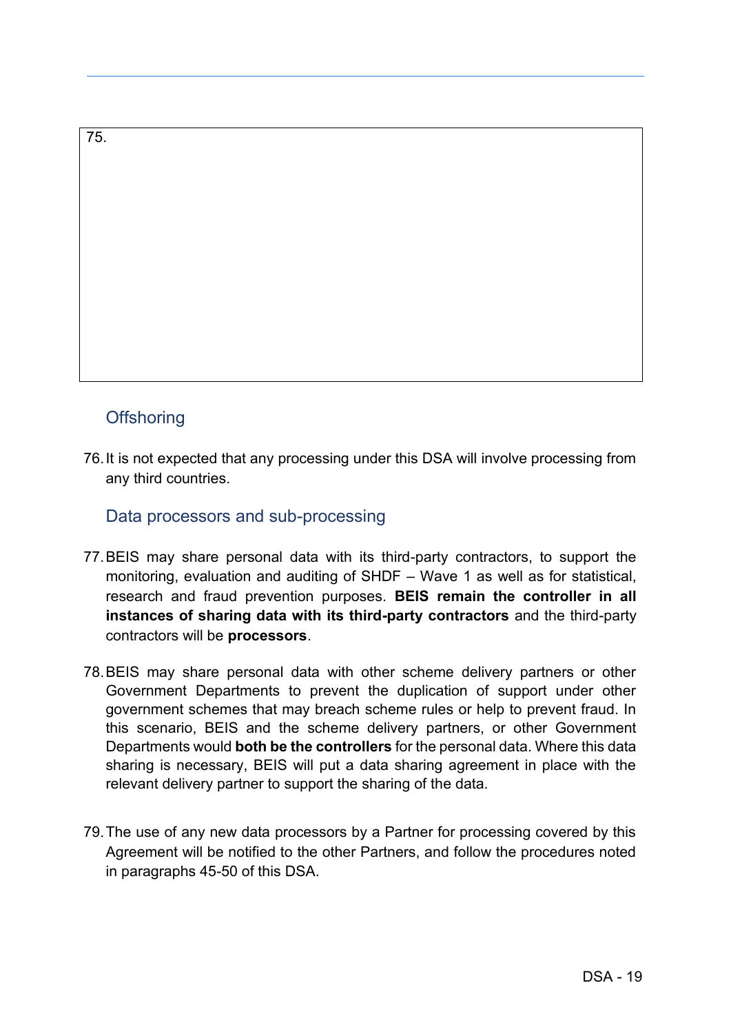75.

## Offshoring

76. It is not expected that any processing under this DSA will involve processing from any third countries.

## Data processors and sub-processing

77. BEIS may share personal data with its third-party contractors, to support the monitoring, evaluation and auditing of SHDF – Wave 1 as well as for statistical, research and fraud prevention purposes. **BEIS remain the controller in all instances of sharing data with its third-party contractors** and the third-party contractors will be **processors**.

78. BEIS may share personal data with other scheme delivery partners or other Government Departments to prevent the duplication of support under other government schemes that may breach scheme rules or help to prevent fraud. In this scenario, BEIS and the scheme delivery partners, or other Government Departments would **both be the controllers** for the personal data. Where this data sharing is necessary, BEIS will put a data sharing agreement in place with the relevant delivery partner to support the sharing of the data.

79. The use of any new data processors by a Partner for processing covered by this Agreement will be notified to the other Partners, and follow the procedures noted in paragraphs 45-50 of this DSA.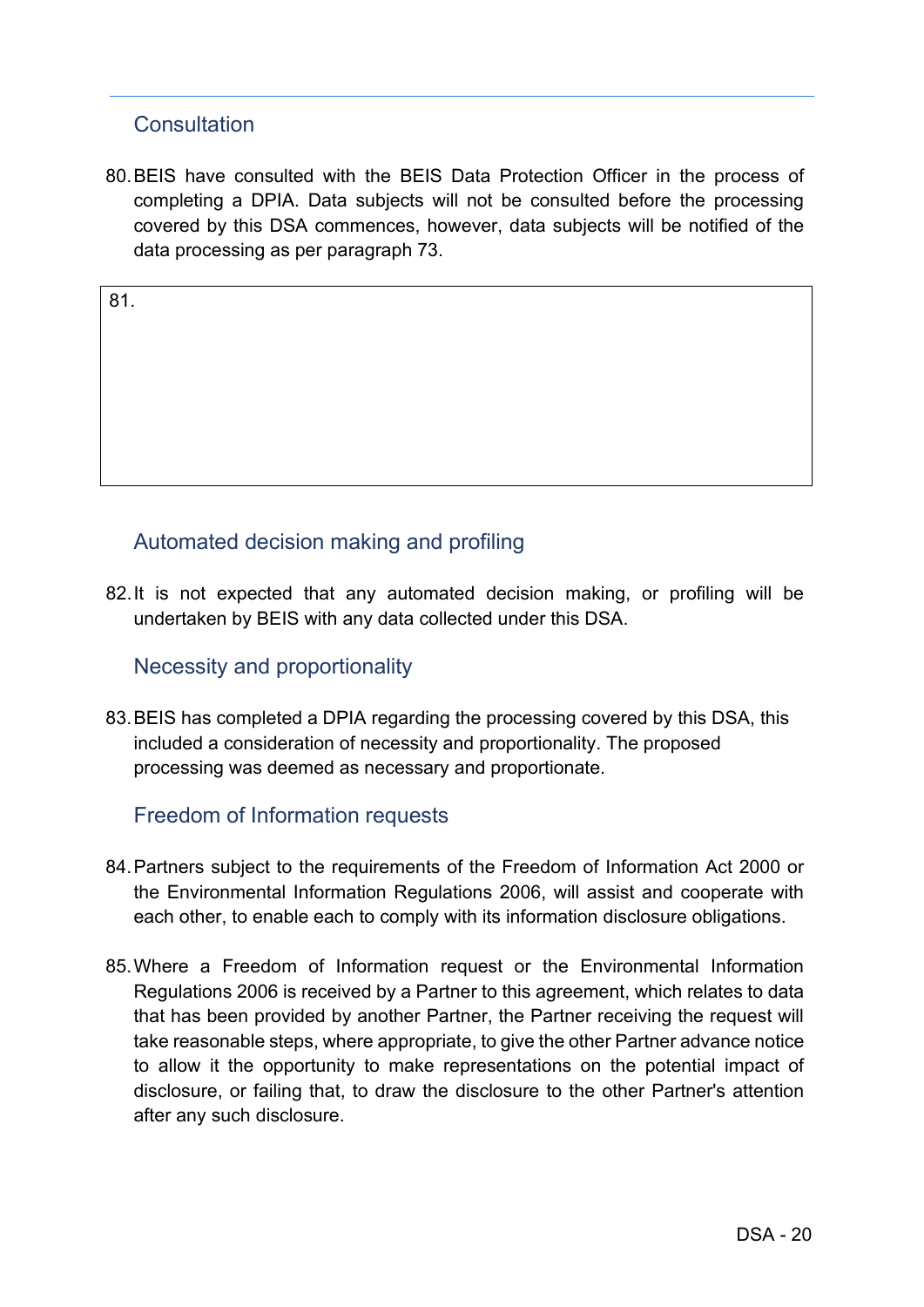## Consultation

80. BEIS have consulted with the BEIS Data Protection Officer in the process of completing a DPIA. Data subjects will not be consulted before the processing covered by this DSA commences, however, data subjects will be notified of the data processing as per paragraph 73.

| 81. |
|---|

## Automated decision making and profiling

82. It is not expected that any automated decision making, or profiling will be undertaken by BEIS with any data collected under this DSA.

## Necessity and proportionality

83. BEIS has completed a DPIA regarding the processing covered by this DSA, this included a consideration of necessity and proportionality. The proposed processing was deemed as necessary and proportionate.

## Freedom of Information requests

84. Partners subject to the requirements of the Freedom of Information Act 2000 or the Environmental Information Regulations 2006, will assist and cooperate with each other, to enable each to comply with its information disclosure obligations.

85. Where a Freedom of Information request or the Environmental Information Regulations 2006 is received by a Partner to this agreement, which relates to data that has been provided by another Partner, the Partner receiving the request will take reasonable steps, where appropriate, to give the other Partner advance notice to allow it the opportunity to make representations on the potential impact of disclosure, or failing that, to draw the disclosure to the other Partner's attention after any such disclosure.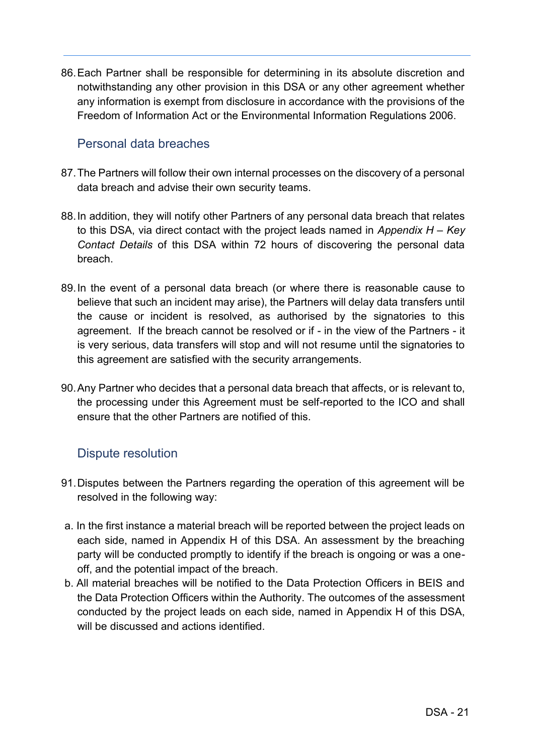86. Each Partner shall be responsible for determining in its absolute discretion and notwithstanding any other provision in this DSA or any other agreement whether any information is exempt from disclosure in accordance with the provisions of the Freedom of Information Act or the Environmental Information Regulations 2006.

## Personal data breaches

87. The Partners will follow their own internal processes on the discovery of a personal data breach and advise their own security teams.

88. In addition, they will notify other Partners of any personal data breach that relates to this DSA, via direct contact with the project leads named in *Appendix H – Key Contact Details* of this DSA within 72 hours of discovering the personal data breach.

89. In the event of a personal data breach (or where there is reasonable cause to believe that such an incident may arise), the Partners will delay data transfers until the cause or incident is resolved, as authorised by the signatories to this agreement. If the breach cannot be resolved or if - in the view of the Partners - it is very serious, data transfers will stop and will not resume until the signatories to this agreement are satisfied with the security arrangements.

90. Any Partner who decides that a personal data breach that affects, or is relevant to, the processing under this Agreement must be self-reported to the ICO and shall ensure that the other Partners are notified of this.

## Dispute resolution

91. Disputes between the Partners regarding the operation of this agreement will be resolved in the following way:

a. In the first instance a material breach will be reported between the project leads on each side, named in Appendix H of this DSA. An assessment by the breaching party will be conducted promptly to identify if the breach is ongoing or was a one-off, and the potential impact of the breach.

b. All material breaches will be notified to the Data Protection Officers in BEIS and the Data Protection Officers within the Authority. The outcomes of the assessment conducted by the project leads on each side, named in Appendix H of this DSA, will be discussed and actions identified.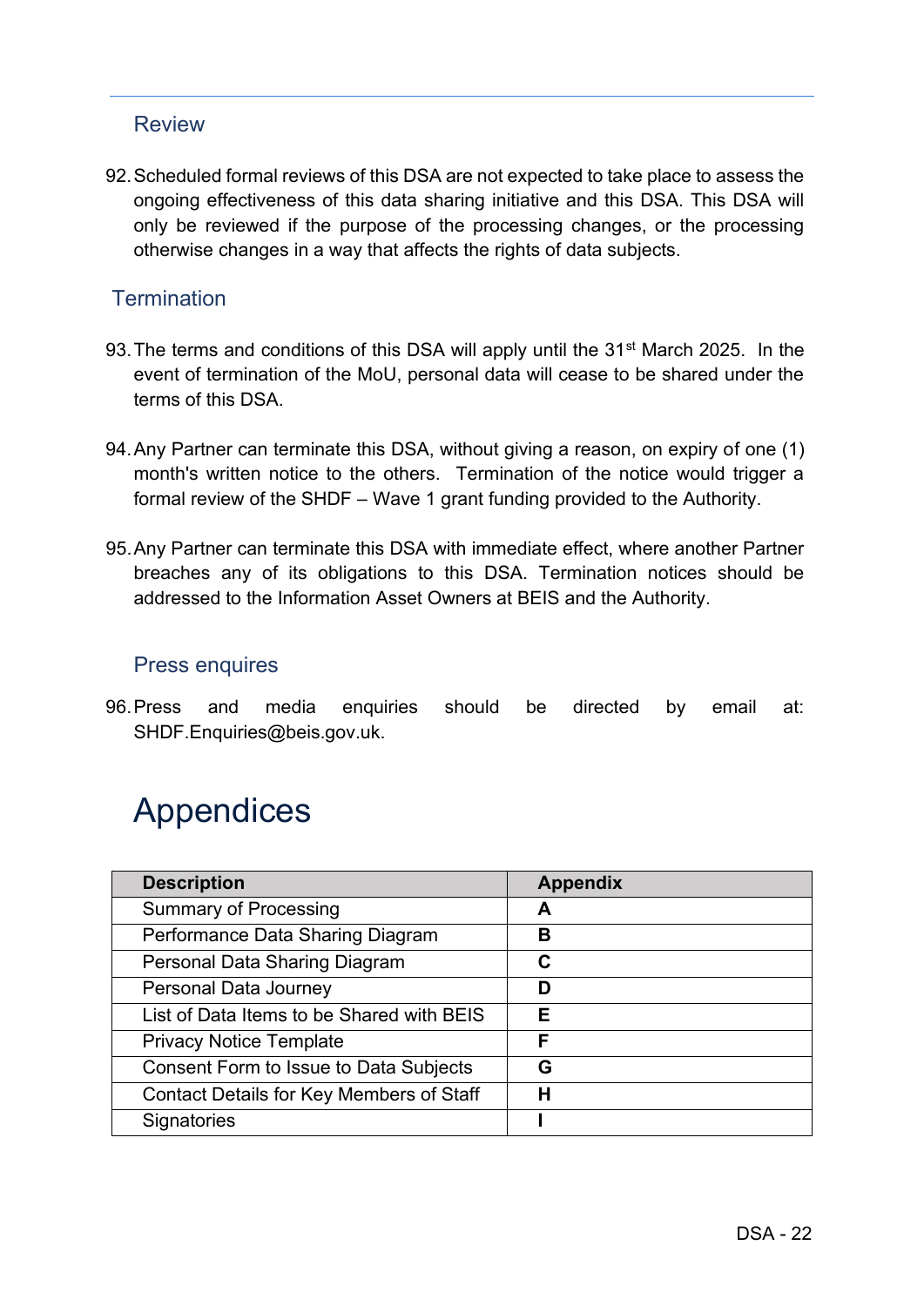## Review

92. Scheduled formal reviews of this DSA are not expected to take place to assess the ongoing effectiveness of this data sharing initiative and this DSA. This DSA will only be reviewed if the purpose of the processing changes, or the processing otherwise changes in a way that affects the rights of data subjects.

## Termination

93. The terms and conditions of this DSA will apply until the 31st March 2025. In the event of termination of the MoU, personal data will cease to be shared under the terms of this DSA.

94. Any Partner can terminate this DSA, without giving a reason, on expiry of one (1) month's written notice to the others. Termination of the notice would trigger a formal review of the SHDF – Wave 1 grant funding provided to the Authority.

95. Any Partner can terminate this DSA with immediate effect, where another Partner breaches any of its obligations to this DSA. Termination notices should be addressed to the Information Asset Owners at BEIS and the Authority.

## Press enquires

96. Press and media enquiries should be directed by email at: SHDF.Enquiries@beis.gov.uk.

# Appendices

| Description | Appendix |
|---|---|
| Summary of Processing | **A** |
| Performance Data Sharing Diagram | **B** |
| Personal Data Sharing Diagram | **C** |
| Personal Data Journey | **D** |
| List of Data Items to be Shared with BEIS | **E** |
| Privacy Notice Template | **F** |
| Consent Form to Issue to Data Subjects | **G** |
| Contact Details for Key Members of Staff | **H** |
| Signatories | **I** |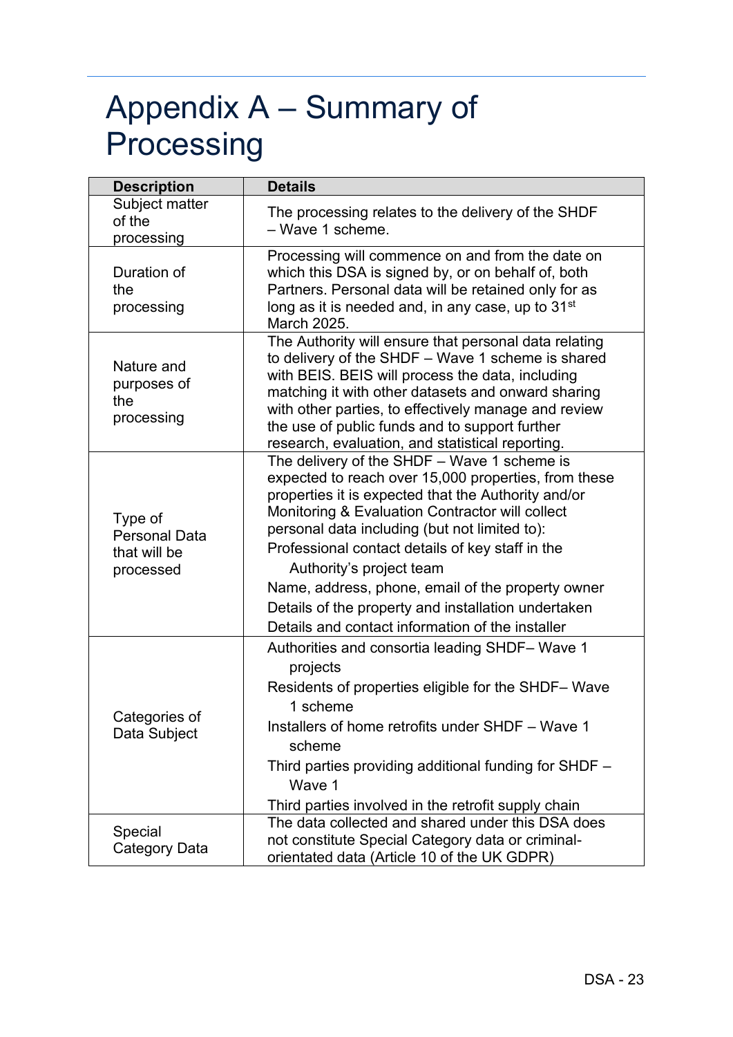# Appendix A – Summary of Processing

| Description | Details |
|---|---|
| Subject matter of the processing | The processing relates to the delivery of the SHDF – Wave 1 scheme. |
| Duration of the processing | Processing will commence on and from the date on which this DSA is signed by, or on behalf of, both Partners. Personal data will be retained only for as long as it is needed and, in any case, up to 31st March 2025. |
| Nature and purposes of the processing | The Authority will ensure that personal data relating to delivery of the SHDF – Wave 1 scheme is shared with BEIS. BEIS will process the data, including matching it with other datasets and onward sharing with other parties, to effectively manage and review the use of public funds and to support further research, evaluation, and statistical reporting. |
| Type of Personal Data that will be processed | The delivery of the SHDF – Wave 1 scheme is expected to reach over 15,000 properties, from these properties it is expected that the Authority and/or Monitoring & Evaluation Contractor will collect personal data including (but not limited to):<br>Professional contact details of key staff in the Authority's project team<br>Name, address, phone, email of the property owner<br>Details of the property and installation undertaken<br>Details and contact information of the installer |
| Categories of Data Subject | Authorities and consortia leading SHDF– Wave 1 projects<br>Residents of properties eligible for the SHDF– Wave 1 scheme<br>Installers of home retrofits under SHDF – Wave 1 scheme<br>Third parties providing additional funding for SHDF – Wave 1<br>Third parties involved in the retrofit supply chain |
| Special Category Data | The data collected and shared under this DSA does not constitute Special Category data or criminal-orientated data (Article 10 of the UK GDPR) |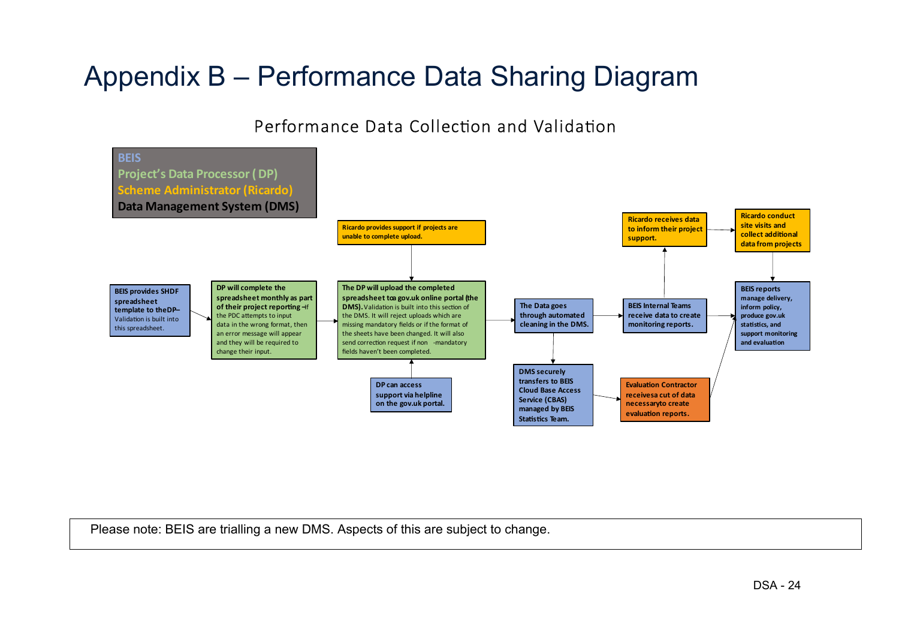# Appendix B – Performance Data Sharing Diagram

## Performance Data Collection and Validation

**Key:**

- BEIS
- Project's Data Processor (DP)
- Scheme Administrator (Ricardo)
- Data Management System (DMS)

**BEIS provides SHDF spreadsheet template to the DP** – Validation is built into this spreadsheet.

→ **DP will complete the spreadsheet monthly as part of their project reporting** – If the PDC attempts to input data in the wrong format, then an error message will appear and they will be required to change their input.

→ **The DP will upload the completed spreadsheet to a gov.uk online portal (the DMS).** Validation is built into this section of the DMS. It will reject uploads which are missing mandatory fields or if the format of the sheets have been changed. It will also send correction request if non -mandatory fields haven't been completed.

- ↓ **Ricardo provides support if projects are unable to complete upload.**
- ↑ **DP can access support via helpline on the gov.uk portal.**

→ **The Data goes through automated cleaning in the DMS.**

- → **BEIS Internal Teams receive data to create monitoring reports.**
  - ↑ **Ricardo receives data to inform their project support.** → **Ricardo conduct site visits and collect additional data from projects** → **BEIS reports**
  - → **BEIS reports manage delivery, inform policy, produce gov.uk statistics, and support monitoring and evaluation**
- ↓ **DMS securely transfers to BEIS Cloud Base Access Service (CBAS) managed by BEIS Statistics Team.**
  - → **Evaluation Contractor receives a cut of data necessary to create evaluation reports.** → **BEIS reports**

Please note: BEIS are trialling a new DMS. Aspects of this are subject to change.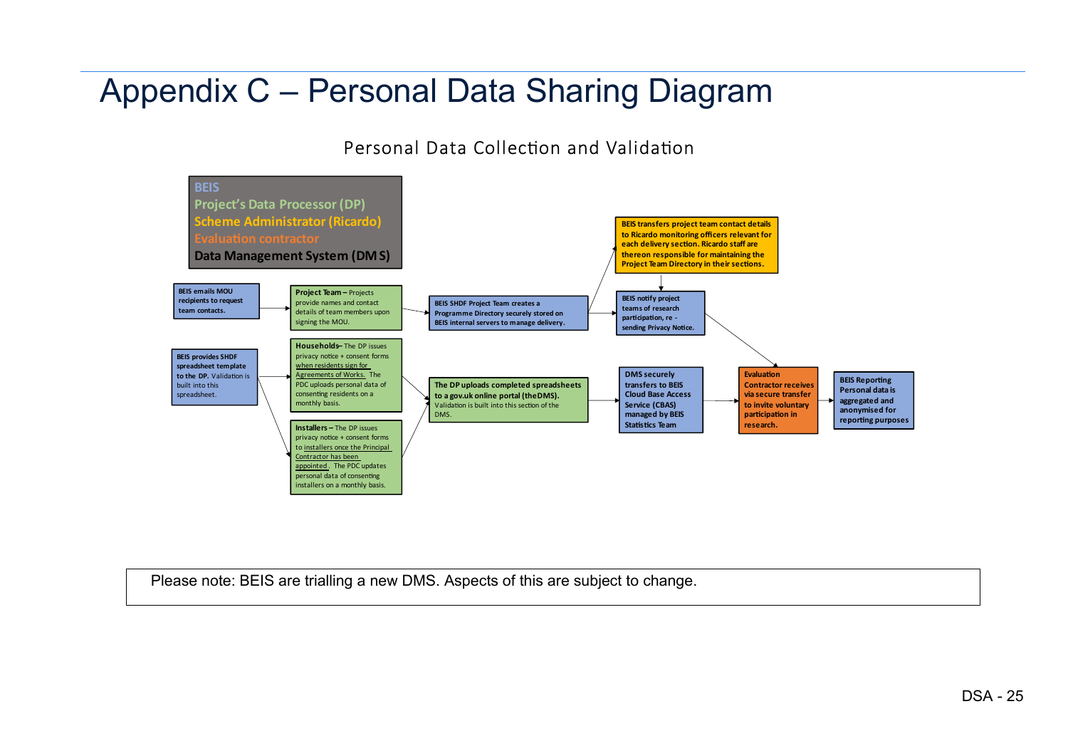# Appendix C – Personal Data Sharing Diagram

## Personal Data Collection and Validation

**Legend:**

- BEIS
- Project's Data Processor (DP)
- Scheme Administrator (Ricardo)
- Evaluation contractor
- Data Management System (DMS)

**Diagram content:**

- **BEIS emails MOU recipients to request team contacts.** → **Project Team** – Projects provide names and contact details of team members upon signing the MOU. → **BEIS SHDF Project Team creates a Programme Directory securely stored on BEIS internal servers to manage delivery.**
  - → **BEIS transfers project team contact details to Ricardo monitoring officers relevant for each delivery section. Ricardo staff are thereon responsible for maintaining the Project Team Directory in their sections.** → **BEIS notify project teams of research participation, re - sending Privacy Notice.** → Evaluation Contractor
  - → **BEIS notify project teams of research participation, re - sending Privacy Notice.**
- **BEIS provides SHDF spreadsheet template to the DP.** Validation is built into this spreadsheet.
  - → **Households** – The DP issues privacy notice + consent forms when residents sign for Agreements of Works. The PDC uploads personal data of consenting residents on a monthly basis.
  - → **Installers** – The DP issues privacy notice + consent forms to installers once the Principal Contractor has been appointed. The PDC updates personal data of consenting installers on a monthly basis.
  - Both → **The DP uploads completed spreadsheets to a gov.uk online portal (the DMS).** Validation is built into this section of the DMS. → **DMS securely transfers to BEIS Cloud Base Access Service (CBAS) managed by BEIS Statistics Team** → **Evaluation Contractor receives via secure transfer to invite voluntary participation in research.** → **BEIS Reporting Personal data is aggregated and anonymised for reporting purposes**

Please note: BEIS are trialling a new DMS. Aspects of this are subject to change.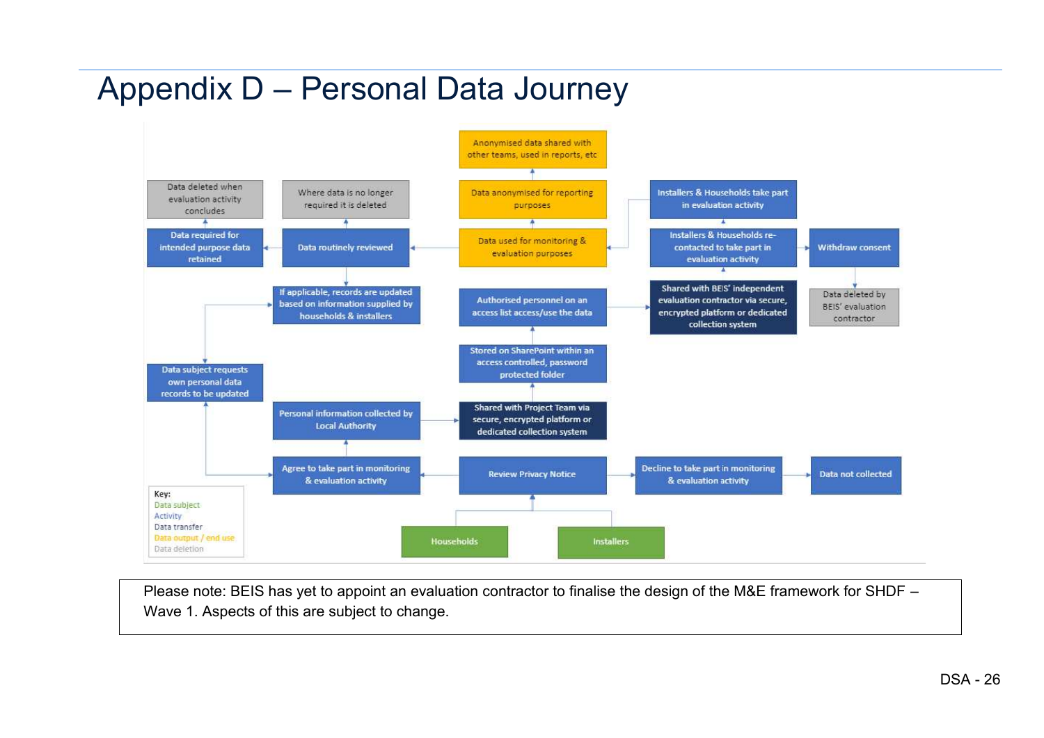# Appendix D – Personal Data Journey

Anonymised data shared with other teams, used in reports, etc

Data deleted when evaluation activity concludes

Where data is no longer required it is deleted

Data anonymised for reporting purposes

Installers & Households take part in evaluation activity

Data required for intended purpose data retained

Data routinely reviewed

Data used for monitoring & evaluation purposes

Installers & Households re-contacted to take part in evaluation activity

Withdraw consent

If applicable, records are updated based on information supplied by households & installers

Authorised personnel on an access list access/use the data

Shared with BEIS' independent evaluation contractor via secure, encrypted platform or dedicated collection system

Data deleted by BEIS' evaluation contractor

Stored on SharePoint within an access controlled, password protected folder

Data subject requests own personal data records to be updated

Personal information collected by Local Authority

Shared with Project Team via secure, encrypted platform or dedicated collection system

Agree to take part in monitoring & evaluation activity

Review Privacy Notice

Decline to take part in monitoring & evaluation activity

Data not collected

Households

Installers

Key:
Data subject
Activity
Data transfer
Data output / end use
Data deletion

Please note: BEIS has yet to appoint an evaluation contractor to finalise the design of the M&E framework for SHDF – Wave 1. Aspects of this are subject to change.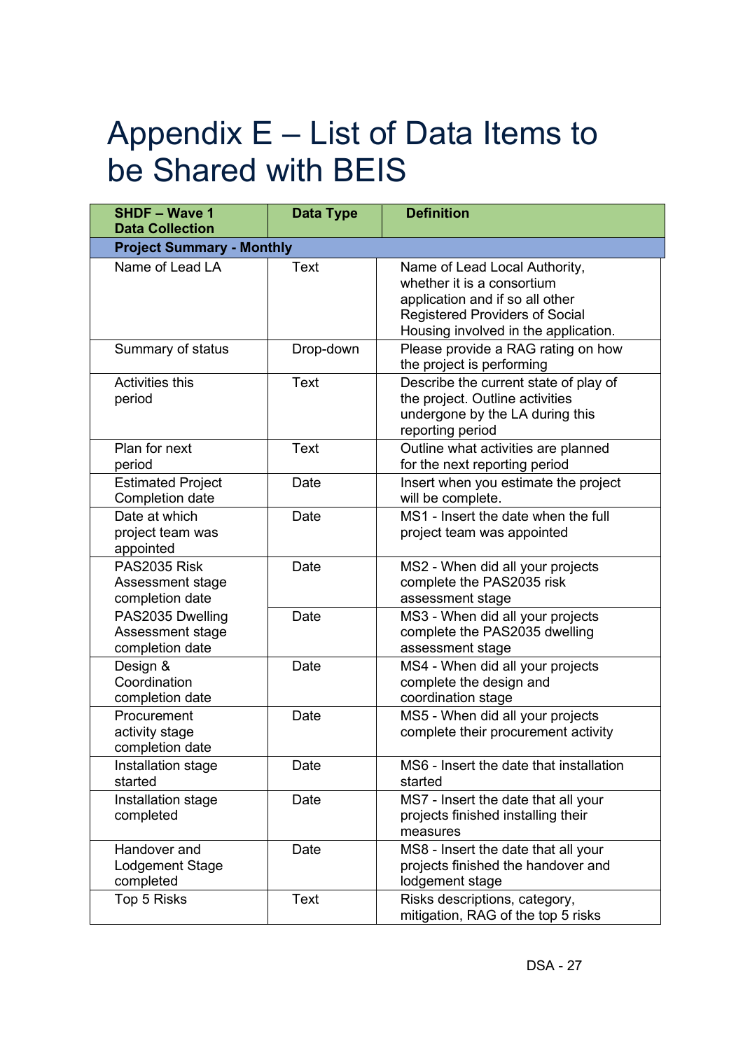# Appendix E – List of Data Items to be Shared with BEIS

| SHDF – Wave 1 Data Collection | Data Type | Definition |
|---|---|---|
| **Project Summary - Monthly** | | |
| Name of Lead LA | Text | Name of Lead Local Authority, whether it is a consortium application and if so all other Registered Providers of Social Housing involved in the application. |
| Summary of status | Drop-down | Please provide a RAG rating on how the project is performing |
| Activities this period | Text | Describe the current state of play of the project. Outline activities undergone by the LA during this reporting period |
| Plan for next period | Text | Outline what activities are planned for the next reporting period |
| Estimated Project Completion date | Date | Insert when you estimate the project will be complete. |
| Date at which project team was appointed | Date | MS1 - Insert the date when the full project team was appointed |
| PAS2035 Risk Assessment stage completion date | Date | MS2 - When did all your projects complete the PAS2035 risk assessment stage |
| PAS2035 Dwelling Assessment stage completion date | Date | MS3 - When did all your projects complete the PAS2035 dwelling assessment stage |
| Design & Coordination completion date | Date | MS4 - When did all your projects complete the design and coordination stage |
| Procurement activity stage completion date | Date | MS5 - When did all your projects complete their procurement activity |
| Installation stage started | Date | MS6 - Insert the date that installation started |
| Installation stage completed | Date | MS7 - Insert the date that all your projects finished installing their measures |
| Handover and Lodgement Stage completed | Date | MS8 - Insert the date that all your projects finished the handover and lodgement stage |
| Top 5 Risks | Text | Risks descriptions, category, mitigation, RAG of the top 5 risks |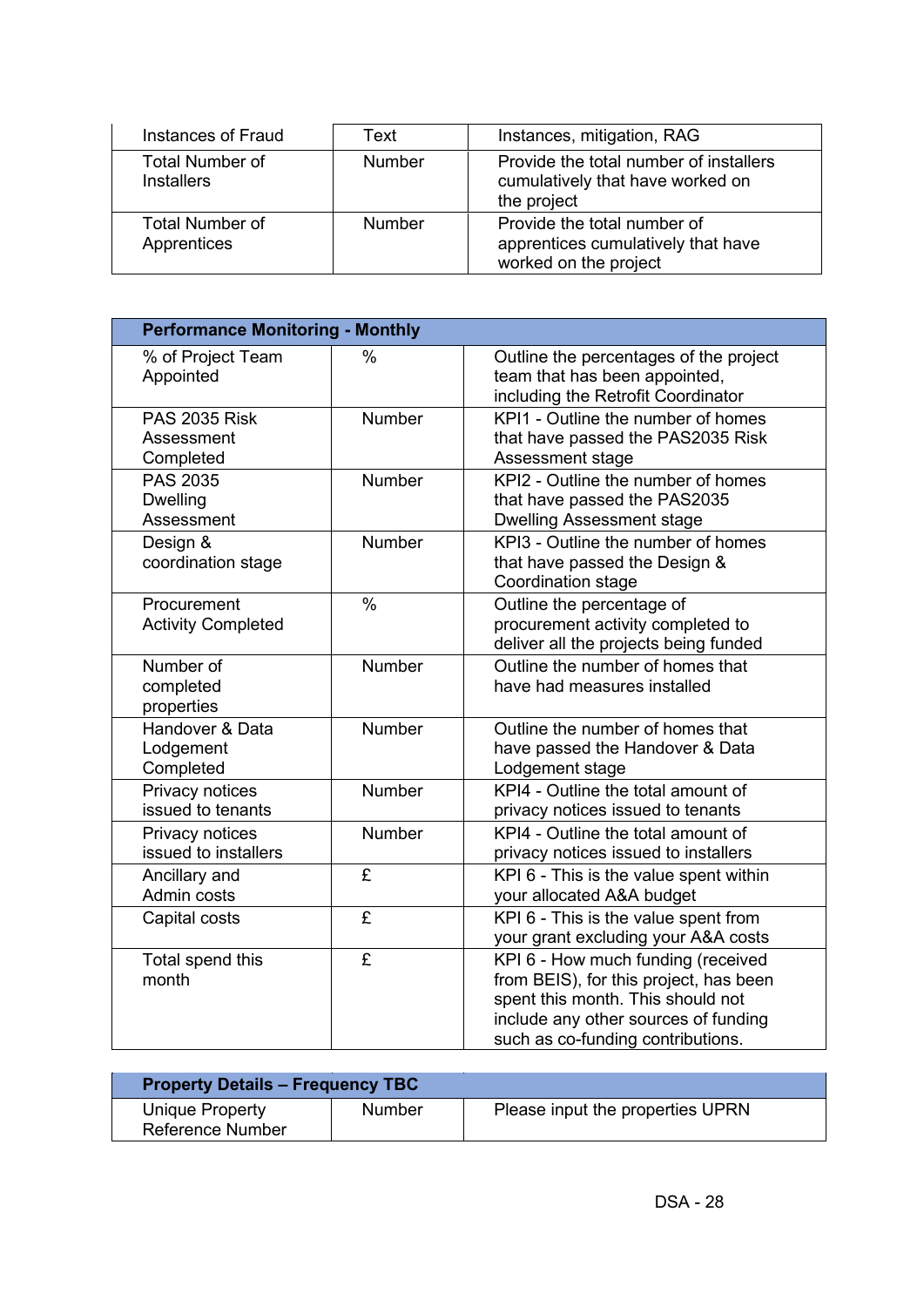| | | |
|---|---|---|
| Instances of Fraud | Text | Instances, mitigation, RAG |
| Total Number of Installers | Number | Provide the total number of installers cumulatively that have worked on the project |
| Total Number of Apprentices | Number | Provide the total number of apprentices cumulatively that have worked on the project |

| **Performance Monitoring - Monthly** | | |
|---|---|---|
| % of Project Team Appointed | % | Outline the percentages of the project team that has been appointed, including the Retrofit Coordinator |
| PAS 2035 Risk Assessment Completed | Number | KPI1 - Outline the number of homes that have passed the PAS2035 Risk Assessment stage |
| PAS 2035 Dwelling Assessment | Number | KPI2 - Outline the number of homes that have passed the PAS2035 Dwelling Assessment stage |
| Design & coordination stage | Number | KPI3 - Outline the number of homes that have passed the Design & Coordination stage |
| Procurement Activity Completed | % | Outline the percentage of procurement activity completed to deliver all the projects being funded |
| Number of completed properties | Number | Outline the number of homes that have had measures installed |
| Handover & Data Lodgement Completed | Number | Outline the number of homes that have passed the Handover & Data Lodgement stage |
| Privacy notices issued to tenants | Number | KPI4 - Outline the total amount of privacy notices issued to tenants |
| Privacy notices issued to installers | Number | KPI4 - Outline the total amount of privacy notices issued to installers |
| Ancillary and Admin costs | £ | KPI 6 - This is the value spent within your allocated A&A budget |
| Capital costs | £ | KPI 6 - This is the value spent from your grant excluding your A&A costs |
| Total spend this month | £ | KPI 6 - How much funding (received from BEIS), for this project, has been spent this month. This should not include any other sources of funding such as co-funding contributions. |

| **Property Details – Frequency TBC** | | |
|---|---|---|
| Unique Property Reference Number | Number | Please input the properties UPRN |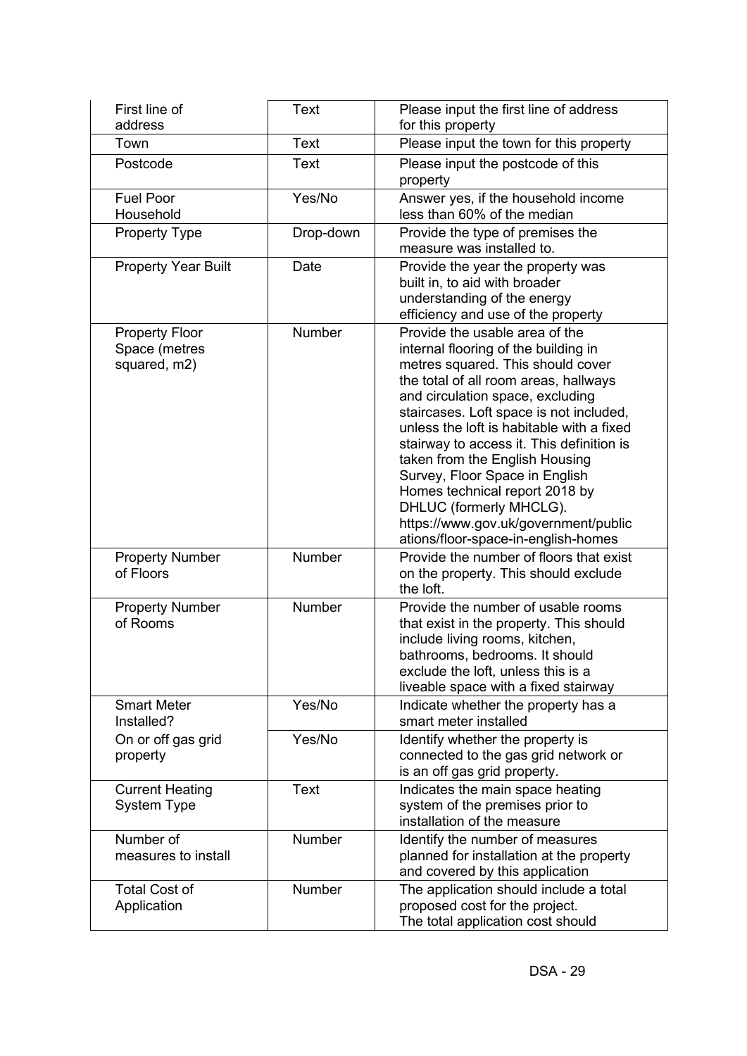| First line of address | Text | Please input the first line of address for this property |
|---|---|---|
| Town | Text | Please input the town for this property |
| Postcode | Text | Please input the postcode of this property |
| Fuel Poor Household | Yes/No | Answer yes, if the household income less than 60% of the median |
| Property Type | Drop-down | Provide the type of premises the measure was installed to. |
| Property Year Built | Date | Provide the year the property was built in, to aid with broader understanding of the energy efficiency and use of the property |
| Property Floor Space (metres squared, m2) | Number | Provide the usable area of the internal flooring of the building in metres squared. This should cover the total of all room areas, hallways and circulation space, excluding staircases. Loft space is not included, unless the loft is habitable with a fixed stairway to access it. This definition is taken from the English Housing Survey, Floor Space in English Homes technical report 2018 by DHLUC (formerly MHCLG). https://www.gov.uk/government/publications/floor-space-in-english-homes |
| Property Number of Floors | Number | Provide the number of floors that exist on the property. This should exclude the loft. |
| Property Number of Rooms | Number | Provide the number of usable rooms that exist in the property. This should include living rooms, kitchen, bathrooms, bedrooms. It should exclude the loft, unless this is a liveable space with a fixed stairway |
| Smart Meter Installed? | Yes/No | Indicate whether the property has a smart meter installed |
| On or off gas grid property | Yes/No | Identify whether the property is connected to the gas grid network or is an off gas grid property. |
| Current Heating System Type | Text | Indicates the main space heating system of the premises prior to installation of the measure |
| Number of measures to install | Number | Identify the number of measures planned for installation at the property and covered by this application |
| Total Cost of Application | Number | The application should include a total proposed cost for the project. The total application cost should |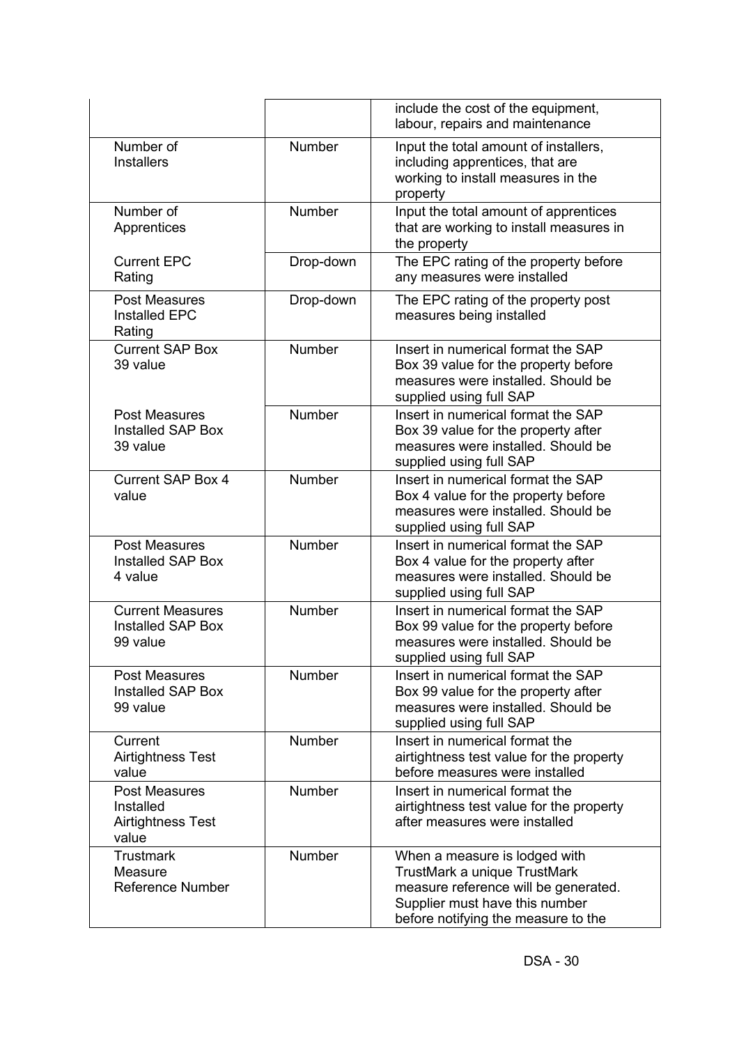| | | |
|---|---|---|
| | | include the cost of the equipment, labour, repairs and maintenance |
| Number of Installers | Number | Input the total amount of installers, including apprentices, that are working to install measures in the property |
| Number of Apprentices | Number | Input the total amount of apprentices that are working to install measures in the property |
| Current EPC Rating | Drop-down | The EPC rating of the property before any measures were installed |
| Post Measures Installed EPC Rating | Drop-down | The EPC rating of the property post measures being installed |
| Current SAP Box 39 value | Number | Insert in numerical format the SAP Box 39 value for the property before measures were installed. Should be supplied using full SAP |
| Post Measures Installed SAP Box 39 value | Number | Insert in numerical format the SAP Box 39 value for the property after measures were installed. Should be supplied using full SAP |
| Current SAP Box 4 value | Number | Insert in numerical format the SAP Box 4 value for the property before measures were installed. Should be supplied using full SAP |
| Post Measures Installed SAP Box 4 value | Number | Insert in numerical format the SAP Box 4 value for the property after measures were installed. Should be supplied using full SAP |
| Current Measures Installed SAP Box 99 value | Number | Insert in numerical format the SAP Box 99 value for the property before measures were installed. Should be supplied using full SAP |
| Post Measures Installed SAP Box 99 value | Number | Insert in numerical format the SAP Box 99 value for the property after measures were installed. Should be supplied using full SAP |
| Current Airtightness Test value | Number | Insert in numerical format the airtightness test value for the property before measures were installed |
| Post Measures Installed Airtightness Test value | Number | Insert in numerical format the airtightness test value for the property after measures were installed |
| Trustmark Measure Reference Number | Number | When a measure is lodged with TrustMark a unique TrustMark measure reference will be generated. Supplier must have this number before notifying the measure to the |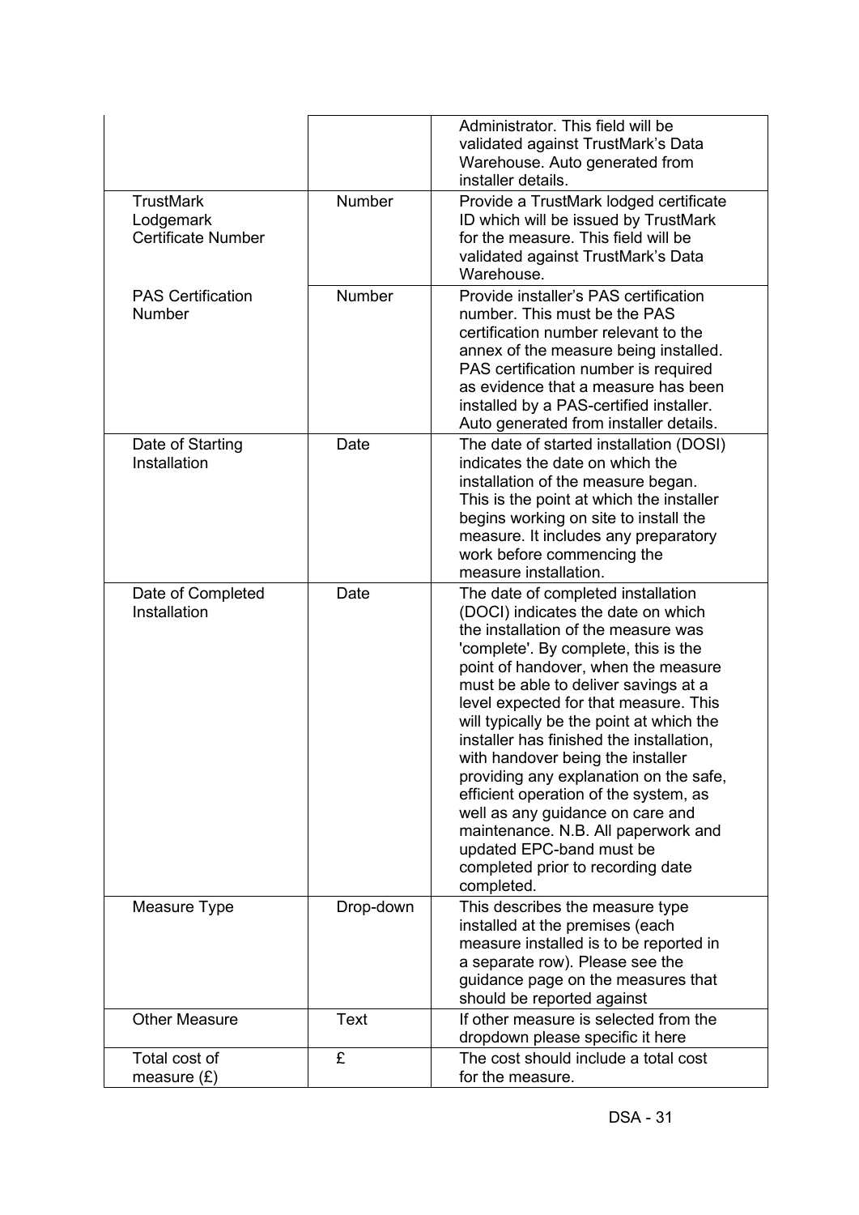| | | |
|---|---|---|
| | | Administrator. This field will be validated against TrustMark's Data Warehouse. Auto generated from installer details. |
| TrustMark Lodgemark Certificate Number | Number | Provide a TrustMark lodged certificate ID which will be issued by TrustMark for the measure. This field will be validated against TrustMark's Data Warehouse. |
| PAS Certification Number | Number | Provide installer's PAS certification number. This must be the PAS certification number relevant to the annex of the measure being installed. PAS certification number is required as evidence that a measure has been installed by a PAS-certified installer. Auto generated from installer details. |
| Date of Starting Installation | Date | The date of started installation (DOSI) indicates the date on which the installation of the measure began. This is the point at which the installer begins working on site to install the measure. It includes any preparatory work before commencing the measure installation. |
| Date of Completed Installation | Date | The date of completed installation (DOCI) indicates the date on which the installation of the measure was 'complete'. By complete, this is the point of handover, when the measure must be able to deliver savings at a level expected for that measure. This will typically be the point at which the installer has finished the installation, with handover being the installer providing any explanation on the safe, efficient operation of the system, as well as any guidance on care and maintenance. N.B. All paperwork and updated EPC-band must be completed prior to recording date completed. |
| Measure Type | Drop-down | This describes the measure type installed at the premises (each measure installed is to be reported in a separate row). Please see the guidance page on the measures that should be reported against |
| Other Measure | Text | If other measure is selected from the dropdown please specific it here |
| Total cost of measure (£) | £ | The cost should include a total cost for the measure. |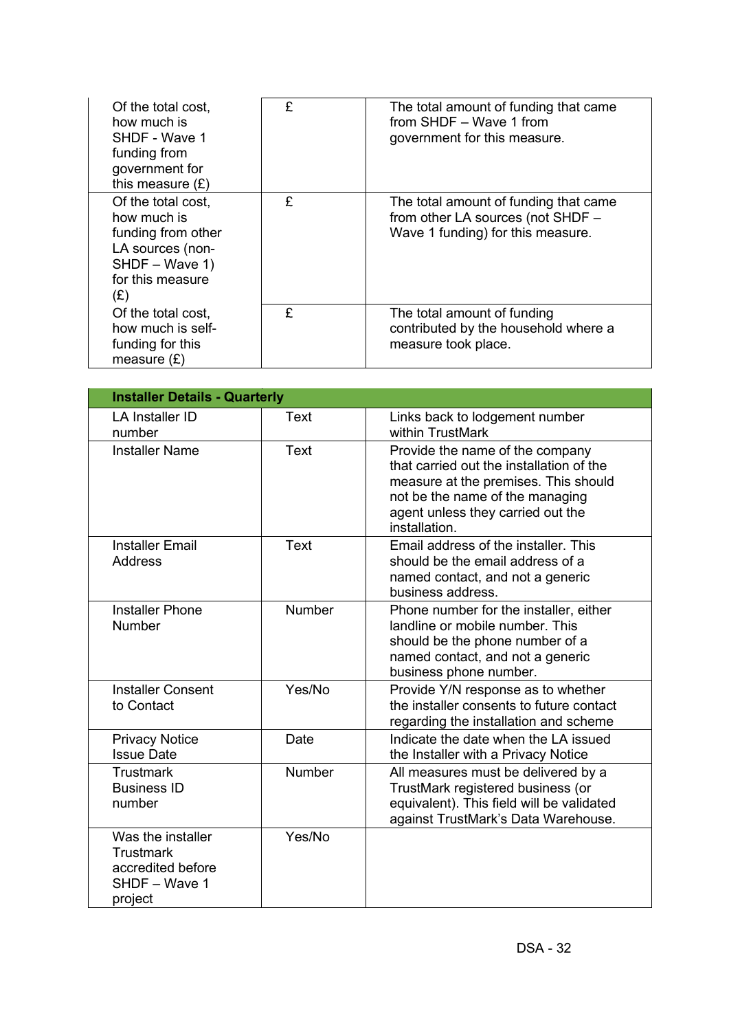| | | |
|---|---|---|
| Of the total cost, how much is SHDF - Wave 1 funding from government for this measure (£) | £ | The total amount of funding that came from SHDF – Wave 1 from government for this measure. |
| Of the total cost, how much is funding from other LA sources (non-SHDF – Wave 1) for this measure (£) | £ | The total amount of funding that came from other LA sources (not SHDF – Wave 1 funding) for this measure. |
| Of the total cost, how much is self-funding for this measure (£) | £ | The total amount of funding contributed by the household where a measure took place. |

| **Installer Details - Quarterly** | | |
|---|---|---|
| LA Installer ID number | Text | Links back to lodgement number within TrustMark |
| Installer Name | Text | Provide the name of the company that carried out the installation of the measure at the premises. This should not be the name of the managing agent unless they carried out the installation. |
| Installer Email Address | Text | Email address of the installer. This should be the email address of a named contact, and not a generic business address. |
| Installer Phone Number | Number | Phone number for the installer, either landline or mobile number. This should be the phone number of a named contact, and not a generic business phone number. |
| Installer Consent to Contact | Yes/No | Provide Y/N response as to whether the installer consents to future contact regarding the installation and scheme |
| Privacy Notice Issue Date | Date | Indicate the date when the LA issued the Installer with a Privacy Notice |
| Trustmark Business ID number | Number | All measures must be delivered by a TrustMark registered business (or equivalent). This field will be validated against TrustMark's Data Warehouse. |
| Was the installer Trustmark accredited before SHDF – Wave 1 project | Yes/No | |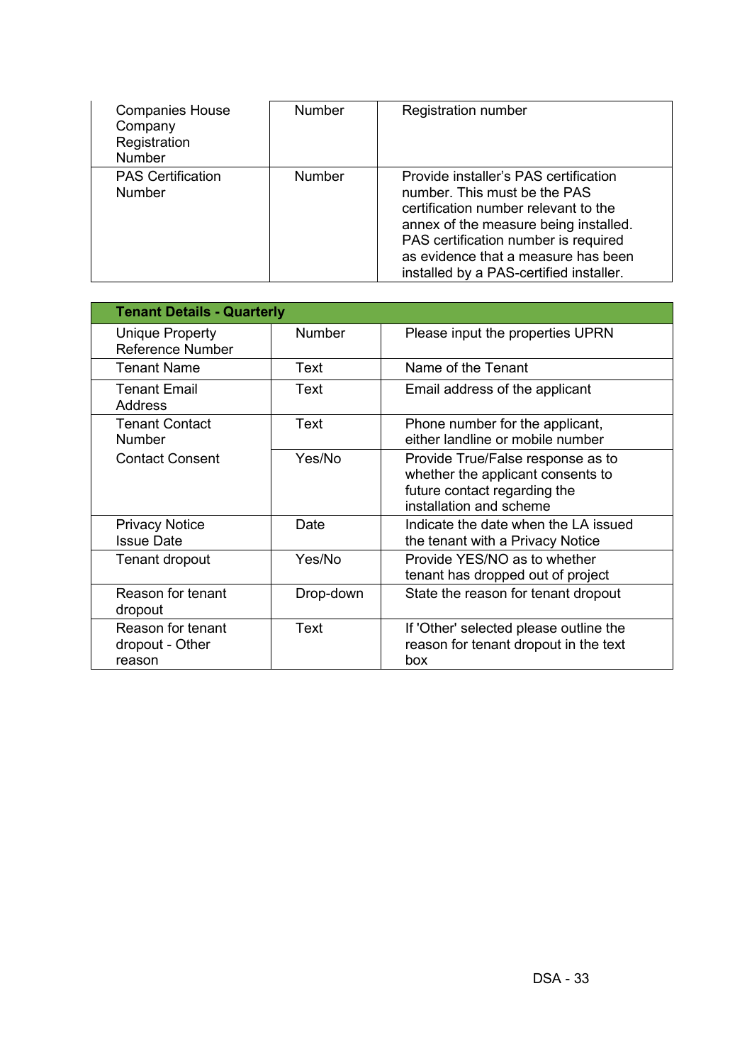| | | |
|---|---|---|
| Companies House Company Registration Number | Number | Registration number |
| PAS Certification Number | Number | Provide installer's PAS certification number. This must be the PAS certification number relevant to the annex of the measure being installed. PAS certification number is required as evidence that a measure has been installed by a PAS-certified installer. |

| **Tenant Details - Quarterly** | | |
|---|---|---|
| Unique Property Reference Number | Number | Please input the properties UPRN |
| Tenant Name | Text | Name of the Tenant |
| Tenant Email Address | Text | Email address of the applicant |
| Tenant Contact Number | Text | Phone number for the applicant, either landline or mobile number |
| Contact Consent | Yes/No | Provide True/False response as to whether the applicant consents to future contact regarding the installation and scheme |
| Privacy Notice Issue Date | Date | Indicate the date when the LA issued the tenant with a Privacy Notice |
| Tenant dropout | Yes/No | Provide YES/NO as to whether tenant has dropped out of project |
| Reason for tenant dropout | Drop-down | State the reason for tenant dropout |
| Reason for tenant dropout - Other reason | Text | If 'Other' selected please outline the reason for tenant dropout in the text box |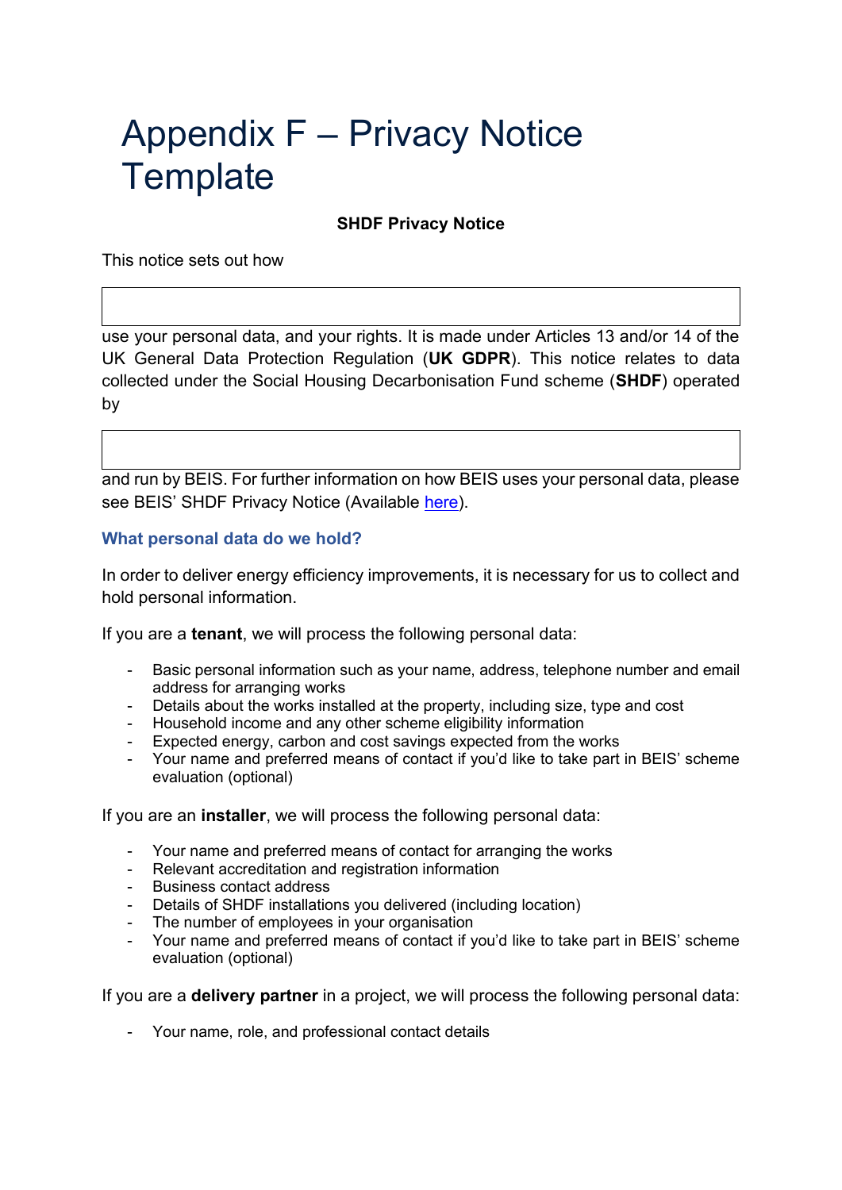# Appendix F – Privacy Notice Template

**SHDF Privacy Notice**

This notice sets out how

| |
|---|
| |

use your personal data, and your rights. It is made under Articles 13 and/or 14 of the UK General Data Protection Regulation (**UK GDPR**). This notice relates to data collected under the Social Housing Decarbonisation Fund scheme (**SHDF**) operated by

| |
|---|
| |

and run by BEIS. For further information on how BEIS uses your personal data, please see BEIS' SHDF Privacy Notice (Available here).

### What personal data do we hold?

In order to deliver energy efficiency improvements, it is necessary for us to collect and hold personal information.

If you are a **tenant**, we will process the following personal data:

- Basic personal information such as your name, address, telephone number and email address for arranging works
- Details about the works installed at the property, including size, type and cost
- Household income and any other scheme eligibility information
- Expected energy, carbon and cost savings expected from the works
- Your name and preferred means of contact if you'd like to take part in BEIS' scheme evaluation (optional)

If you are an **installer**, we will process the following personal data:

- Your name and preferred means of contact for arranging the works
- Relevant accreditation and registration information
- Business contact address
- Details of SHDF installations you delivered (including location)
- The number of employees in your organisation
- Your name and preferred means of contact if you'd like to take part in BEIS' scheme evaluation (optional)

If you are a **delivery partner** in a project, we will process the following personal data:

- Your name, role, and professional contact details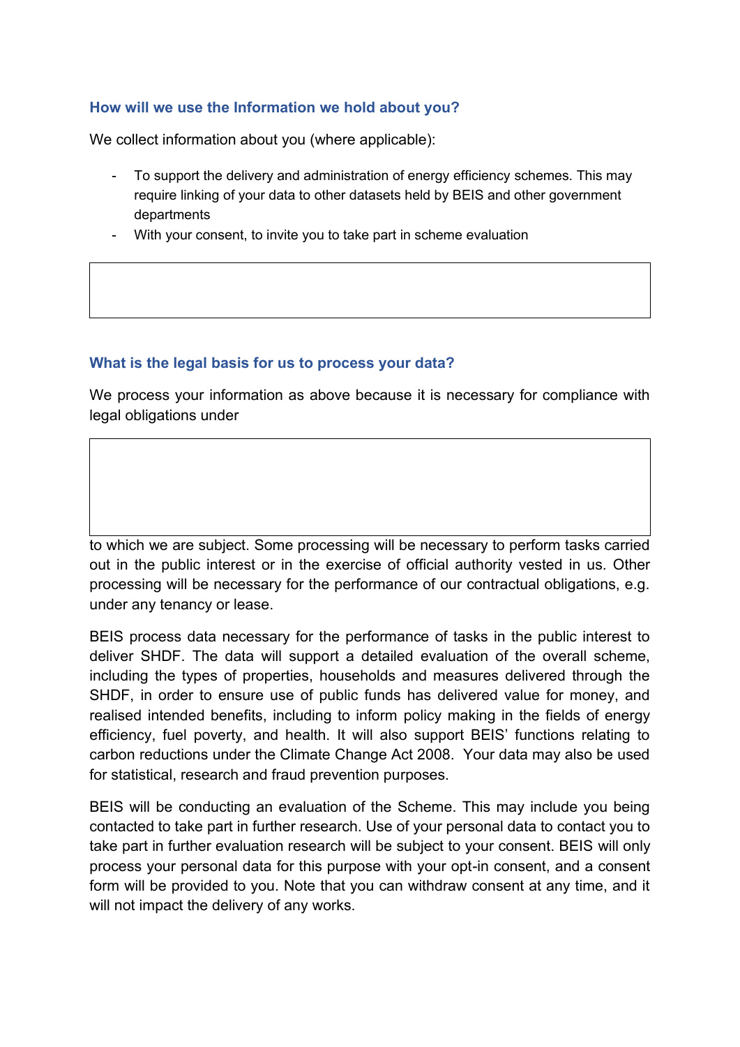### How will we use the Information we hold about you?

We collect information about you (where applicable):

- To support the delivery and administration of energy efficiency schemes. This may require linking of your data to other datasets held by BEIS and other government departments
- With your consent, to invite you to take part in scheme evaluation

### What is the legal basis for us to process your data?

We process your information as above because it is necessary for compliance with legal obligations under

to which we are subject. Some processing will be necessary to perform tasks carried out in the public interest or in the exercise of official authority vested in us. Other processing will be necessary for the performance of our contractual obligations, e.g. under any tenancy or lease.

BEIS process data necessary for the performance of tasks in the public interest to deliver SHDF. The data will support a detailed evaluation of the overall scheme, including the types of properties, households and measures delivered through the SHDF, in order to ensure use of public funds has delivered value for money, and realised intended benefits, including to inform policy making in the fields of energy efficiency, fuel poverty, and health. It will also support BEIS' functions relating to carbon reductions under the Climate Change Act 2008. Your data may also be used for statistical, research and fraud prevention purposes.

BEIS will be conducting an evaluation of the Scheme. This may include you being contacted to take part in further research. Use of your personal data to contact you to take part in further evaluation research will be subject to your consent. BEIS will only process your personal data for this purpose with your opt-in consent, and a consent form will be provided to you. Note that you can withdraw consent at any time, and it will not impact the delivery of any works.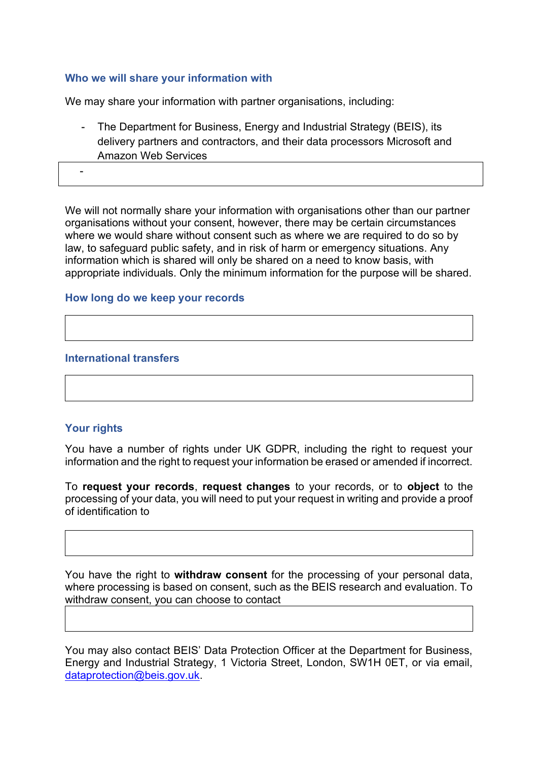### Who we will share your information with

We may share your information with partner organisations, including:

- The Department for Business, Energy and Industrial Strategy (BEIS), its delivery partners and contractors, and their data processors Microsoft and Amazon Web Services
- 

We will not normally share your information with organisations other than our partner organisations without your consent, however, there may be certain circumstances where we would share without consent such as where we are required to do so by law, to safeguard public safety, and in risk of harm or emergency situations. Any information which is shared will only be shared on a need to know basis, with appropriate individuals. Only the minimum information for the purpose will be shared.

### How long do we keep your records

### International transfers

### Your rights

You have a number of rights under UK GDPR, including the right to request your information and the right to request your information be erased or amended if incorrect.

To **request your records**, **request changes** to your records, or to **object** to the processing of your data, you will need to put your request in writing and provide a proof of identification to

You have the right to **withdraw consent** for the processing of your personal data, where processing is based on consent, such as the BEIS research and evaluation. To withdraw consent, you can choose to contact

You may also contact BEIS' Data Protection Officer at the Department for Business, Energy and Industrial Strategy, 1 Victoria Street, London, SW1H 0ET, or via email, dataprotection@beis.gov.uk.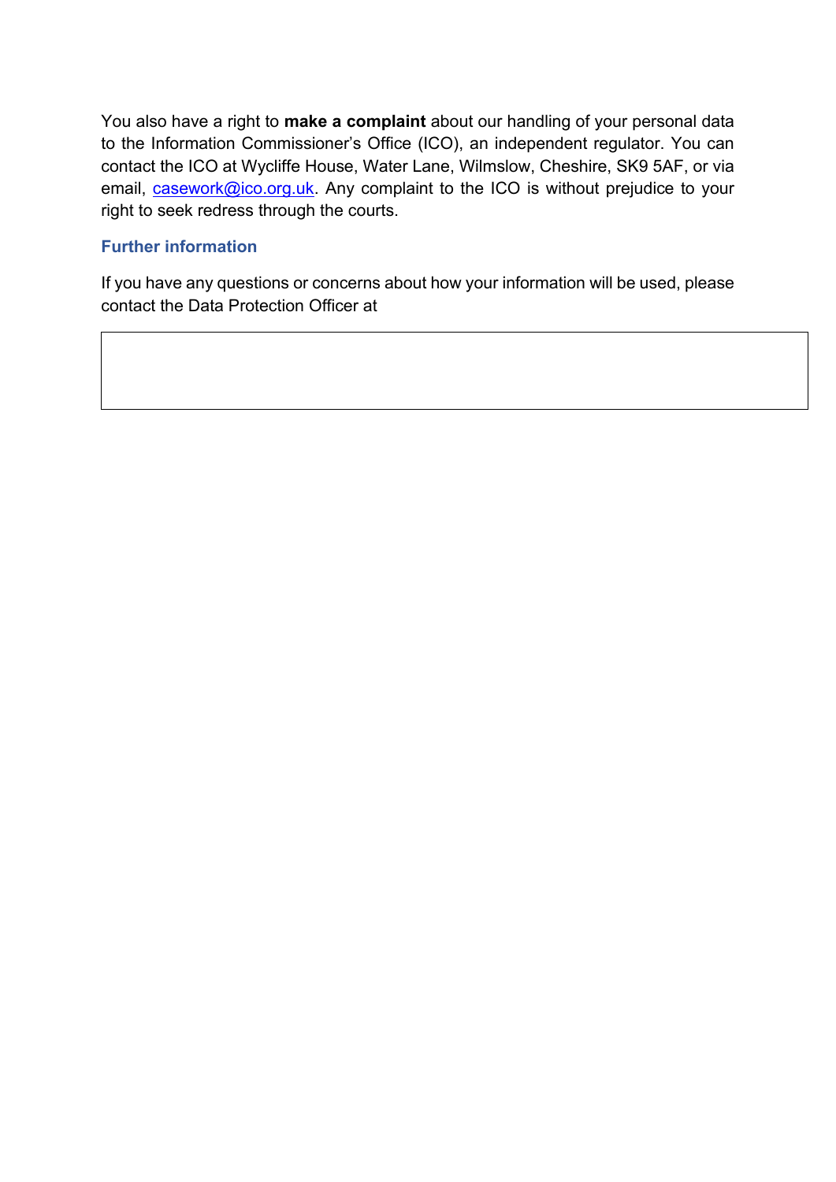You also have a right to **make a complaint** about our handling of your personal data to the Information Commissioner's Office (ICO), an independent regulator. You can contact the ICO at Wycliffe House, Water Lane, Wilmslow, Cheshire, SK9 5AF, or via email, casework@ico.org.uk. Any complaint to the ICO is without prejudice to your right to seek redress through the courts.

### Further information

If you have any questions or concerns about how your information will be used, please contact the Data Protection Officer at

| |
|---|
| |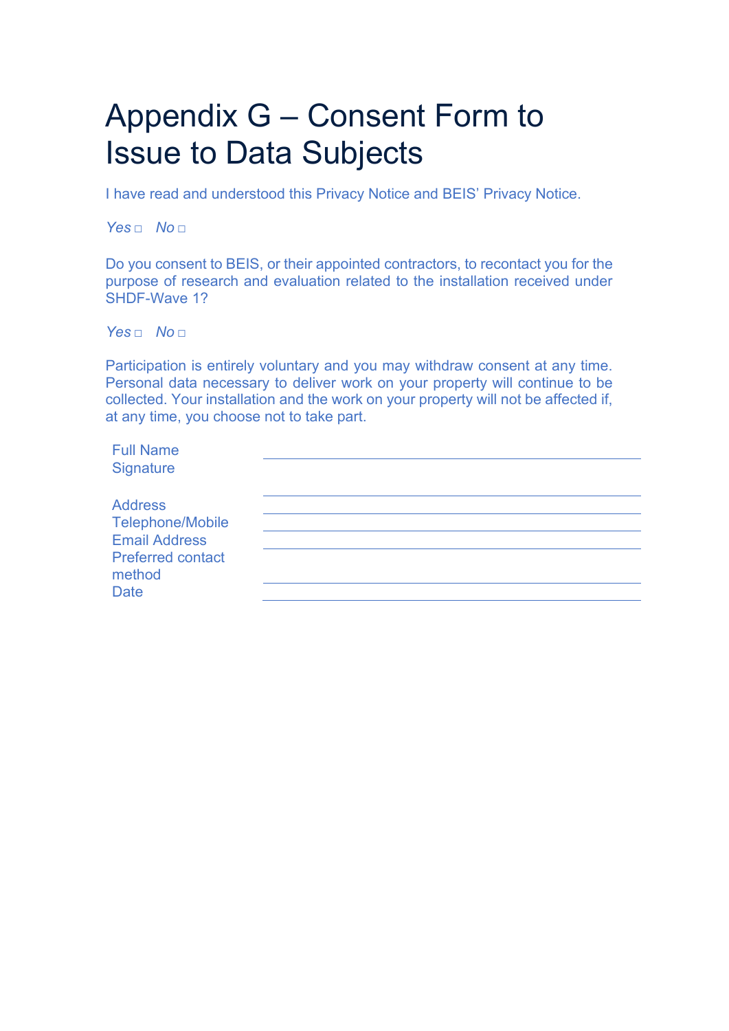# Appendix G – Consent Form to Issue to Data Subjects

I have read and understood this Privacy Notice and BEIS' Privacy Notice.

*Yes* □ *No* □

Do you consent to BEIS, or their appointed contractors, to recontact you for the purpose of research and evaluation related to the installation received under SHDF-Wave 1?

*Yes* □ *No* □

Participation is entirely voluntary and you may withdraw consent at any time. Personal data necessary to deliver work on your property will continue to be collected. Your installation and the work on your property will not be affected if, at any time, you choose not to take part.

| | |
|---|---|
| Full Name | |
| Signature | |
| Address | |
| Telephone/Mobile | |
| Email Address | |
| Preferred contact method | |
| Date | |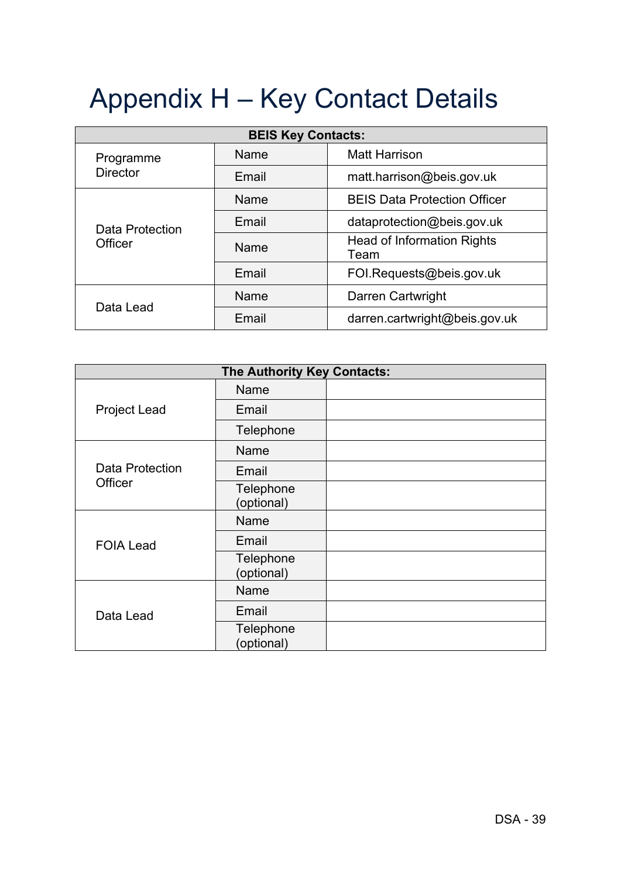# Appendix H – Key Contact Details

| BEIS Key Contacts: | | |
|---|---|---|
| Programme Director | Name | Matt Harrison |
| | Email | matt.harrison@beis.gov.uk |
| Data Protection Officer | Name | BEIS Data Protection Officer |
| | Email | dataprotection@beis.gov.uk |
| | Name | Head of Information Rights Team |
| | Email | FOI.Requests@beis.gov.uk |
| Data Lead | Name | Darren Cartwright |
| | Email | darren.cartwright@beis.gov.uk |

| The Authority Key Contacts: | | |
|---|---|---|
| Project Lead | Name | |
| | Email | |
| | Telephone | |
| Data Protection Officer | Name | |
| | Email | |
| | Telephone (optional) | |
| FOIA Lead | Name | |
| | Email | |
| | Telephone (optional) | |
| Data Lead | Name | |
| | Email | |
| | Telephone (optional) | |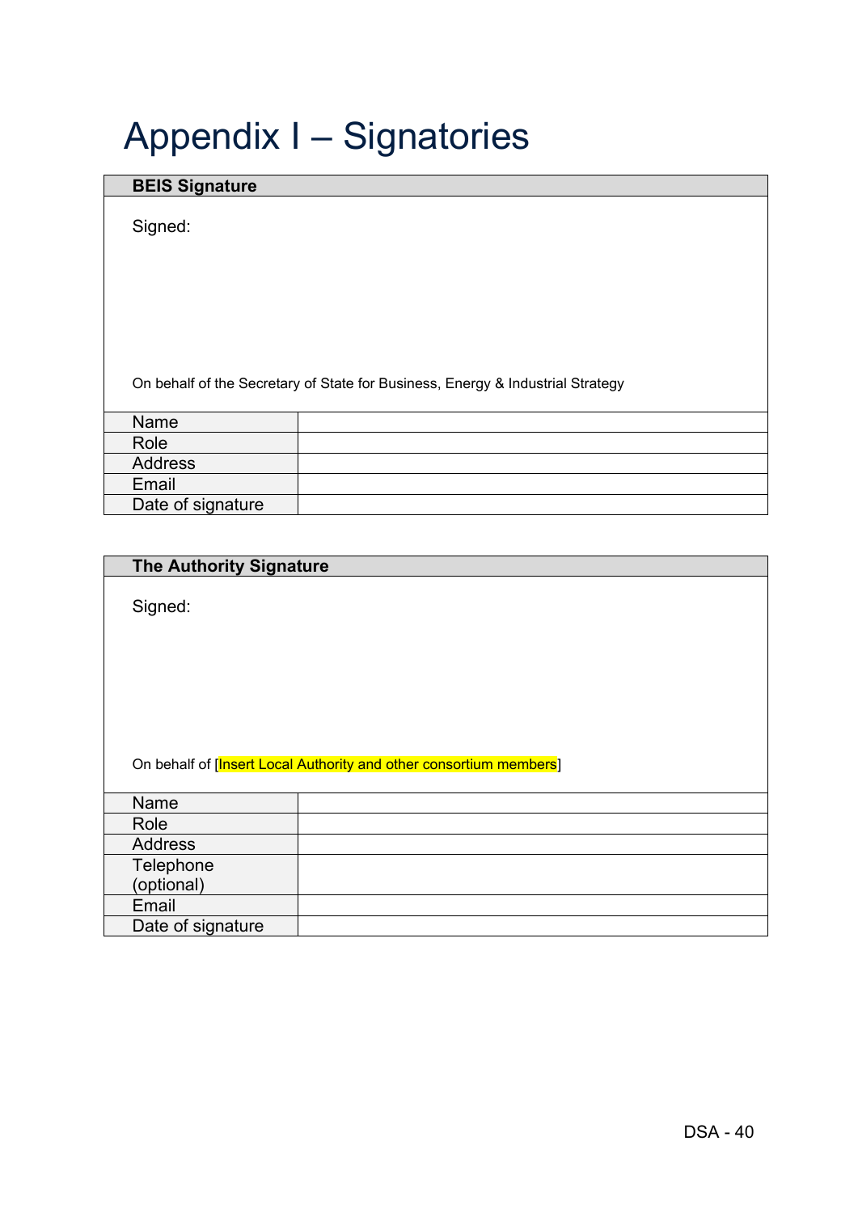# Appendix I – Signatories

| BEIS Signature | |
|---|---|
| Signed:<br><br><br><br>On behalf of the Secretary of State for Business, Energy & Industrial Strategy | |
| Name | |
| Role | |
| Address | |
| Email | |
| Date of signature | |

| The Authority Signature | |
|---|---|
| Signed:<br><br><br><br>On behalf of [Insert Local Authority and other consortium members] | |
| Name | |
| Role | |
| Address | |
| Telephone (optional) | |
| Email | |
| Date of signature | |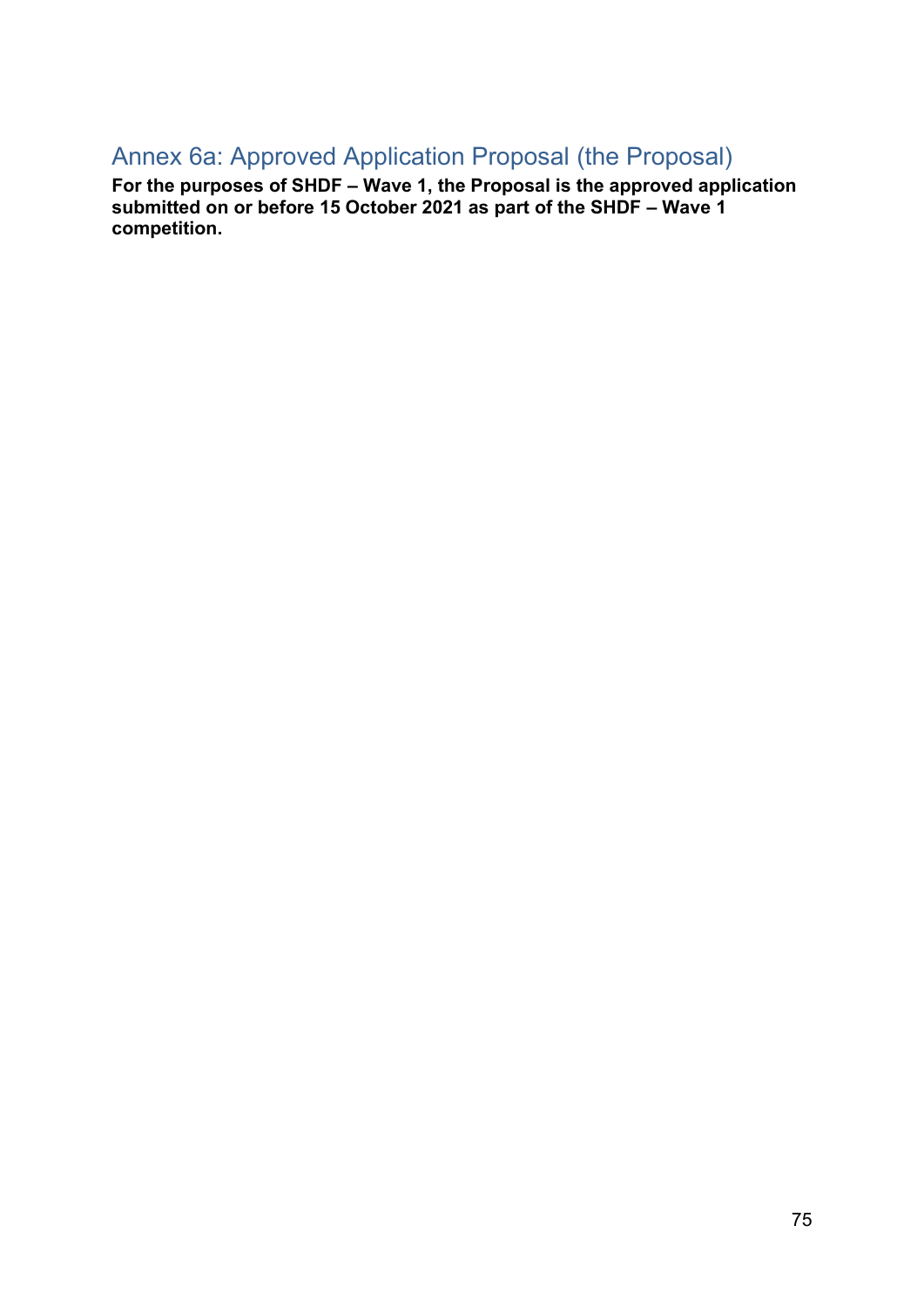## Annex 6a: Approved Application Proposal (the Proposal)

**For the purposes of SHDF – Wave 1, the Proposal is the approved application submitted on or before 15 October 2021 as part of the SHDF – Wave 1 competition.**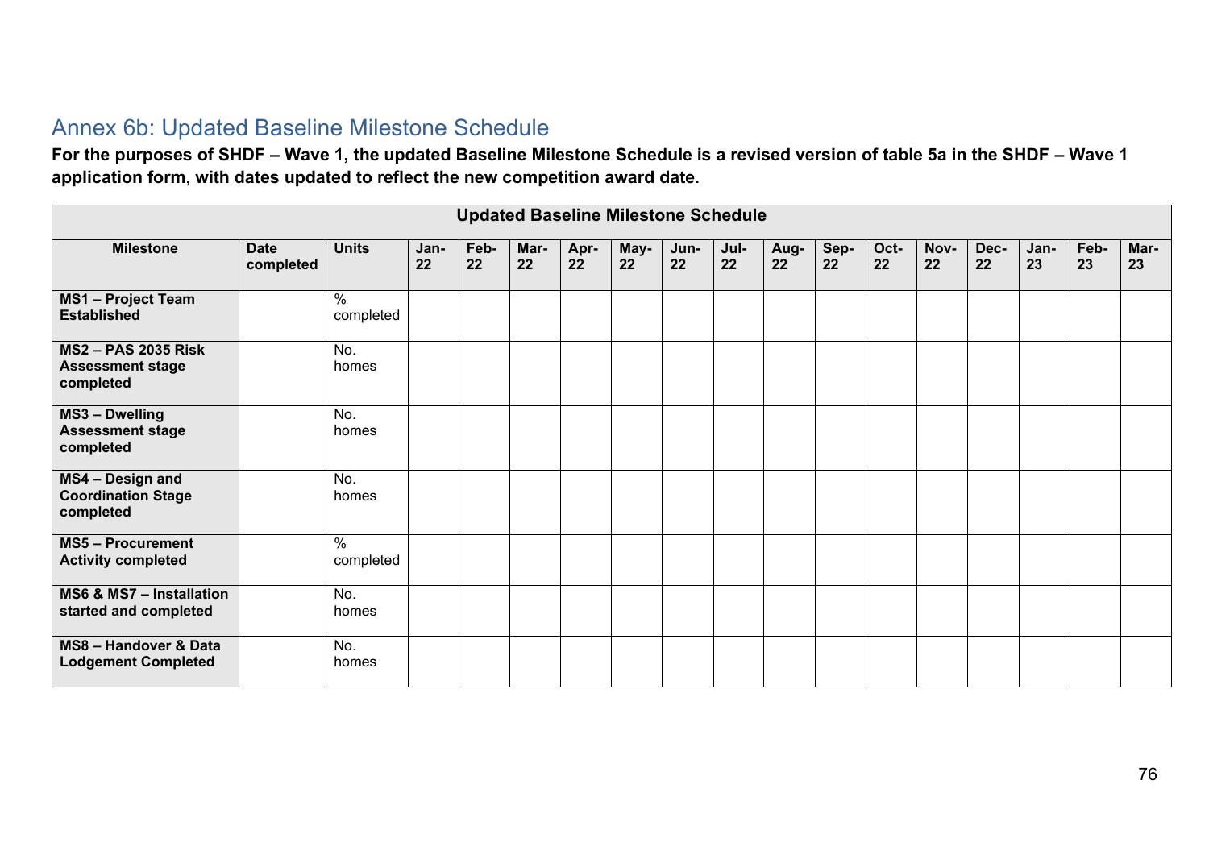## Annex 6b: Updated Baseline Milestone Schedule

**For the purposes of SHDF – Wave 1, the updated Baseline Milestone Schedule is a revised version of table 5a in the SHDF – Wave 1 application form, with dates updated to reflect the new competition award date.**

| Updated Baseline Milestone Schedule | | | | | | | | | | | | | | | | | |
|---|---|---|---|---|---|---|---|---|---|---|---|---|---|---|---|---|---|
| **Milestone** | **Date completed** | **Units** | **Jan-22** | **Feb-22** | **Mar-22** | **Apr-22** | **May-22** | **Jun-22** | **Jul-22** | **Aug-22** | **Sep-22** | **Oct-22** | **Nov-22** | **Dec-22** | **Jan-23** | **Feb-23** | **Mar-23** |
| **MS1 – Project Team Established** | | % completed | | | | | | | | | | | | | | | |
| **MS2 – PAS 2035 Risk Assessment stage completed** | | No. homes | | | | | | | | | | | | | | | |
| **MS3 – Dwelling Assessment stage completed** | | No. homes | | | | | | | | | | | | | | | |
| **MS4 – Design and Coordination Stage completed** | | No. homes | | | | | | | | | | | | | | | |
| **MS5 – Procurement Activity completed** | | % completed | | | | | | | | | | | | | | | |
| **MS6 & MS7 – Installation started and completed** | | No. homes | | | | | | | | | | | | | | | |
| **MS8 – Handover & Data Lodgement Completed** | | No. homes | | | | | | | | | | | | | | | |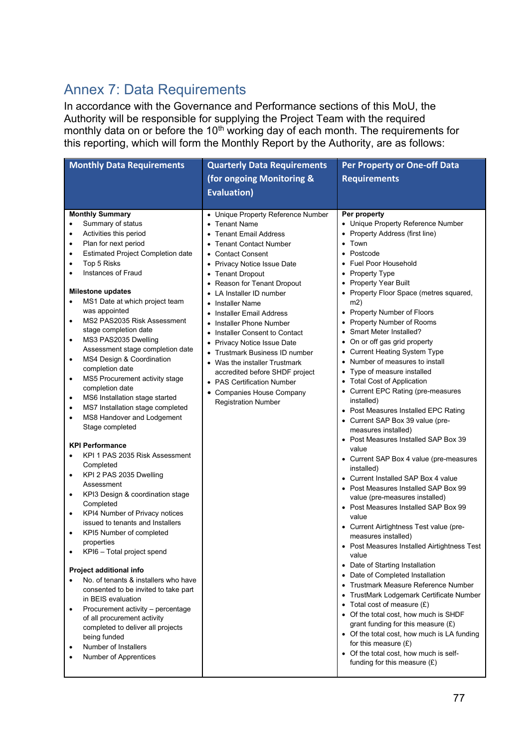# Annex 7: Data Requirements

In accordance with the Governance and Performance sections of this MoU, the Authority will be responsible for supplying the Project Team with the required monthly data on or before the 10th working day of each month. The requirements for this reporting, which will form the Monthly Report by the Authority, are as follows:

| Monthly Data Requirements | Quarterly Data Requirements (for ongoing Monitoring & Evaluation) | Per Property or One-off Data Requirements |
|---|---|---|
| **Monthly Summary**<br>• Summary of status<br>• Activities this period<br>• Plan for next period<br>• Estimated Project Completion date<br>• Top 5 Risks<br>• Instances of Fraud<br><br>**Milestone updates**<br>• MS1 Date at which project team was appointed<br>• MS2 PAS2035 Risk Assessment stage completion date<br>• MS3 PAS2035 Dwelling Assessment stage completion date<br>• MS4 Design & Coordination completion date<br>• MS5 Procurement activity stage completion date<br>• MS6 Installation stage started<br>• MS7 Installation stage completed<br>• MS8 Handover and Lodgement Stage completed<br><br>**KPI Performance**<br>• KPI 1 PAS 2035 Risk Assessment Completed<br>• KPI 2 PAS 2035 Dwelling Assessment<br>• KPI3 Design & coordination stage Completed<br>• KPI4 Number of Privacy notices issued to tenants and Installers<br>• KPI5 Number of completed properties<br>• KPI6 – Total project spend<br><br>**Project additional info**<br>• No. of tenants & installers who have consented to be invited to take part in BEIS evaluation<br>• Procurement activity – percentage of all procurement activity completed to deliver all projects being funded<br>• Number of Installers<br>• Number of Apprentices | • Unique Property Reference Number<br>• Tenant Name<br>• Tenant Email Address<br>• Tenant Contact Number<br>• Contact Consent<br>• Privacy Notice Issue Date<br>• Tenant Dropout<br>• Reason for Tenant Dropout<br>• LA Installer ID number<br>• Installer Name<br>• Installer Email Address<br>• Installer Phone Number<br>• Installer Consent to Contact<br>• Privacy Notice Issue Date<br>• Trustmark Business ID number<br>• Was the installer Trustmark accredited before SHDF project<br>• PAS Certification Number<br>• Companies House Company Registration Number | **Per property**<br>• Unique Property Reference Number<br>• Property Address (first line)<br>• Town<br>• Postcode<br>• Fuel Poor Household<br>• Property Type<br>• Property Year Built<br>• Property Floor Space (metres squared, m2)<br>• Property Number of Floors<br>• Property Number of Rooms<br>• Smart Meter Installed?<br>• On or off gas grid property<br>• Current Heating System Type<br>• Number of measures to install<br>• Type of measure installed<br>• Total Cost of Application<br>• Current EPC Rating (pre-measures installed)<br>• Post Measures Installed EPC Rating<br>• Current SAP Box 39 value (pre-measures installed)<br>• Post Measures Installed SAP Box 39 value<br>• Current SAP Box 4 value (pre-measures installed)<br>• Current Installed SAP Box 4 value<br>• Post Measures Installed SAP Box 99 value (pre-measures installed)<br>• Post Measures Installed SAP Box 99 value<br>• Current Airtightness Test value (pre-measures installed)<br>• Post Measures Installed Airtightness Test value<br>• Date of Starting Installation<br>• Date of Completed Installation<br>• Trustmark Measure Reference Number<br>• TrustMark Lodgemark Certificate Number<br>• Total cost of measure (£)<br>• Of the total cost, how much is SHDF grant funding for this measure (£)<br>• Of the total cost, how much is LA funding for this measure (£)<br>• Of the total cost, how much is self-funding for this measure (£) |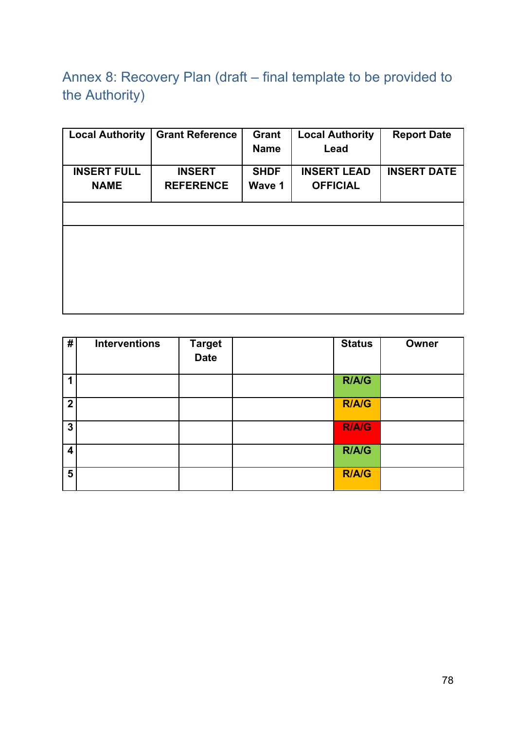## Annex 8: Recovery Plan (draft – final template to be provided to the Authority)

| Local Authority | Grant Reference | Grant Name | Local Authority Lead | Report Date |
|---|---|---|---|---|
| INSERT FULL NAME | INSERT REFERENCE | SHDF Wave 1 | INSERT LEAD OFFICIAL | INSERT DATE |
| | | | | |
| | | | | |

| # | Interventions | Target Date | | Status | Owner |
|---|---|---|---|---|---|
| 1 | | | | R/A/G | |
| 2 | | | | R/A/G | |
| 3 | | | | R/A/G | |
| 4 | | | | R/A/G | |
| 5 | | | | R/A/G | |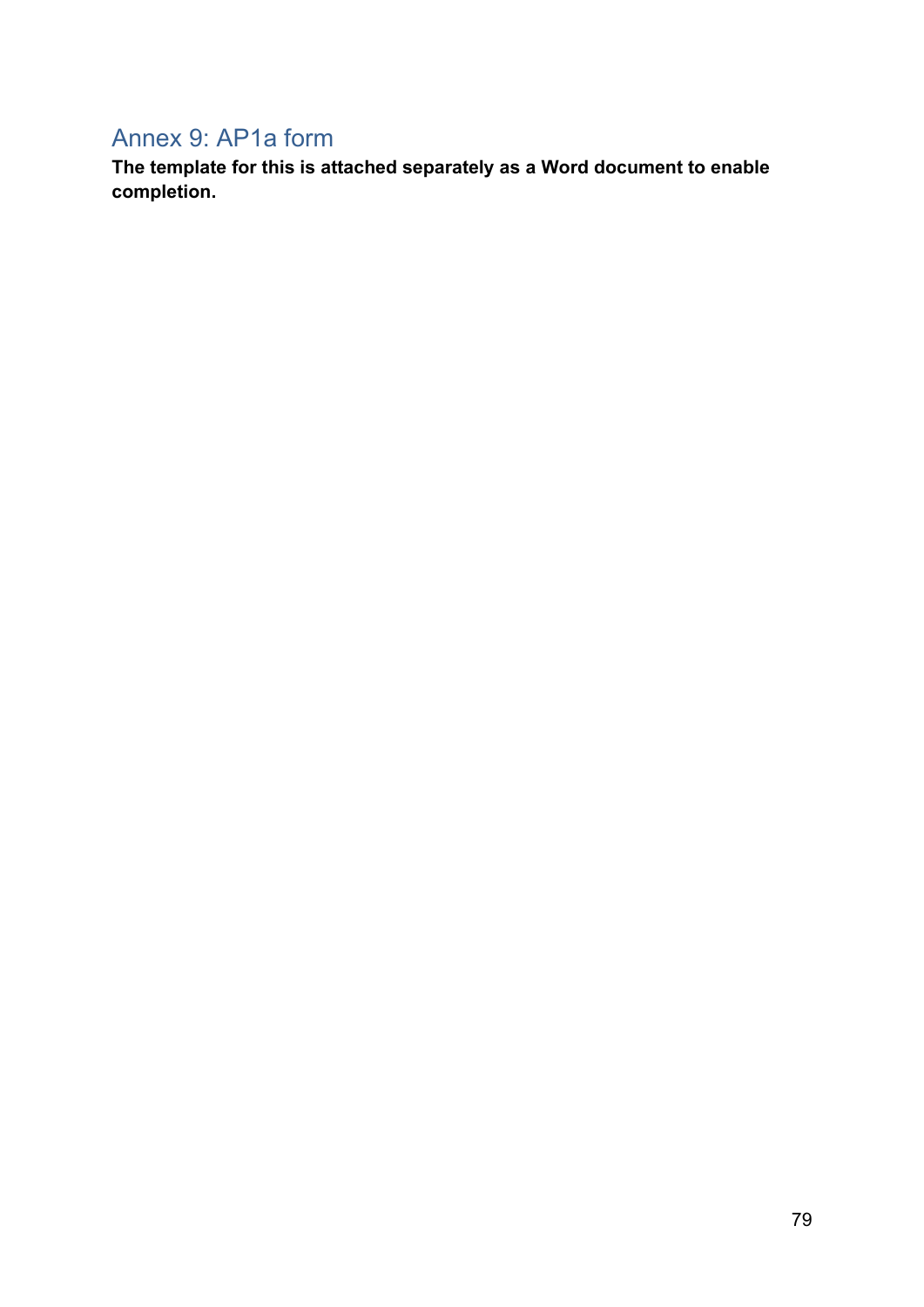## Annex 9: AP1a form

**The template for this is attached separately as a Word document to enable completion.**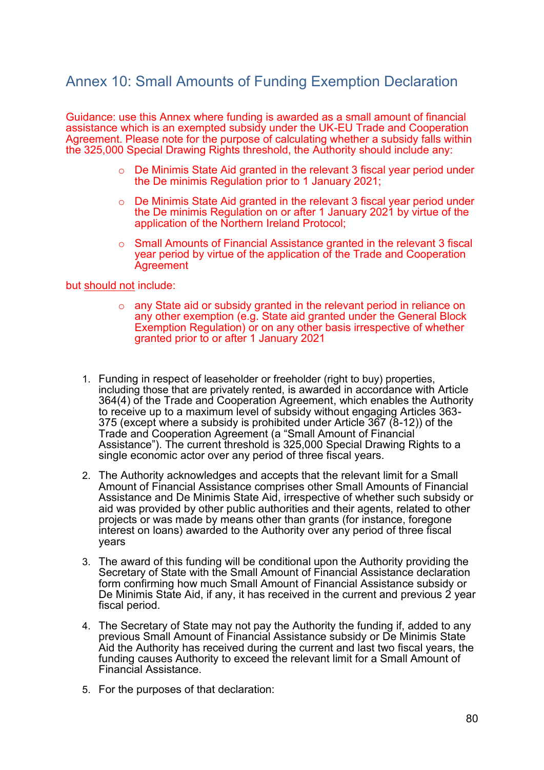## Annex 10: Small Amounts of Funding Exemption Declaration

Guidance: use this Annex where funding is awarded as a small amount of financial assistance which is an exempted subsidy under the UK-EU Trade and Cooperation Agreement. Please note for the purpose of calculating whether a subsidy falls within the 325,000 Special Drawing Rights threshold, the Authority should include any:

- De Minimis State Aid granted in the relevant 3 fiscal year period under the De minimis Regulation prior to 1 January 2021;
- De Minimis State Aid granted in the relevant 3 fiscal year period under the De minimis Regulation on or after 1 January 2021 by virtue of the application of the Northern Ireland Protocol;
- Small Amounts of Financial Assistance granted in the relevant 3 fiscal year period by virtue of the application of the Trade and Cooperation Agreement

but should not include:

- any State aid or subsidy granted in the relevant period in reliance on any other exemption (e.g. State aid granted under the General Block Exemption Regulation) or on any other basis irrespective of whether granted prior to or after 1 January 2021

1. Funding in respect of leaseholder or freeholder (right to buy) properties, including those that are privately rented, is awarded in accordance with Article 364(4) of the Trade and Cooperation Agreement, which enables the Authority to receive up to a maximum level of subsidy without engaging Articles 363-375 (except where a subsidy is prohibited under Article 367 (8-12)) of the Trade and Cooperation Agreement (a "Small Amount of Financial Assistance"). The current threshold is 325,000 Special Drawing Rights to a single economic actor over any period of three fiscal years.
2. The Authority acknowledges and accepts that the relevant limit for a Small Amount of Financial Assistance comprises other Small Amounts of Financial Assistance and De Minimis State Aid, irrespective of whether such subsidy or aid was provided by other public authorities and their agents, related to other projects or was made by means other than grants (for instance, foregone interest on loans) awarded to the Authority over any period of three fiscal years
3. The award of this funding will be conditional upon the Authority providing the Secretary of State with the Small Amount of Financial Assistance declaration form confirming how much Small Amount of Financial Assistance subsidy or De Minimis State Aid, if any, it has received in the current and previous 2 year fiscal period.
4. The Secretary of State may not pay the Authority the funding if, added to any previous Small Amount of Financial Assistance subsidy or De Minimis State Aid the Authority has received during the current and last two fiscal years, the funding causes Authority to exceed the relevant limit for a Small Amount of Financial Assistance.
5. For the purposes of that declaration: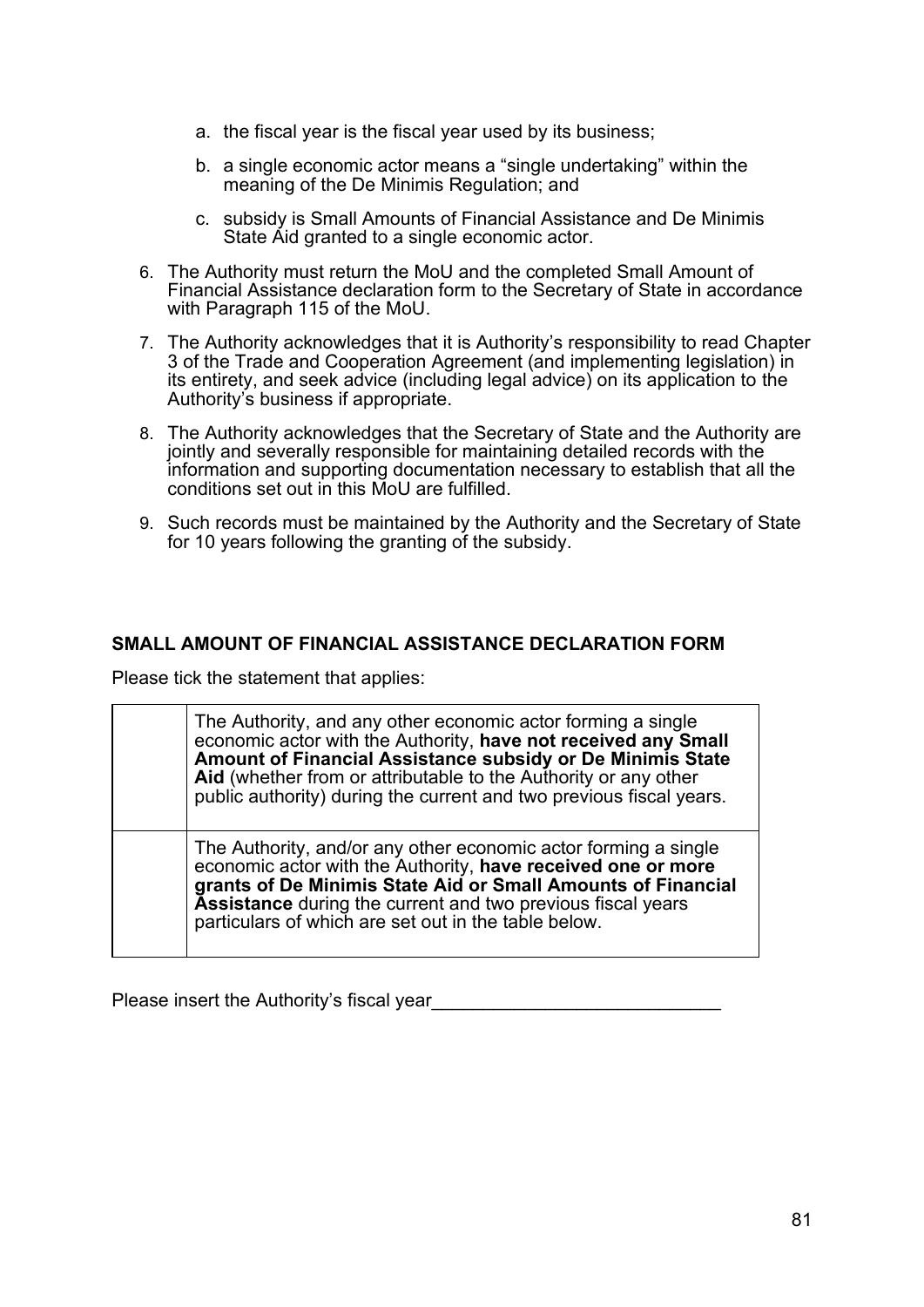a. the fiscal year is the fiscal year used by its business;

b. a single economic actor means a "single undertaking" within the meaning of the De Minimis Regulation; and

c. subsidy is Small Amounts of Financial Assistance and De Minimis State Aid granted to a single economic actor.

6. The Authority must return the MoU and the completed Small Amount of Financial Assistance declaration form to the Secretary of State in accordance with Paragraph 115 of the MoU.

7. The Authority acknowledges that it is Authority's responsibility to read Chapter 3 of the Trade and Cooperation Agreement (and implementing legislation) in its entirety, and seek advice (including legal advice) on its application to the Authority's business if appropriate.

8. The Authority acknowledges that the Secretary of State and the Authority are jointly and severally responsible for maintaining detailed records with the information and supporting documentation necessary to establish that all the conditions set out in this MoU are fulfilled.

9. Such records must be maintained by the Authority and the Secretary of State for 10 years following the granting of the subsidy.

**SMALL AMOUNT OF FINANCIAL ASSISTANCE DECLARATION FORM**

Please tick the statement that applies:

| | |
|---|---|
| | The Authority, and any other economic actor forming a single economic actor with the Authority, **have not received any Small Amount of Financial Assistance subsidy or De Minimis State Aid** (whether from or attributable to the Authority or any other public authority) during the current and two previous fiscal years. |
| | The Authority, and/or any other economic actor forming a single economic actor with the Authority, **have received one or more grants of De Minimis State Aid or Small Amounts of Financial Assistance** during the current and two previous fiscal years particulars of which are set out in the table below. |

Please insert the Authority's fiscal year____________________________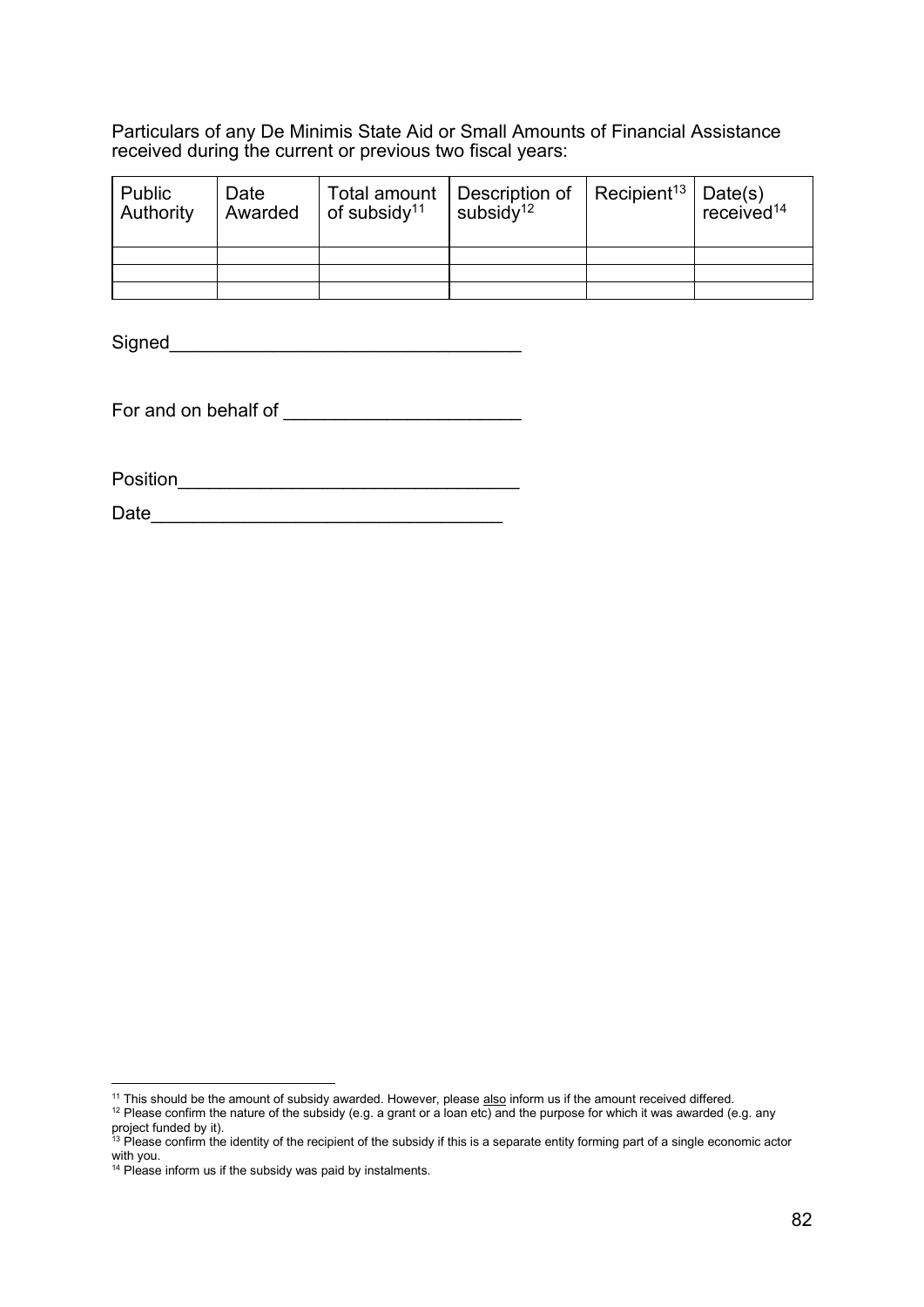Particulars of any De Minimis State Aid or Small Amounts of Financial Assistance received during the current or previous two fiscal years:

| Public Authority | Date Awarded | Total amount of subsidy[11] | Description of subsidy[12] | Recipient[13] | Date(s) received[14] |
|---|---|---|---|---|---|
| | | | | | |
| | | | | | |
| | | | | | |

Signed_________________________________

For and on behalf of _____________________

Position_______________________________

Date_________________________________

[11] This should be the amount of subsidy awarded. However, please also inform us if the amount received differed.

[12] Please confirm the nature of the subsidy (e.g. a grant or a loan etc) and the purpose for which it was awarded (e.g. any project funded by it).

[13] Please confirm the identity of the recipient of the subsidy if this is a separate entity forming part of a single economic actor with you.

[14] Please inform us if the subsidy was paid by instalments.